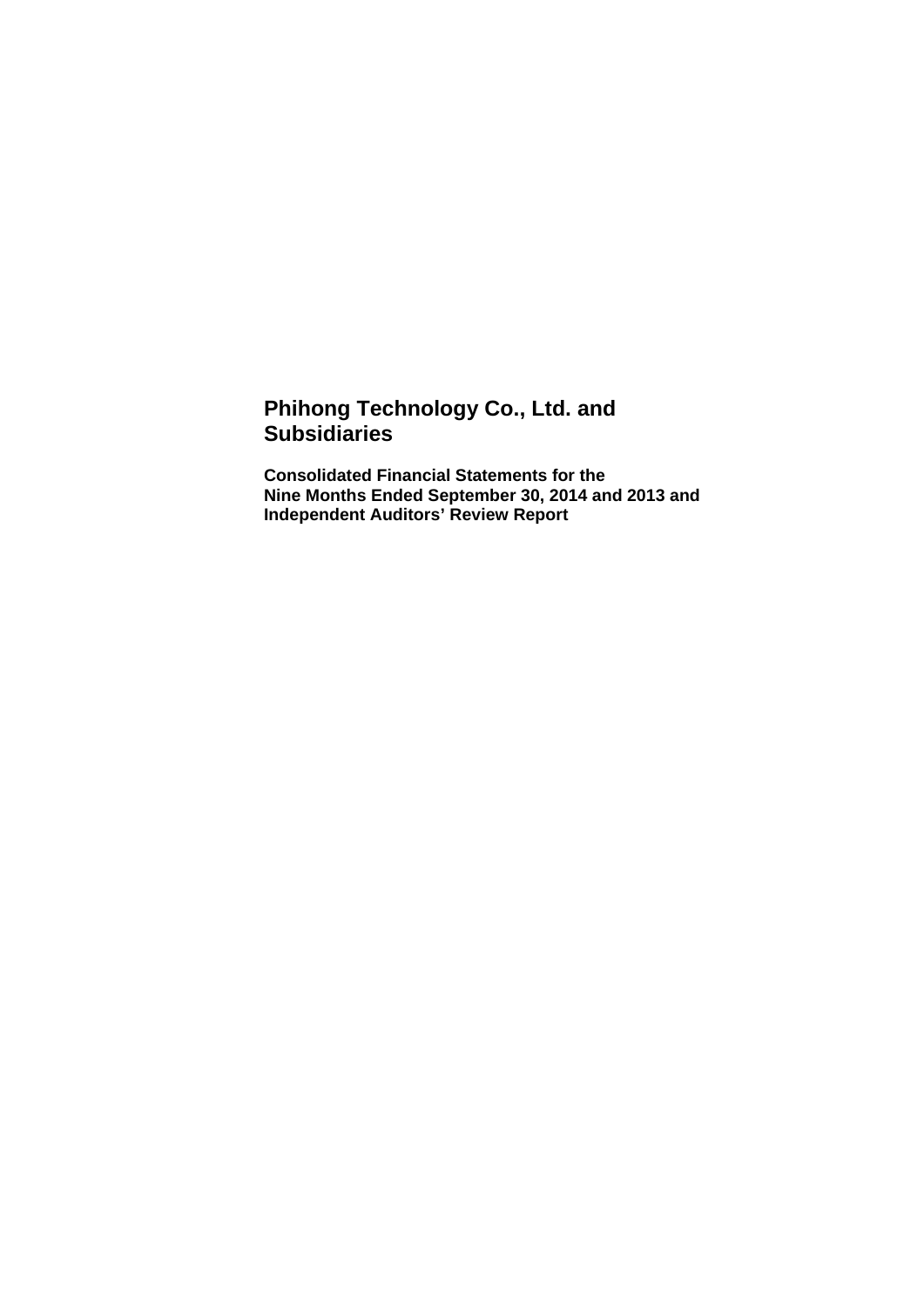# Phihong Technology Co., Ltd. and Subsidiaries

**Consolidated Financial Statements for the Nine Months Ended September 30, 2014 and 2013 and Independent Auditors' Review Report**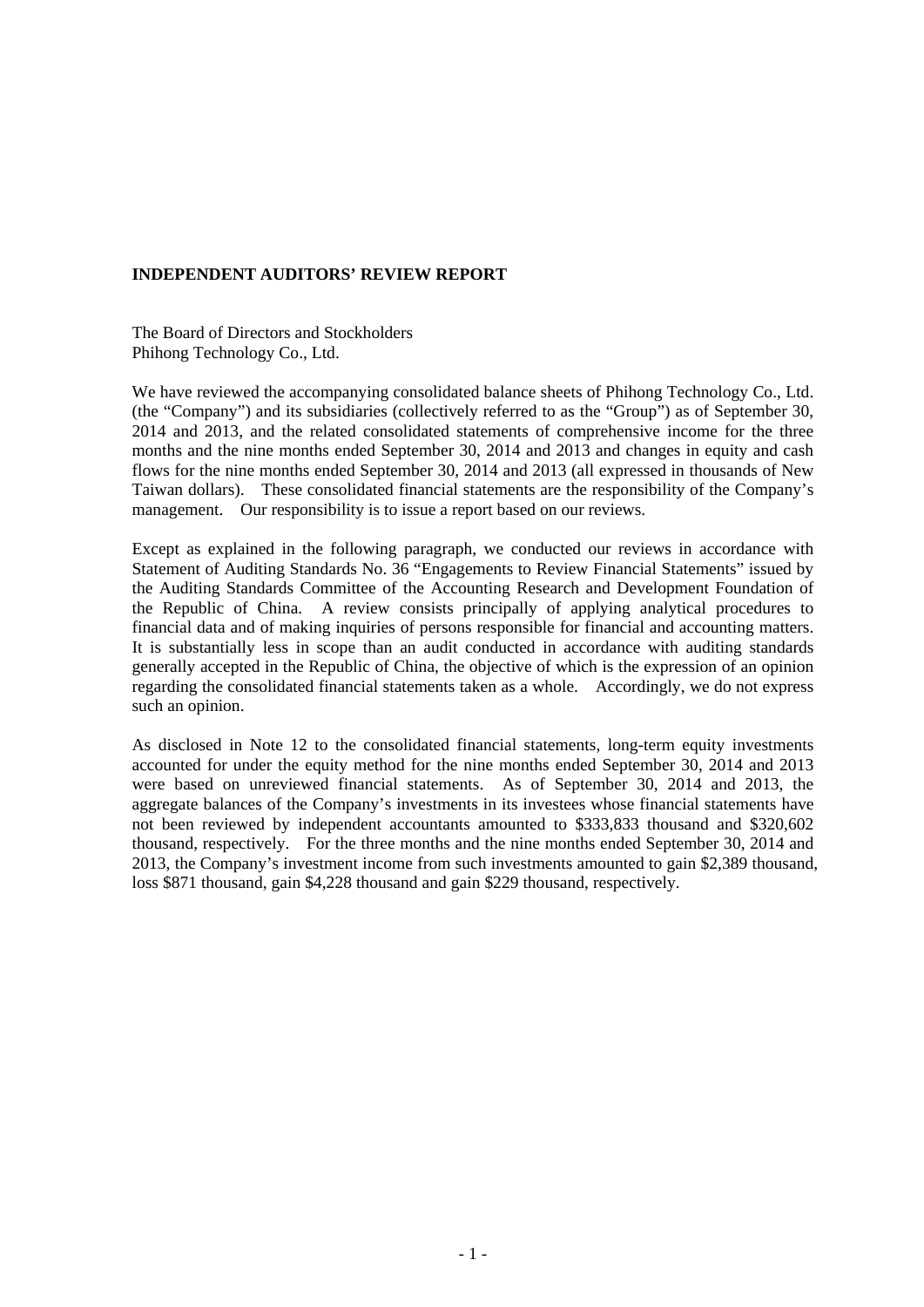**INDEPENDENT AUDITORS' REVIEW REPORT**

The Board of Directors and Stockholders
Phihong Technology Co., Ltd.

We have reviewed the accompanying consolidated balance sheets of Phihong Technology Co., Ltd. (the "Company") and its subsidiaries (collectively referred to as the "Group") as of September 30, 2014 and 2013, and the related consolidated statements of comprehensive income for the three months and the nine months ended September 30, 2014 and 2013 and changes in equity and cash flows for the nine months ended September 30, 2014 and 2013 (all expressed in thousands of New Taiwan dollars). These consolidated financial statements are the responsibility of the Company's management. Our responsibility is to issue a report based on our reviews.

Except as explained in the following paragraph, we conducted our reviews in accordance with Statement of Auditing Standards No. 36 "Engagements to Review Financial Statements" issued by the Auditing Standards Committee of the Accounting Research and Development Foundation of the Republic of China. A review consists principally of applying analytical procedures to financial data and of making inquiries of persons responsible for financial and accounting matters. It is substantially less in scope than an audit conducted in accordance with auditing standards generally accepted in the Republic of China, the objective of which is the expression of an opinion regarding the consolidated financial statements taken as a whole. Accordingly, we do not express such an opinion.

As disclosed in Note 12 to the consolidated financial statements, long-term equity investments accounted for under the equity method for the nine months ended September 30, 2014 and 2013 were based on unreviewed financial statements. As of September 30, 2014 and 2013, the aggregate balances of the Company's investments in its investees whose financial statements have not been reviewed by independent accountants amounted to $333,833 thousand and $320,602 thousand, respectively. For the three months and the nine months ended September 30, 2014 and 2013, the Company's investment income from such investments amounted to gain $2,389 thousand, loss $871 thousand, gain $4,228 thousand and gain $229 thousand, respectively.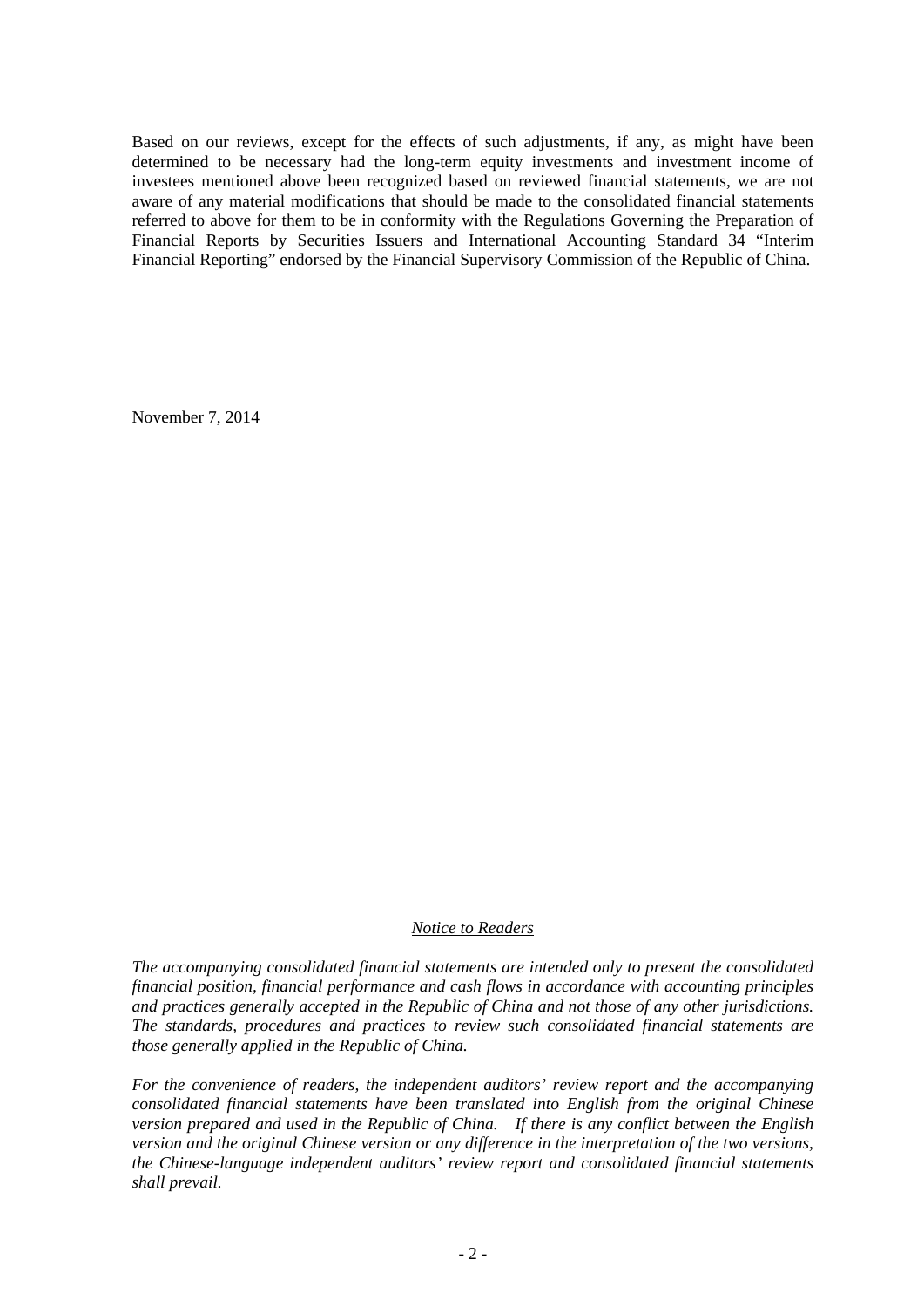Based on our reviews, except for the effects of such adjustments, if any, as might have been determined to be necessary had the long-term equity investments and investment income of investees mentioned above been recognized based on reviewed financial statements, we are not aware of any material modifications that should be made to the consolidated financial statements referred to above for them to be in conformity with the Regulations Governing the Preparation of Financial Reports by Securities Issuers and International Accounting Standard 34 "Interim Financial Reporting" endorsed by the Financial Supervisory Commission of the Republic of China.

November 7, 2014

## *Notice to Readers*

*The accompanying consolidated financial statements are intended only to present the consolidated financial position, financial performance and cash flows in accordance with accounting principles and practices generally accepted in the Republic of China and not those of any other jurisdictions. The standards, procedures and practices to review such consolidated financial statements are those generally applied in the Republic of China.*

*For the convenience of readers, the independent auditors' review report and the accompanying consolidated financial statements have been translated into English from the original Chinese version prepared and used in the Republic of China. If there is any conflict between the English version and the original Chinese version or any difference in the interpretation of the two versions, the Chinese-language independent auditors' review report and consolidated financial statements shall prevail.*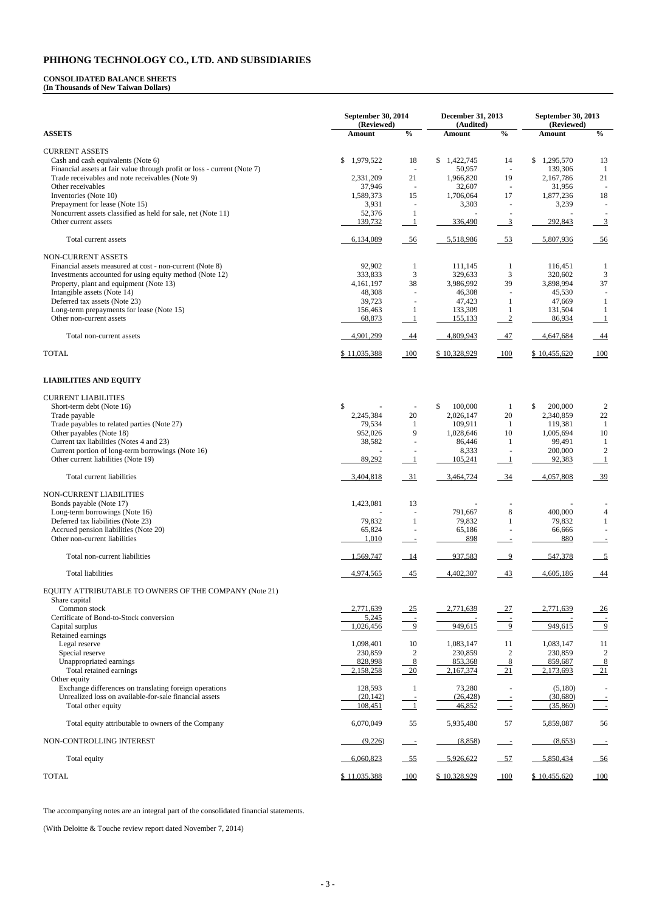# PHIHONG TECHNOLOGY CO., LTD. AND SUBSIDIARIES

**CONSOLIDATED BALANCE SHEETS**
**(In Thousands of New Taiwan Dollars)**

| | September 30, 2014 (Reviewed) | | December 31, 2013 (Audited) | | September 30, 2013 (Reviewed) | |
|---|---|---|---|---|---|---|
| **ASSETS** | **Amount** | **%** | **Amount** | **%** | **Amount** | **%** |
| CURRENT ASSETS | | | | | | |
| Cash and cash equivalents (Note 6) | $ 1,979,522 | 18 | $ 1,422,745 | 14 | $ 1,295,570 | 13 |
| Financial assets at fair value through profit or loss - current (Note 7) | - | - | 50,957 | - | 139,306 | 1 |
| Trade receivables and note receivables (Note 9) | 2,331,209 | 21 | 1,966,820 | 19 | 2,167,786 | 21 |
| Other receivables | 37,946 | - | 32,607 | - | 31,956 | - |
| Inventories (Note 10) | 1,589,373 | 15 | 1,706,064 | 17 | 1,877,236 | 18 |
| Prepayment for lease (Note 15) | 3,931 | - | 3,303 | - | 3,239 | - |
| Noncurrent assets classified as held for sale, net (Note 11) | 52,376 | 1 | - | - | - | - |
| Other current assets | 139,732 | 1 | 336,490 | 3 | 292,843 | 3 |
| Total current assets | 6,134,089 | 56 | 5,518,986 | 53 | 5,807,936 | 56 |
| NON-CURRENT ASSETS | | | | | | |
| Financial assets measured at cost - non-current (Note 8) | 92,902 | 1 | 111,145 | 1 | 116,451 | 1 |
| Investments accounted for using equity method (Note 12) | 333,833 | 3 | 329,633 | 3 | 320,602 | 3 |
| Property, plant and equipment (Note 13) | 4,161,197 | 38 | 3,986,992 | 39 | 3,898,994 | 37 |
| Intangible assets (Note 14) | 48,308 | - | 46,308 | - | 45,530 | - |
| Deferred tax assets (Note 23) | 39,723 | - | 47,423 | 1 | 47,669 | 1 |
| Long-term prepayments for lease (Note 15) | 156,463 | 1 | 133,309 | 1 | 131,504 | 1 |
| Other non-current assets | 68,873 | 1 | 155,133 | 2 | 86,934 | 1 |
| Total non-current assets | 4,901,299 | 44 | 4,809,943 | 47 | 4,647,684 | 44 |
| TOTAL | $ 11,035,388 | 100 | $ 10,328,929 | 100 | $ 10,455,620 | 100 |
| **LIABILITIES AND EQUITY** | | | | | | |
| CURRENT LIABILITIES | | | | | | |
| Short-term debt (Note 16) | $ - | - | $ 100,000 | 1 | $ 200,000 | 2 |
| Trade payable | 2,245,384 | 20 | 2,026,147 | 20 | 2,340,859 | 22 |
| Trade payables to related parties (Note 27) | 79,534 | 1 | 109,911 | 1 | 119,381 | 1 |
| Other payables (Note 18) | 952,026 | 9 | 1,028,646 | 10 | 1,005,694 | 10 |
| Current tax liabilities (Notes 4 and 23) | 38,582 | - | 86,446 | 1 | 99,491 | 1 |
| Current portion of long-term borrowings (Note 16) | - | - | 8,333 | - | 200,000 | 2 |
| Other current liabilities (Note 19) | 89,292 | 1 | 105,241 | 1 | 92,383 | 1 |
| Total current liabilities | 3,404,818 | 31 | 3,464,724 | 34 | 4,057,808 | 39 |
| NON-CURRENT LIABILITIES | | | | | | |
| Bonds payable (Note 17) | 1,423,081 | 13 | - | - | - | - |
| Long-term borrowings (Note 16) | - | - | 791,667 | 8 | 400,000 | 4 |
| Deferred tax liabilities (Note 23) | 79,832 | 1 | 79,832 | 1 | 79,832 | 1 |
| Accrued pension liabilities (Note 20) | 65,824 | - | 65,186 | - | 66,666 | - |
| Other non-current liabilities | 1,010 | - | 898 | - | 880 | - |
| Total non-current liabilities | 1,569,747 | 14 | 937,583 | 9 | 547,378 | 5 |
| Total liabilities | 4,974,565 | 45 | 4,402,307 | 43 | 4,605,186 | 44 |
| EQUITY ATTRIBUTABLE TO OWNERS OF THE COMPANY (Note 21) | | | | | | |
| Share capital | | | | | | |
| Common stock | 2,771,639 | 25 | 2,771,639 | 27 | 2,771,639 | 26 |
| Certificate of Bond-to-Stock conversion | 5,245 | - | - | - | - | - |
| Capital surplus | 1,026,456 | 9 | 949,615 | 9 | 949,615 | 9 |
| Retained earnings | | | | | | |
| Legal reserve | 1,098,401 | 10 | 1,083,147 | 11 | 1,083,147 | 11 |
| Special reserve | 230,859 | 2 | 230,859 | 2 | 230,859 | 2 |
| Unappropriated earnings | 828,998 | 8 | 853,368 | 8 | 859,687 | 8 |
| Total retained earnings | 2,158,258 | 20 | 2,167,374 | 21 | 2,173,693 | 21 |
| Other equity | | | | | | |
| Exchange differences on translating foreign operations | 128,593 | 1 | 73,280 | - | (5,180) | - |
| Unrealized loss on available-for-sale financial assets | (20,142) | - | (26,428) | - | (30,680) | - |
| Total other equity | 108,451 | 1 | 46,852 | - | (35,860) | - |
| Total equity attributable to owners of the Company | 6,070,049 | 55 | 5,935,480 | 57 | 5,859,087 | 56 |
| NON-CONTROLLING INTEREST | (9,226) | - | (8,858) | - | (8,653) | - |
| Total equity | 6,060,823 | 55 | 5,926,622 | 57 | 5,850,434 | 56 |
| TOTAL | $ 11,035,388 | 100 | $ 10,328,929 | 100 | $ 10,455,620 | 100 |

The accompanying notes are an integral part of the consolidated financial statements.

(With Deloitte & Touche review report dated November 7, 2014)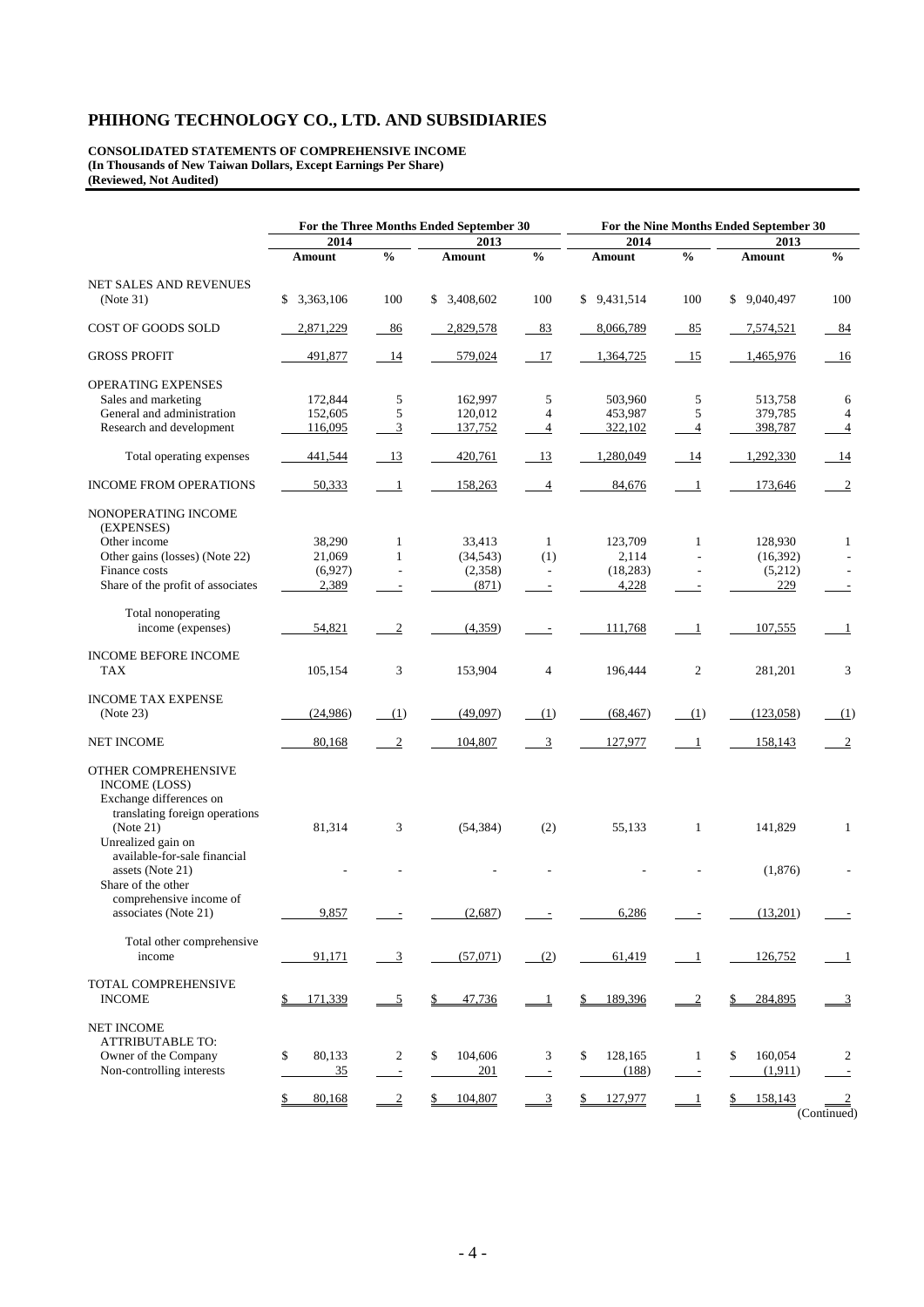# PHIHONG TECHNOLOGY CO., LTD. AND SUBSIDIARIES

**CONSOLIDATED STATEMENTS OF COMPREHENSIVE INCOME**
**(In Thousands of New Taiwan Dollars, Except Earnings Per Share)**
**(Reviewed, Not Audited)**

| | For the Three Months Ended September 30 | | | | For the Nine Months Ended September 30 | | | |
|---|---|---|---|---|---|---|---|---|
| | 2014 | | 2013 | | 2014 | | 2013 | |
| | Amount | % | Amount | % | Amount | % | Amount | % |
| NET SALES AND REVENUES (Note 31) | $ 3,363,106 | 100 | $ 3,408,602 | 100 | $ 9,431,514 | 100 | $ 9,040,497 | 100 |
| COST OF GOODS SOLD | 2,871,229 | 86 | 2,829,578 | 83 | 8,066,789 | 85 | 7,574,521 | 84 |
| GROSS PROFIT | 491,877 | 14 | 579,024 | 17 | 1,364,725 | 15 | 1,465,976 | 16 |
| OPERATING EXPENSES | | | | | | | | |
| Sales and marketing | 172,844 | 5 | 162,997 | 5 | 503,960 | 5 | 513,758 | 6 |
| General and administration | 152,605 | 5 | 120,012 | 4 | 453,987 | 5 | 379,785 | 4 |
| Research and development | 116,095 | 3 | 137,752 | 4 | 322,102 | 4 | 398,787 | 4 |
| Total operating expenses | 441,544 | 13 | 420,761 | 13 | 1,280,049 | 14 | 1,292,330 | 14 |
| INCOME FROM OPERATIONS | 50,333 | 1 | 158,263 | 4 | 84,676 | 1 | 173,646 | 2 |
| NONOPERATING INCOME (EXPENSES) | | | | | | | | |
| Other income | 38,290 | 1 | 33,413 | 1 | 123,709 | 1 | 128,930 | 1 |
| Other gains (losses) (Note 22) | 21,069 | 1 | (34,543) | (1) | 2,114 | - | (16,392) | - |
| Finance costs | (6,927) | - | (2,358) | - | (18,283) | - | (5,212) | - |
| Share of the profit of associates | 2,389 | - | (871) | - | 4,228 | - | 229 | - |
| Total nonoperating income (expenses) | 54,821 | 2 | (4,359) | - | 111,768 | 1 | 107,555 | 1 |
| INCOME BEFORE INCOME TAX | 105,154 | 3 | 153,904 | 4 | 196,444 | 2 | 281,201 | 3 |
| INCOME TAX EXPENSE (Note 23) | (24,986) | (1) | (49,097) | (1) | (68,467) | (1) | (123,058) | (1) |
| NET INCOME | 80,168 | 2 | 104,807 | 3 | 127,977 | 1 | 158,143 | 2 |
| OTHER COMPREHENSIVE INCOME (LOSS) | | | | | | | | |
| Exchange differences on translating foreign operations (Note 21) | 81,314 | 3 | (54,384) | (2) | 55,133 | 1 | 141,829 | 1 |
| Unrealized gain on available-for-sale financial assets (Note 21) | - | - | - | - | - | - | (1,876) | - |
| Share of the other comprehensive income of associates (Note 21) | 9,857 | - | (2,687) | - | 6,286 | - | (13,201) | - |
| Total other comprehensive income | 91,171 | 3 | (57,071) | (2) | 61,419 | 1 | 126,752 | 1 |
| TOTAL COMPREHENSIVE INCOME | $ 171,339 | 5 | $ 47,736 | 1 | $ 189,396 | 2 | $ 284,895 | 3 |
| NET INCOME ATTRIBUTABLE TO: | | | | | | | | |
| Owner of the Company | $ 80,133 | 2 | $ 104,606 | 3 | $ 128,165 | 1 | $ 160,054 | 2 |
| Non-controlling interests | 35 | - | 201 | - | (188) | - | (1,911) | - |
| | $ 80,168 | 2 | $ 104,807 | 3 | $ 127,977 | 1 | $ 158,143 | 2 |

(Continued)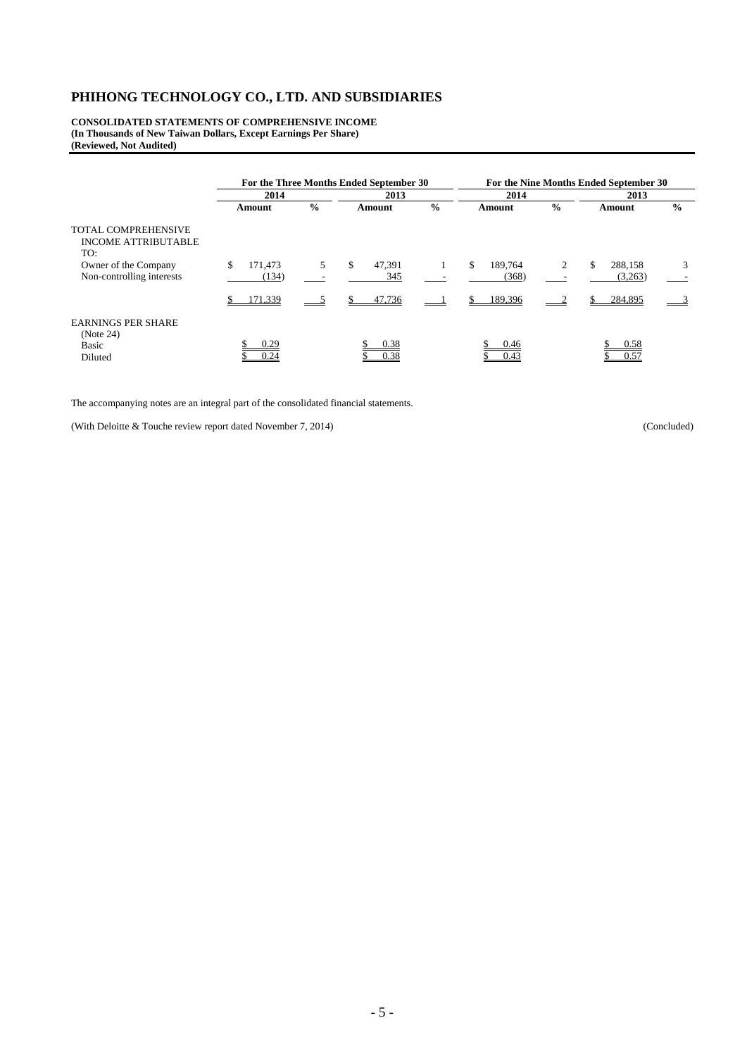# PHIHONG TECHNOLOGY CO., LTD. AND SUBSIDIARIES

**CONSOLIDATED STATEMENTS OF COMPREHENSIVE INCOME**
**(In Thousands of New Taiwan Dollars, Except Earnings Per Share)**
**(Reviewed, Not Audited)**

| | For the Three Months Ended September 30 | | | | For the Nine Months Ended September 30 | | | |
|---|---|---|---|---|---|---|---|---|
| | 2014 | | 2013 | | 2014 | | 2013 | |
| | Amount | % | Amount | % | Amount | % | Amount | % |
| TOTAL COMPREHENSIVE INCOME ATTRIBUTABLE TO: | | | | | | | | |
| Owner of the Company | $ 171,473 | 5 | $ 47,391 | 1 | $ 189,764 | 2 | $ 288,158 | 3 |
| Non-controlling interests | (134) | - | 345 | - | (368) | - | (3,263) | - |
| | $ 171,339 | 5 | $ 47,736 | 1 | $ 189,396 | 2 | $ 284,895 | 3 |
| EARNINGS PER SHARE (Note 24) | | | | | | | | |
| Basic | $ 0.29 | | $ 0.38 | | $ 0.46 | | $ 0.58 | |
| Diluted | $ 0.24 | | $ 0.38 | | $ 0.43 | | $ 0.57 | |

The accompanying notes are an integral part of the consolidated financial statements.

(With Deloitte & Touche review report dated November 7, 2014) (Concluded)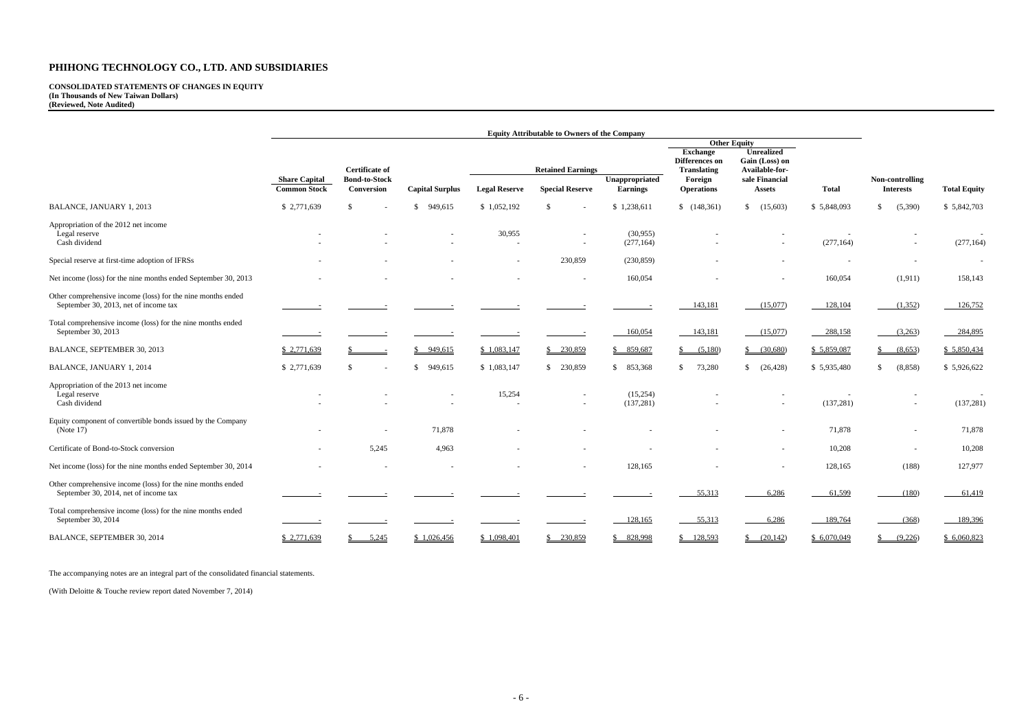# PHIHONG TECHNOLOGY CO., LTD. AND SUBSIDIARIES

**CONSOLIDATED STATEMENTS OF CHANGES IN EQUITY**
**(In Thousands of New Taiwan Dollars)**
**(Reviewed, Note Audited)**

| | Equity Attributable to Owners of the Company | | | | | | | | | | |
|---|---|---|---|---|---|---|---|---|---|---|---|
| | | | | Retained Earnings | | | Other Equity | | | | |
| | Share Capital Common Stock | Certificate of Bond-to-Stock Conversion | Capital Surplus | Legal Reserve | Special Reserve | Unappropriated Earnings | Exchange Differences on Translating Foreign Operations | Unrealized Gain (Loss) on Available-for-sale Financial Assets | Total | Non-controlling Interests | Total Equity |
| BALANCE, JANUARY 1, 2013 | $ 2,771,639 | $ - | $ 949,615 | $ 1,052,192 | $ - | $ 1,238,611 | $ (148,361) | $ (15,603) | $ 5,848,093 | $ (5,390) | $ 5,842,703 |
| Appropriation of the 2012 net income | | | | | | | | | | | |
| Legal reserve | - | - | - | 30,955 | - | (30,955) | - | - | - | - | - |
| Cash dividend | - | - | - | - | - | (277,164) | - | - | (277,164) | - | (277,164) |
| Special reserve at first-time adoption of IFRSs | - | - | - | - | 230,859 | (230,859) | - | - | - | - | - |
| Net income (loss) for the nine months ended September 30, 2013 | - | - | - | - | - | 160,054 | - | - | 160,054 | (1,911) | 158,143 |
| Other comprehensive income (loss) for the nine months ended September 30, 2013, net of income tax | - | - | - | - | - | - | 143,181 | (15,077) | 128,104 | (1,352) | 126,752 |
| Total comprehensive income (loss) for the nine months ended September 30, 2013 | - | - | - | - | - | 160,054 | 143,181 | (15,077) | 288,158 | (3,263) | 284,895 |
| BALANCE, SEPTEMBER 30, 2013 | $ 2,771,639 | $ - | $ 949,615 | $ 1,083,147 | $ 230,859 | $ 859,687 | $ (5,180) | $ (30,680) | $ 5,859,087 | $ (8,653) | $ 5,850,434 |
| BALANCE, JANUARY 1, 2014 | $ 2,771,639 | $ - | $ 949,615 | $ 1,083,147 | $ 230,859 | $ 853,368 | $ 73,280 | $ (26,428) | $ 5,935,480 | $ (8,858) | $ 5,926,622 |
| Appropriation of the 2013 net income | | | | | | | | | | | |
| Legal reserve | - | - | - | 15,254 | - | (15,254) | - | - | - | - | - |
| Cash dividend | - | - | - | - | - | (137,281) | - | - | (137,281) | - | (137,281) |
| Equity component of convertible bonds issued by the Company (Note 17) | - | - | 71,878 | - | - | - | - | - | 71,878 | - | 71,878 |
| Certificate of Bond-to-Stock conversion | - | 5,245 | 4,963 | - | - | - | - | - | 10,208 | - | 10,208 |
| Net income (loss) for the nine months ended September 30, 2014 | - | - | - | - | - | 128,165 | - | - | 128,165 | (188) | 127,977 |
| Other comprehensive income (loss) for the nine months ended September 30, 2014, net of income tax | - | - | - | - | - | - | 55,313 | 6,286 | 61,599 | (180) | 61,419 |
| Total comprehensive income (loss) for the nine months ended September 30, 2014 | - | - | - | - | - | 128,165 | 55,313 | 6,286 | 189,764 | (368) | 189,396 |
| BALANCE, SEPTEMBER 30, 2014 | $ 2,771,639 | $ 5,245 | $ 1,026,456 | $ 1,098,401 | $ 230,859 | $ 828,998 | $ 128,593 | $ (20,142) | $ 6,070,049 | $ (9,226) | $ 6,060,823 |

The accompanying notes are an integral part of the consolidated financial statements.

(With Deloitte & Touche review report dated November 7, 2014)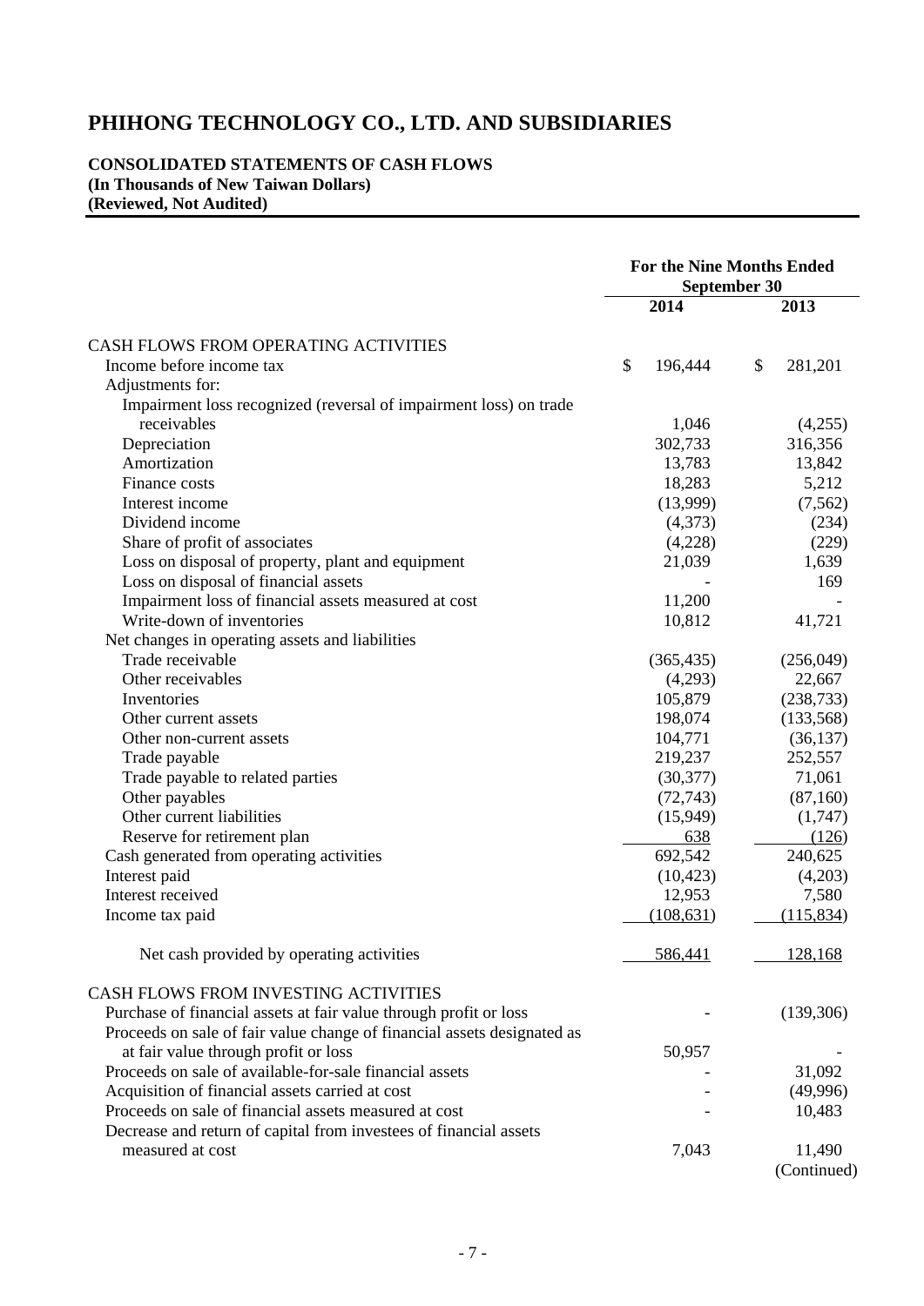# PHIHONG TECHNOLOGY CO., LTD. AND SUBSIDIARIES

**CONSOLIDATED STATEMENTS OF CASH FLOWS**
**(In Thousands of New Taiwan Dollars)**
**(Reviewed, Not Audited)**

| | For the Nine Months Ended September 30 | |
|---|---|---|
| | 2014 | 2013 |
| CASH FLOWS FROM OPERATING ACTIVITIES | | |
| Income before income tax | $ 196,444 | $ 281,201 |
| Adjustments for: | | |
| Impairment loss recognized (reversal of impairment loss) on trade receivables | 1,046 | (4,255) |
| Depreciation | 302,733 | 316,356 |
| Amortization | 13,783 | 13,842 |
| Finance costs | 18,283 | 5,212 |
| Interest income | (13,999) | (7,562) |
| Dividend income | (4,373) | (234) |
| Share of profit of associates | (4,228) | (229) |
| Loss on disposal of property, plant and equipment | 21,039 | 1,639 |
| Loss on disposal of financial assets | - | 169 |
| Impairment loss of financial assets measured at cost | 11,200 | - |
| Write-down of inventories | 10,812 | 41,721 |
| Net changes in operating assets and liabilities | | |
| Trade receivable | (365,435) | (256,049) |
| Other receivables | (4,293) | 22,667 |
| Inventories | 105,879 | (238,733) |
| Other current assets | 198,074 | (133,568) |
| Other non-current assets | 104,771 | (36,137) |
| Trade payable | 219,237 | 252,557 |
| Trade payable to related parties | (30,377) | 71,061 |
| Other payables | (72,743) | (87,160) |
| Other current liabilities | (15,949) | (1,747) |
| Reserve for retirement plan | 638 | (126) |
| Cash generated from operating activities | 692,542 | 240,625 |
| Interest paid | (10,423) | (4,203) |
| Interest received | 12,953 | 7,580 |
| Income tax paid | (108,631) | (115,834) |
| Net cash provided by operating activities | 586,441 | 128,168 |
| CASH FLOWS FROM INVESTING ACTIVITIES | | |
| Purchase of financial assets at fair value through profit or loss | - | (139,306) |
| Proceeds on sale of fair value change of financial assets designated as at fair value through profit or loss | 50,957 | - |
| Proceeds on sale of available-for-sale financial assets | - | 31,092 |
| Acquisition of financial assets carried at cost | - | (49,996) |
| Proceeds on sale of financial assets measured at cost | - | 10,483 |
| Decrease and return of capital from investees of financial assets measured at cost | 7,043 | 11,490 |

(Continued)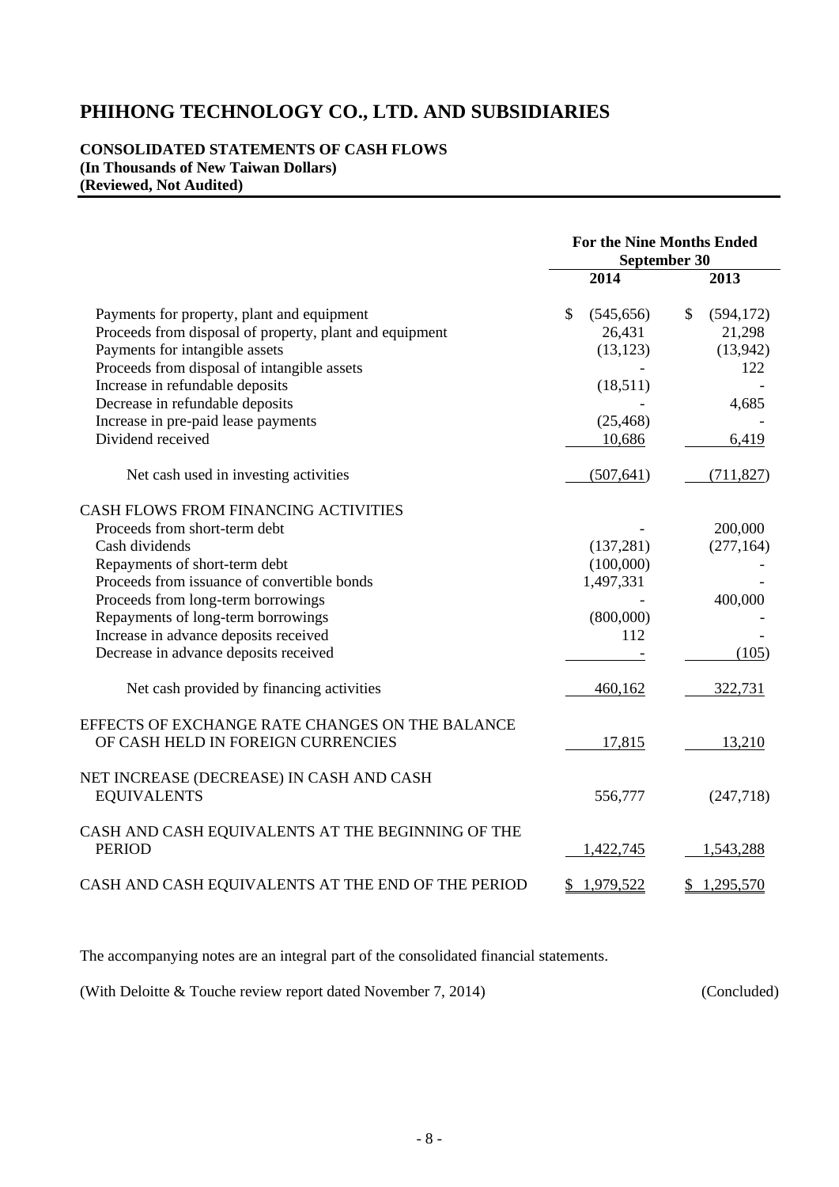# PHIHONG TECHNOLOGY CO., LTD. AND SUBSIDIARIES

**CONSOLIDATED STATEMENTS OF CASH FLOWS**
**(In Thousands of New Taiwan Dollars)**
**(Reviewed, Not Audited)**

| | For the Nine Months Ended September 30 | |
|---|---|---|
| | 2014 | 2013 |
| Payments for property, plant and equipment | $ (545,656) | $ (594,172) |
| Proceeds from disposal of property, plant and equipment | 26,431 | 21,298 |
| Payments for intangible assets | (13,123) | (13,942) |
| Proceeds from disposal of intangible assets | - | 122 |
| Increase in refundable deposits | (18,511) | - |
| Decrease in refundable deposits | - | 4,685 |
| Increase in pre-paid lease payments | (25,468) | - |
| Dividend received | 10,686 | 6,419 |
| Net cash used in investing activities | (507,641) | (711,827) |
| CASH FLOWS FROM FINANCING ACTIVITIES | | |
| Proceeds from short-term debt | - | 200,000 |
| Cash dividends | (137,281) | (277,164) |
| Repayments of short-term debt | (100,000) | - |
| Proceeds from issuance of convertible bonds | 1,497,331 | - |
| Proceeds from long-term borrowings | - | 400,000 |
| Repayments of long-term borrowings | (800,000) | - |
| Increase in advance deposits received | 112 | - |
| Decrease in advance deposits received | - | (105) |
| Net cash provided by financing activities | 460,162 | 322,731 |
| EFFECTS OF EXCHANGE RATE CHANGES ON THE BALANCE OF CASH HELD IN FOREIGN CURRENCIES | 17,815 | 13,210 |
| NET INCREASE (DECREASE) IN CASH AND CASH EQUIVALENTS | 556,777 | (247,718) |
| CASH AND CASH EQUIVALENTS AT THE BEGINNING OF THE PERIOD | 1,422,745 | 1,543,288 |
| CASH AND CASH EQUIVALENTS AT THE END OF THE PERIOD | $ 1,979,522 | $ 1,295,570 |

The accompanying notes are an integral part of the consolidated financial statements.

(With Deloitte & Touche review report dated November 7, 2014) (Concluded)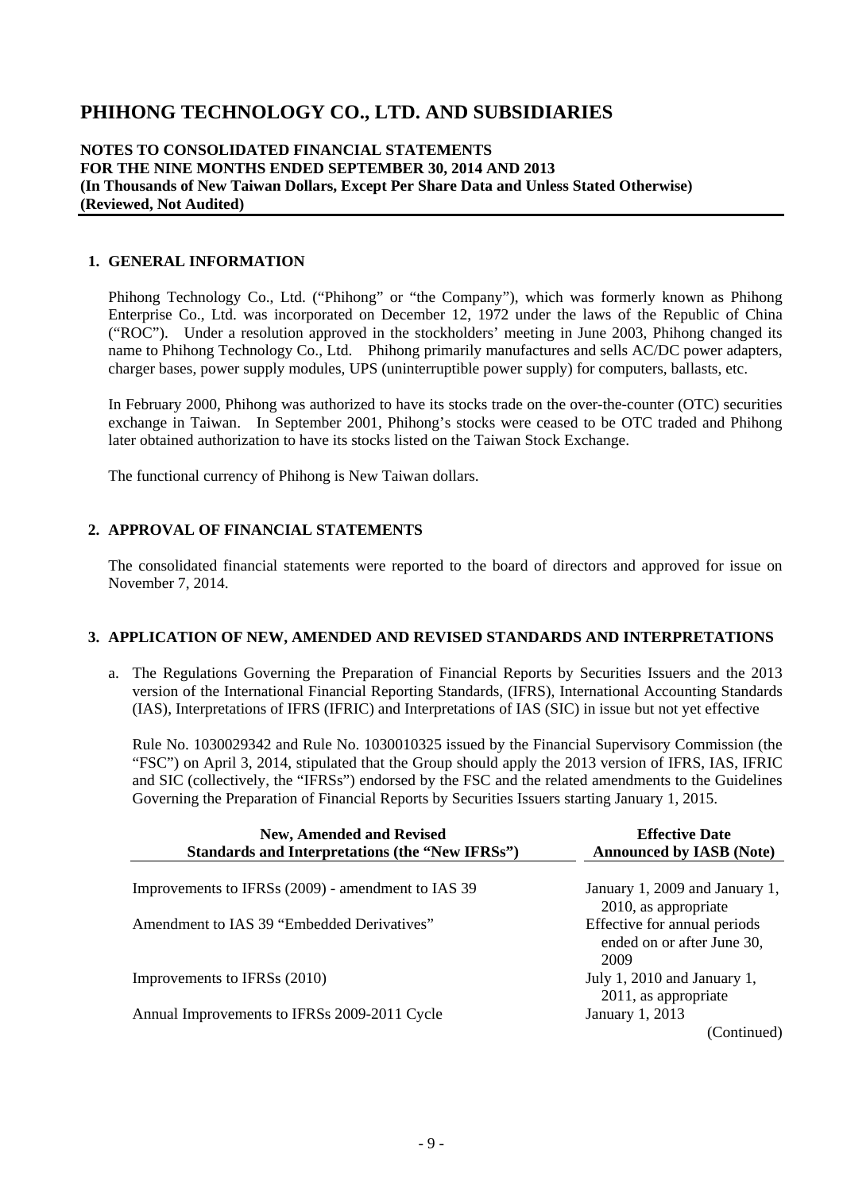# PHIHONG TECHNOLOGY CO., LTD. AND SUBSIDIARIES

**NOTES TO CONSOLIDATED FINANCIAL STATEMENTS**
**FOR THE NINE MONTHS ENDED SEPTEMBER 30, 2014 AND 2013**
**(In Thousands of New Taiwan Dollars, Except Per Share Data and Unless Stated Otherwise)**
**(Reviewed, Not Audited)**

## 1. GENERAL INFORMATION

Phihong Technology Co., Ltd. ("Phihong" or "the Company"), which was formerly known as Phihong Enterprise Co., Ltd. was incorporated on December 12, 1972 under the laws of the Republic of China ("ROC"). Under a resolution approved in the stockholders' meeting in June 2003, Phihong changed its name to Phihong Technology Co., Ltd. Phihong primarily manufactures and sells AC/DC power adapters, charger bases, power supply modules, UPS (uninterruptible power supply) for computers, ballasts, etc.

In February 2000, Phihong was authorized to have its stocks trade on the over-the-counter (OTC) securities exchange in Taiwan. In September 2001, Phihong's stocks were ceased to be OTC traded and Phihong later obtained authorization to have its stocks listed on the Taiwan Stock Exchange.

The functional currency of Phihong is New Taiwan dollars.

## 2. APPROVAL OF FINANCIAL STATEMENTS

The consolidated financial statements were reported to the board of directors and approved for issue on November 7, 2014.

## 3. APPLICATION OF NEW, AMENDED AND REVISED STANDARDS AND INTERPRETATIONS

a. The Regulations Governing the Preparation of Financial Reports by Securities Issuers and the 2013 version of the International Financial Reporting Standards, (IFRS), International Accounting Standards (IAS), Interpretations of IFRS (IFRIC) and Interpretations of IAS (SIC) in issue but not yet effective

Rule No. 1030029342 and Rule No. 1030010325 issued by the Financial Supervisory Commission (the "FSC") on April 3, 2014, stipulated that the Group should apply the 2013 version of IFRS, IAS, IFRIC and SIC (collectively, the "IFRSs") endorsed by the FSC and the related amendments to the Guidelines Governing the Preparation of Financial Reports by Securities Issuers starting January 1, 2015.

| New, Amended and Revised Standards and Interpretations (the "New IFRSs") | Effective Date Announced by IASB (Note) |
|---|---|
| Improvements to IFRSs (2009) - amendment to IAS 39 | January 1, 2009 and January 1, 2010, as appropriate |
| Amendment to IAS 39 "Embedded Derivatives" | Effective for annual periods ended on or after June 30, 2009 |
| Improvements to IFRSs (2010) | July 1, 2010 and January 1, 2011, as appropriate |
| Annual Improvements to IFRSs 2009-2011 Cycle | January 1, 2013 |

(Continued)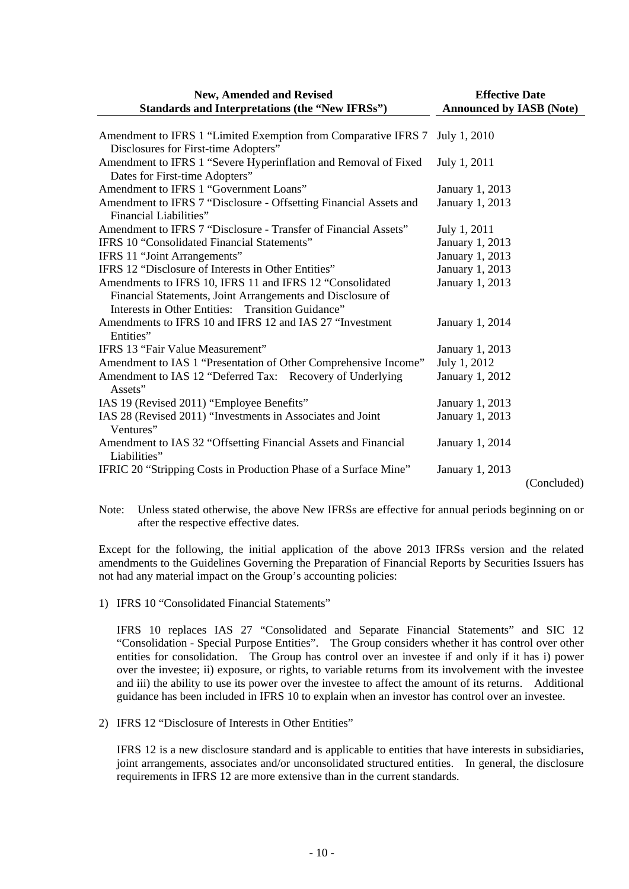| New, Amended and Revised Standards and Interpretations (the "New IFRSs") | Effective Date Announced by IASB (Note) |
|---|---|
| Amendment to IFRS 1 "Limited Exemption from Comparative IFRS 7 Disclosures for First-time Adopters" | July 1, 2010 |
| Amendment to IFRS 1 "Severe Hyperinflation and Removal of Fixed Dates for First-time Adopters" | July 1, 2011 |
| Amendment to IFRS 1 "Government Loans" | January 1, 2013 |
| Amendment to IFRS 7 "Disclosure - Offsetting Financial Assets and Financial Liabilities" | January 1, 2013 |
| Amendment to IFRS 7 "Disclosure - Transfer of Financial Assets" | July 1, 2011 |
| IFRS 10 "Consolidated Financial Statements" | January 1, 2013 |
| IFRS 11 "Joint Arrangements" | January 1, 2013 |
| IFRS 12 "Disclosure of Interests in Other Entities" | January 1, 2013 |
| Amendments to IFRS 10, IFRS 11 and IFRS 12 "Consolidated Financial Statements, Joint Arrangements and Disclosure of Interests in Other Entities: Transition Guidance" | January 1, 2013 |
| Amendments to IFRS 10 and IFRS 12 and IAS 27 "Investment Entities" | January 1, 2014 |
| IFRS 13 "Fair Value Measurement" | January 1, 2013 |
| Amendment to IAS 1 "Presentation of Other Comprehensive Income" | July 1, 2012 |
| Amendment to IAS 12 "Deferred Tax: Recovery of Underlying Assets" | January 1, 2012 |
| IAS 19 (Revised 2011) "Employee Benefits" | January 1, 2013 |
| IAS 28 (Revised 2011) "Investments in Associates and Joint Ventures" | January 1, 2013 |
| Amendment to IAS 32 "Offsetting Financial Assets and Financial Liabilities" | January 1, 2014 |
| IFRIC 20 "Stripping Costs in Production Phase of a Surface Mine" | January 1, 2013 |

(Concluded)

Note: Unless stated otherwise, the above New IFRSs are effective for annual periods beginning on or after the respective effective dates.

Except for the following, the initial application of the above 2013 IFRSs version and the related amendments to the Guidelines Governing the Preparation of Financial Reports by Securities Issuers has not had any material impact on the Group's accounting policies:

1) IFRS 10 "Consolidated Financial Statements"

   IFRS 10 replaces IAS 27 "Consolidated and Separate Financial Statements" and SIC 12 "Consolidation - Special Purpose Entities". The Group considers whether it has control over other entities for consolidation. The Group has control over an investee if and only if it has i) power over the investee; ii) exposure, or rights, to variable returns from its involvement with the investee and iii) the ability to use its power over the investee to affect the amount of its returns. Additional guidance has been included in IFRS 10 to explain when an investor has control over an investee.

2) IFRS 12 "Disclosure of Interests in Other Entities"

   IFRS 12 is a new disclosure standard and is applicable to entities that have interests in subsidiaries, joint arrangements, associates and/or unconsolidated structured entities. In general, the disclosure requirements in IFRS 12 are more extensive than in the current standards.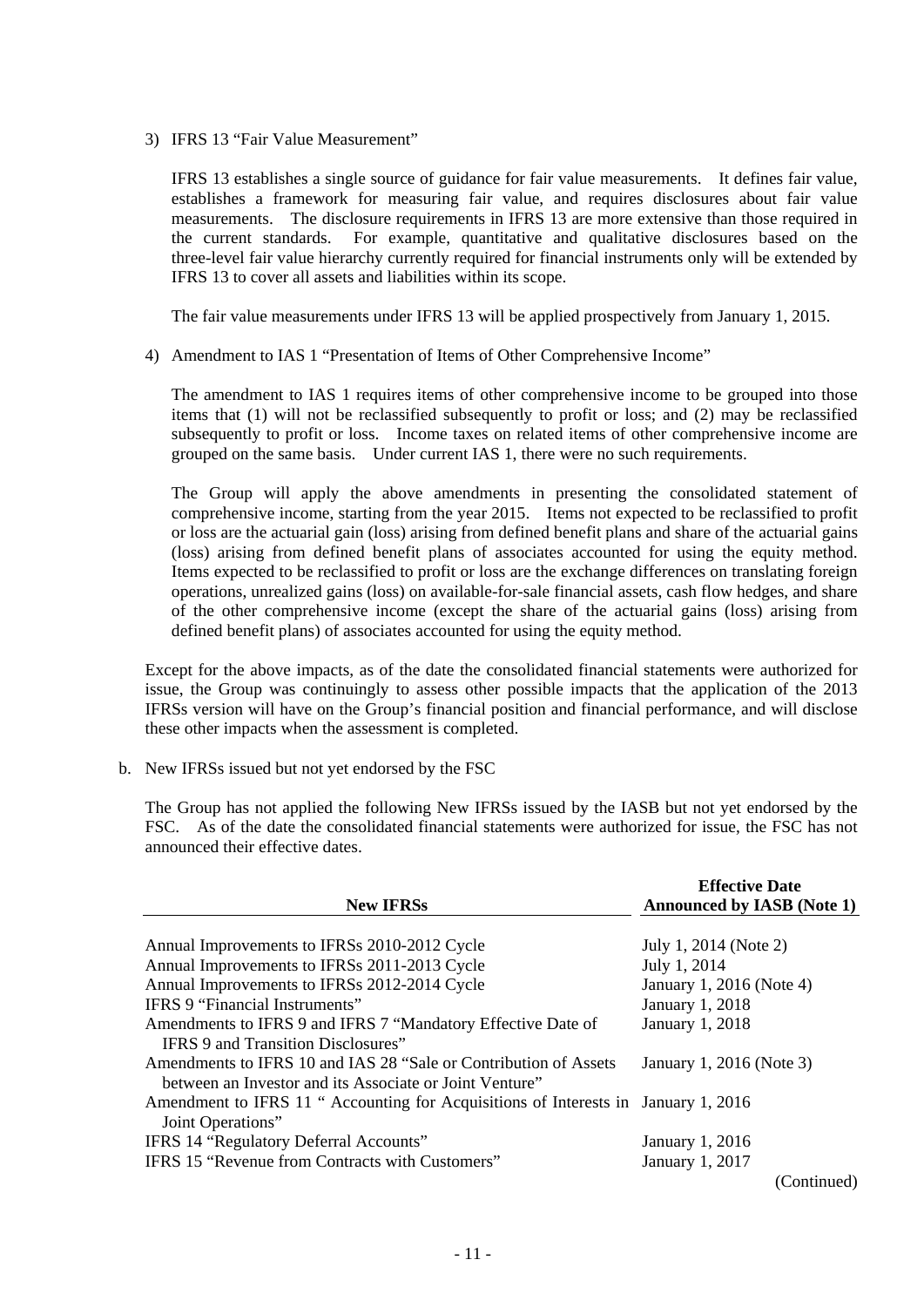3) IFRS 13 "Fair Value Measurement"

   IFRS 13 establishes a single source of guidance for fair value measurements. It defines fair value, establishes a framework for measuring fair value, and requires disclosures about fair value measurements. The disclosure requirements in IFRS 13 are more extensive than those required in the current standards. For example, quantitative and qualitative disclosures based on the three-level fair value hierarchy currently required for financial instruments only will be extended by IFRS 13 to cover all assets and liabilities within its scope.

   The fair value measurements under IFRS 13 will be applied prospectively from January 1, 2015.

4) Amendment to IAS 1 "Presentation of Items of Other Comprehensive Income"

   The amendment to IAS 1 requires items of other comprehensive income to be grouped into those items that (1) will not be reclassified subsequently to profit or loss; and (2) may be reclassified subsequently to profit or loss. Income taxes on related items of other comprehensive income are grouped on the same basis. Under current IAS 1, there were no such requirements.

   The Group will apply the above amendments in presenting the consolidated statement of comprehensive income, starting from the year 2015. Items not expected to be reclassified to profit or loss are the actuarial gain (loss) arising from defined benefit plans and share of the actuarial gains (loss) arising from defined benefit plans of associates accounted for using the equity method. Items expected to be reclassified to profit or loss are the exchange differences on translating foreign operations, unrealized gains (loss) on available-for-sale financial assets, cash flow hedges, and share of the other comprehensive income (except the share of the actuarial gains (loss) arising from defined benefit plans) of associates accounted for using the equity method.

Except for the above impacts, as of the date the consolidated financial statements were authorized for issue, the Group was continuingly to assess other possible impacts that the application of the 2013 IFRSs version will have on the Group's financial position and financial performance, and will disclose these other impacts when the assessment is completed.

b. New IFRSs issued but not yet endorsed by the FSC

   The Group has not applied the following New IFRSs issued by the IASB but not yet endorsed by the FSC. As of the date the consolidated financial statements were authorized for issue, the FSC has not announced their effective dates.

| New IFRSs | Effective Date Announced by IASB (Note 1) |
|---|---|
| Annual Improvements to IFRSs 2010-2012 Cycle | July 1, 2014 (Note 2) |
| Annual Improvements to IFRSs 2011-2013 Cycle | July 1, 2014 |
| Annual Improvements to IFRSs 2012-2014 Cycle | January 1, 2016 (Note 4) |
| IFRS 9 "Financial Instruments" | January 1, 2018 |
| Amendments to IFRS 9 and IFRS 7 "Mandatory Effective Date of IFRS 9 and Transition Disclosures" | January 1, 2018 |
| Amendments to IFRS 10 and IAS 28 "Sale or Contribution of Assets between an Investor and its Associate or Joint Venture" | January 1, 2016 (Note 3) |
| Amendment to IFRS 11 " Accounting for Acquisitions of Interests in Joint Operations" | January 1, 2016 |
| IFRS 14 "Regulatory Deferral Accounts" | January 1, 2016 |
| IFRS 15 "Revenue from Contracts with Customers" | January 1, 2017 |

(Continued)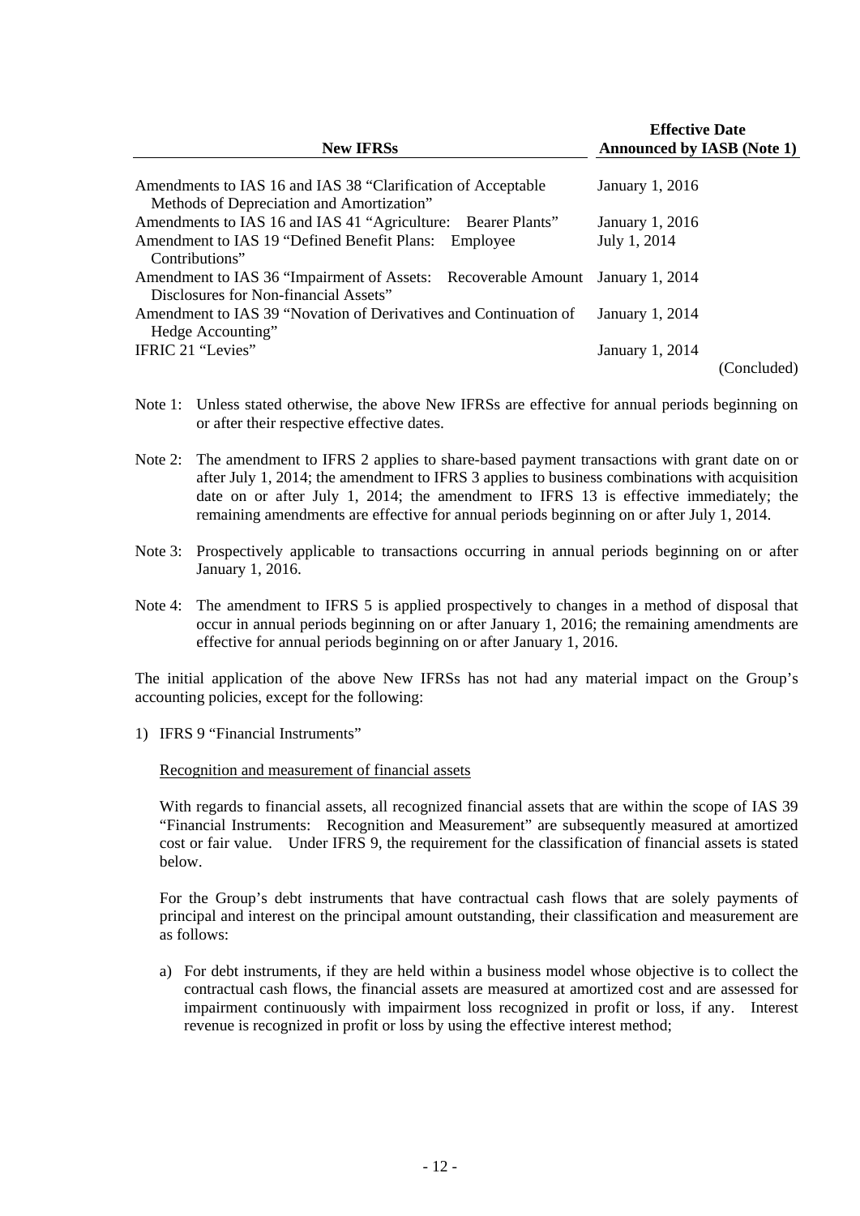| New IFRSs | Effective Date Announced by IASB (Note 1) |
|---|---|
| Amendments to IAS 16 and IAS 38 “Clarification of Acceptable Methods of Depreciation and Amortization” | January 1, 2016 |
| Amendments to IAS 16 and IAS 41 “Agriculture: Bearer Plants” | January 1, 2016 |
| Amendment to IAS 19 “Defined Benefit Plans: Employee Contributions” | July 1, 2014 |
| Amendment to IAS 36 “Impairment of Assets: Recoverable Amount Disclosures for Non-financial Assets” | January 1, 2014 |
| Amendment to IAS 39 “Novation of Derivatives and Continuation of Hedge Accounting” | January 1, 2014 |
| IFRIC 21 “Levies” | January 1, 2014 |

(Concluded)

Note 1: Unless stated otherwise, the above New IFRSs are effective for annual periods beginning on or after their respective effective dates.

Note 2: The amendment to IFRS 2 applies to share-based payment transactions with grant date on or after July 1, 2014; the amendment to IFRS 3 applies to business combinations with acquisition date on or after July 1, 2014; the amendment to IFRS 13 is effective immediately; the remaining amendments are effective for annual periods beginning on or after July 1, 2014.

Note 3: Prospectively applicable to transactions occurring in annual periods beginning on or after January 1, 2016.

Note 4: The amendment to IFRS 5 is applied prospectively to changes in a method of disposal that occur in annual periods beginning on or after January 1, 2016; the remaining amendments are effective for annual periods beginning on or after January 1, 2016.

The initial application of the above New IFRSs has not had any material impact on the Group's accounting policies, except for the following:

1) IFRS 9 “Financial Instruments”

Recognition and measurement of financial assets

With regards to financial assets, all recognized financial assets that are within the scope of IAS 39 “Financial Instruments: Recognition and Measurement” are subsequently measured at amortized cost or fair value. Under IFRS 9, the requirement for the classification of financial assets is stated below.

For the Group's debt instruments that have contractual cash flows that are solely payments of principal and interest on the principal amount outstanding, their classification and measurement are as follows:

a) For debt instruments, if they are held within a business model whose objective is to collect the contractual cash flows, the financial assets are measured at amortized cost and are assessed for impairment continuously with impairment loss recognized in profit or loss, if any. Interest revenue is recognized in profit or loss by using the effective interest method;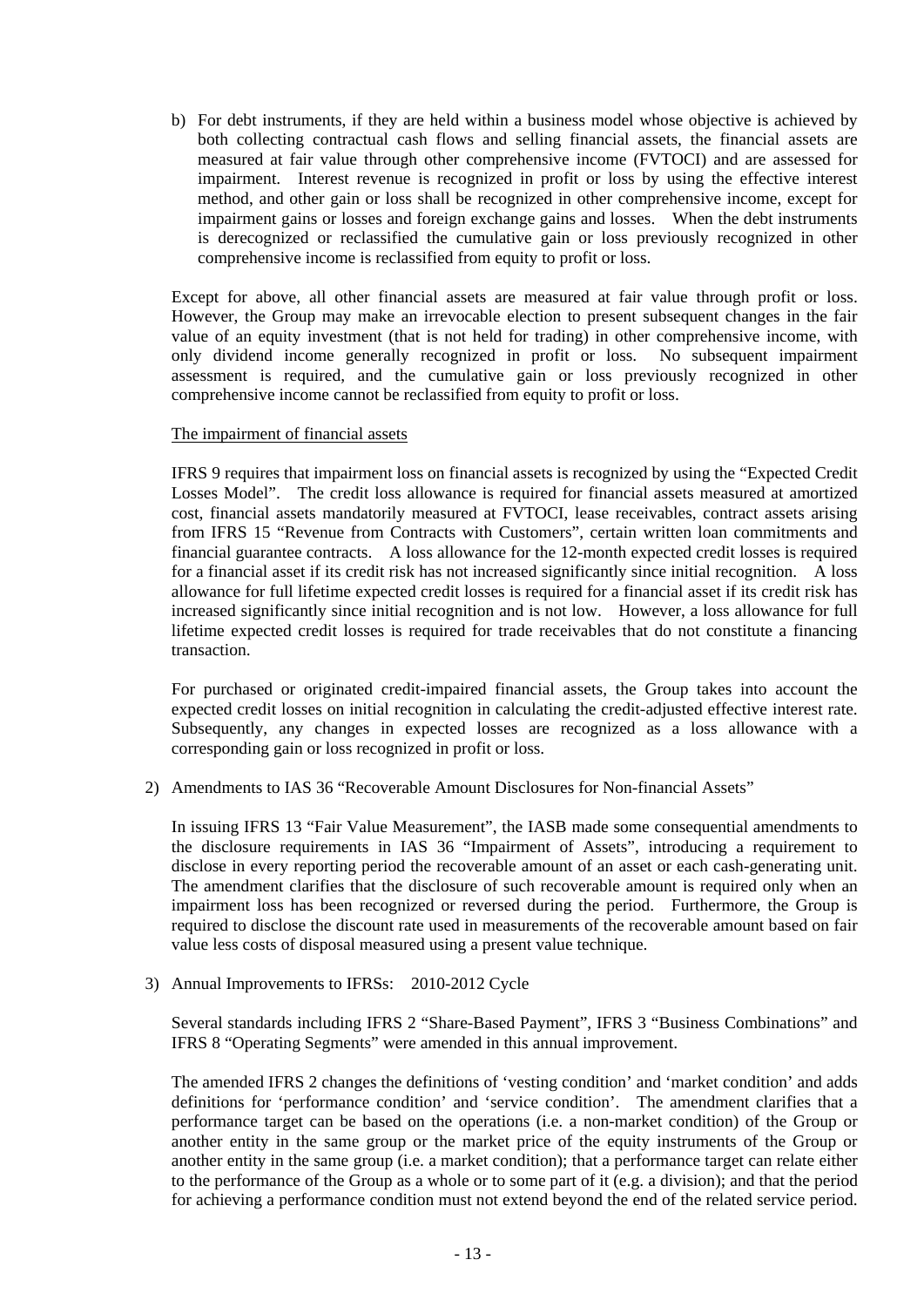b) For debt instruments, if they are held within a business model whose objective is achieved by both collecting contractual cash flows and selling financial assets, the financial assets are measured at fair value through other comprehensive income (FVTOCI) and are assessed for impairment. Interest revenue is recognized in profit or loss by using the effective interest method, and other gain or loss shall be recognized in other comprehensive income, except for impairment gains or losses and foreign exchange gains and losses. When the debt instruments is derecognized or reclassified the cumulative gain or loss previously recognized in other comprehensive income is reclassified from equity to profit or loss.

Except for above, all other financial assets are measured at fair value through profit or loss. However, the Group may make an irrevocable election to present subsequent changes in the fair value of an equity investment (that is not held for trading) in other comprehensive income, with only dividend income generally recognized in profit or loss. No subsequent impairment assessment is required, and the cumulative gain or loss previously recognized in other comprehensive income cannot be reclassified from equity to profit or loss.

The impairment of financial assets

IFRS 9 requires that impairment loss on financial assets is recognized by using the "Expected Credit Losses Model". The credit loss allowance is required for financial assets measured at amortized cost, financial assets mandatorily measured at FVTOCI, lease receivables, contract assets arising from IFRS 15 "Revenue from Contracts with Customers", certain written loan commitments and financial guarantee contracts. A loss allowance for the 12-month expected credit losses is required for a financial asset if its credit risk has not increased significantly since initial recognition. A loss allowance for full lifetime expected credit losses is required for a financial asset if its credit risk has increased significantly since initial recognition and is not low. However, a loss allowance for full lifetime expected credit losses is required for trade receivables that do not constitute a financing transaction.

For purchased or originated credit-impaired financial assets, the Group takes into account the expected credit losses on initial recognition in calculating the credit-adjusted effective interest rate. Subsequently, any changes in expected losses are recognized as a loss allowance with a corresponding gain or loss recognized in profit or loss.

2) Amendments to IAS 36 "Recoverable Amount Disclosures for Non-financial Assets"

In issuing IFRS 13 "Fair Value Measurement", the IASB made some consequential amendments to the disclosure requirements in IAS 36 "Impairment of Assets", introducing a requirement to disclose in every reporting period the recoverable amount of an asset or each cash-generating unit. The amendment clarifies that the disclosure of such recoverable amount is required only when an impairment loss has been recognized or reversed during the period. Furthermore, the Group is required to disclose the discount rate used in measurements of the recoverable amount based on fair value less costs of disposal measured using a present value technique.

3) Annual Improvements to IFRSs: 2010-2012 Cycle

Several standards including IFRS 2 "Share-Based Payment", IFRS 3 "Business Combinations" and IFRS 8 "Operating Segments" were amended in this annual improvement.

The amended IFRS 2 changes the definitions of 'vesting condition' and 'market condition' and adds definitions for 'performance condition' and 'service condition'. The amendment clarifies that a performance target can be based on the operations (i.e. a non-market condition) of the Group or another entity in the same group or the market price of the equity instruments of the Group or another entity in the same group (i.e. a market condition); that a performance target can relate either to the performance of the Group as a whole or to some part of it (e.g. a division); and that the period for achieving a performance condition must not extend beyond the end of the related service period.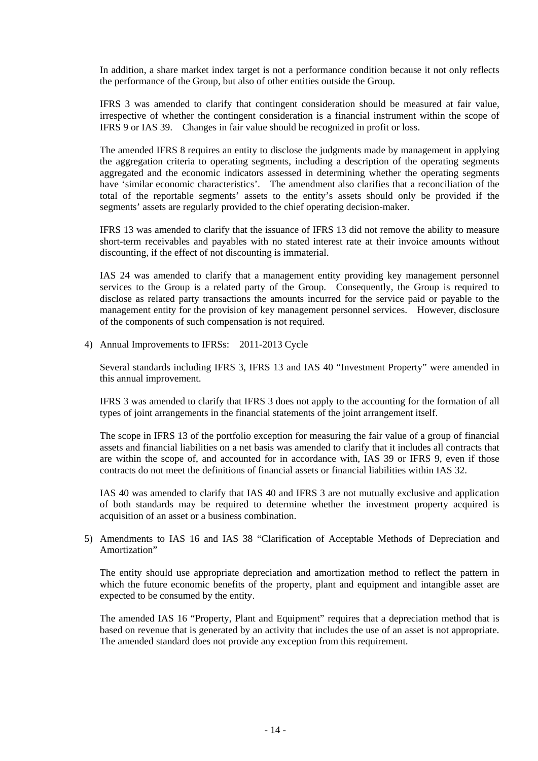In addition, a share market index target is not a performance condition because it not only reflects the performance of the Group, but also of other entities outside the Group.

IFRS 3 was amended to clarify that contingent consideration should be measured at fair value, irrespective of whether the contingent consideration is a financial instrument within the scope of IFRS 9 or IAS 39. Changes in fair value should be recognized in profit or loss.

The amended IFRS 8 requires an entity to disclose the judgments made by management in applying the aggregation criteria to operating segments, including a description of the operating segments aggregated and the economic indicators assessed in determining whether the operating segments have 'similar economic characteristics'. The amendment also clarifies that a reconciliation of the total of the reportable segments' assets to the entity's assets should only be provided if the segments' assets are regularly provided to the chief operating decision-maker.

IFRS 13 was amended to clarify that the issuance of IFRS 13 did not remove the ability to measure short-term receivables and payables with no stated interest rate at their invoice amounts without discounting, if the effect of not discounting is immaterial.

IAS 24 was amended to clarify that a management entity providing key management personnel services to the Group is a related party of the Group. Consequently, the Group is required to disclose as related party transactions the amounts incurred for the service paid or payable to the management entity for the provision of key management personnel services. However, disclosure of the components of such compensation is not required.

4) Annual Improvements to IFRSs: 2011-2013 Cycle

Several standards including IFRS 3, IFRS 13 and IAS 40 "Investment Property" were amended in this annual improvement.

IFRS 3 was amended to clarify that IFRS 3 does not apply to the accounting for the formation of all types of joint arrangements in the financial statements of the joint arrangement itself.

The scope in IFRS 13 of the portfolio exception for measuring the fair value of a group of financial assets and financial liabilities on a net basis was amended to clarify that it includes all contracts that are within the scope of, and accounted for in accordance with, IAS 39 or IFRS 9, even if those contracts do not meet the definitions of financial assets or financial liabilities within IAS 32.

IAS 40 was amended to clarify that IAS 40 and IFRS 3 are not mutually exclusive and application of both standards may be required to determine whether the investment property acquired is acquisition of an asset or a business combination.

5) Amendments to IAS 16 and IAS 38 "Clarification of Acceptable Methods of Depreciation and Amortization"

The entity should use appropriate depreciation and amortization method to reflect the pattern in which the future economic benefits of the property, plant and equipment and intangible asset are expected to be consumed by the entity.

The amended IAS 16 "Property, Plant and Equipment" requires that a depreciation method that is based on revenue that is generated by an activity that includes the use of an asset is not appropriate. The amended standard does not provide any exception from this requirement.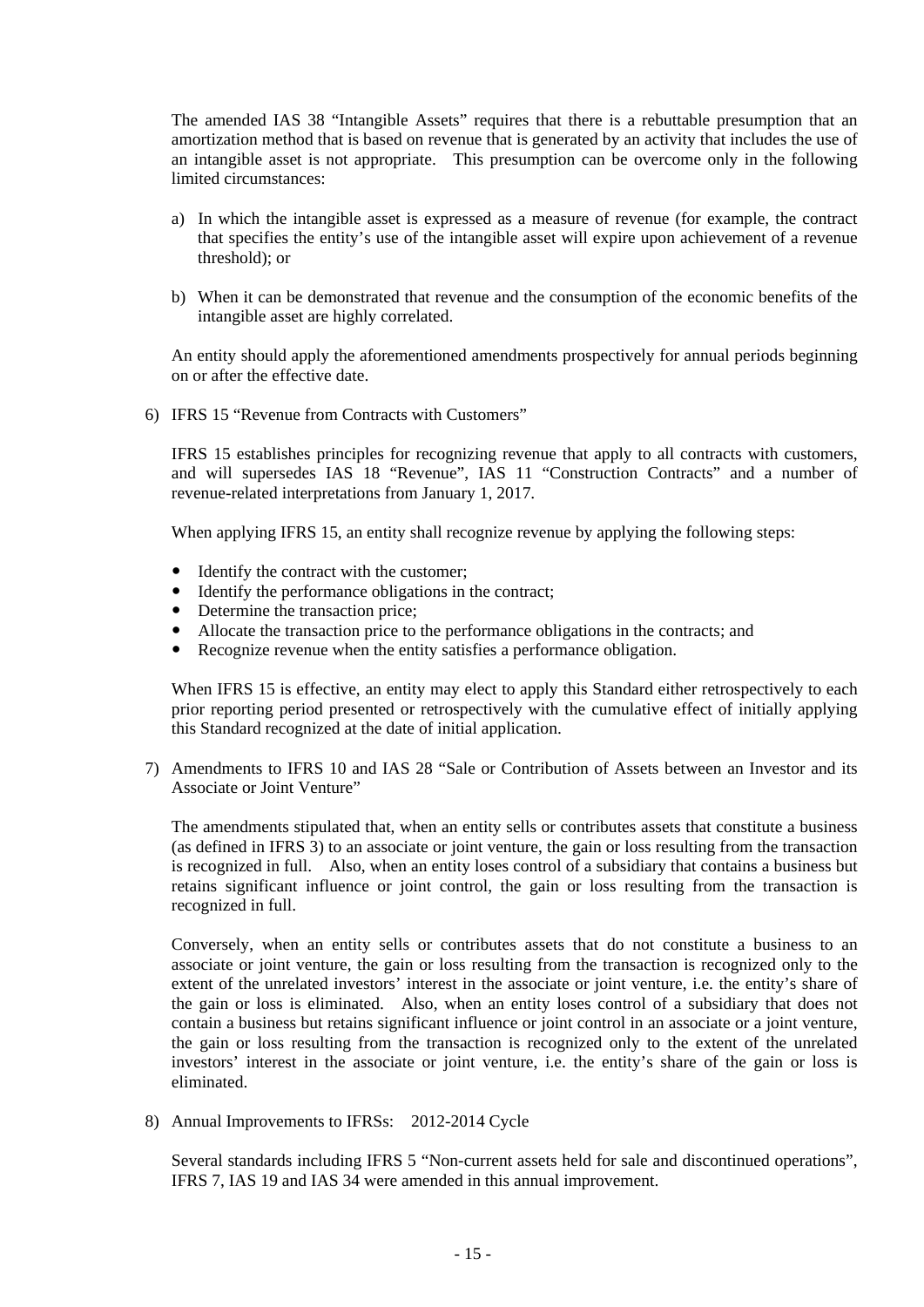The amended IAS 38 "Intangible Assets" requires that there is a rebuttable presumption that an amortization method that is based on revenue that is generated by an activity that includes the use of an intangible asset is not appropriate. This presumption can be overcome only in the following limited circumstances:

a) In which the intangible asset is expressed as a measure of revenue (for example, the contract that specifies the entity's use of the intangible asset will expire upon achievement of a revenue threshold); or

b) When it can be demonstrated that revenue and the consumption of the economic benefits of the intangible asset are highly correlated.

An entity should apply the aforementioned amendments prospectively for annual periods beginning on or after the effective date.

6) IFRS 15 "Revenue from Contracts with Customers"

IFRS 15 establishes principles for recognizing revenue that apply to all contracts with customers, and will supersedes IAS 18 "Revenue", IAS 11 "Construction Contracts" and a number of revenue-related interpretations from January 1, 2017.

When applying IFRS 15, an entity shall recognize revenue by applying the following steps:

- Identify the contract with the customer;
- Identify the performance obligations in the contract;
- Determine the transaction price;
- Allocate the transaction price to the performance obligations in the contracts; and
- Recognize revenue when the entity satisfies a performance obligation.

When IFRS 15 is effective, an entity may elect to apply this Standard either retrospectively to each prior reporting period presented or retrospectively with the cumulative effect of initially applying this Standard recognized at the date of initial application.

7) Amendments to IFRS 10 and IAS 28 "Sale or Contribution of Assets between an Investor and its Associate or Joint Venture"

The amendments stipulated that, when an entity sells or contributes assets that constitute a business (as defined in IFRS 3) to an associate or joint venture, the gain or loss resulting from the transaction is recognized in full. Also, when an entity loses control of a subsidiary that contains a business but retains significant influence or joint control, the gain or loss resulting from the transaction is recognized in full.

Conversely, when an entity sells or contributes assets that do not constitute a business to an associate or joint venture, the gain or loss resulting from the transaction is recognized only to the extent of the unrelated investors' interest in the associate or joint venture, i.e. the entity's share of the gain or loss is eliminated. Also, when an entity loses control of a subsidiary that does not contain a business but retains significant influence or joint control in an associate or a joint venture, the gain or loss resulting from the transaction is recognized only to the extent of the unrelated investors' interest in the associate or joint venture, i.e. the entity's share of the gain or loss is eliminated.

8) Annual Improvements to IFRSs: 2012-2014 Cycle

Several standards including IFRS 5 "Non-current assets held for sale and discontinued operations", IFRS 7, IAS 19 and IAS 34 were amended in this annual improvement.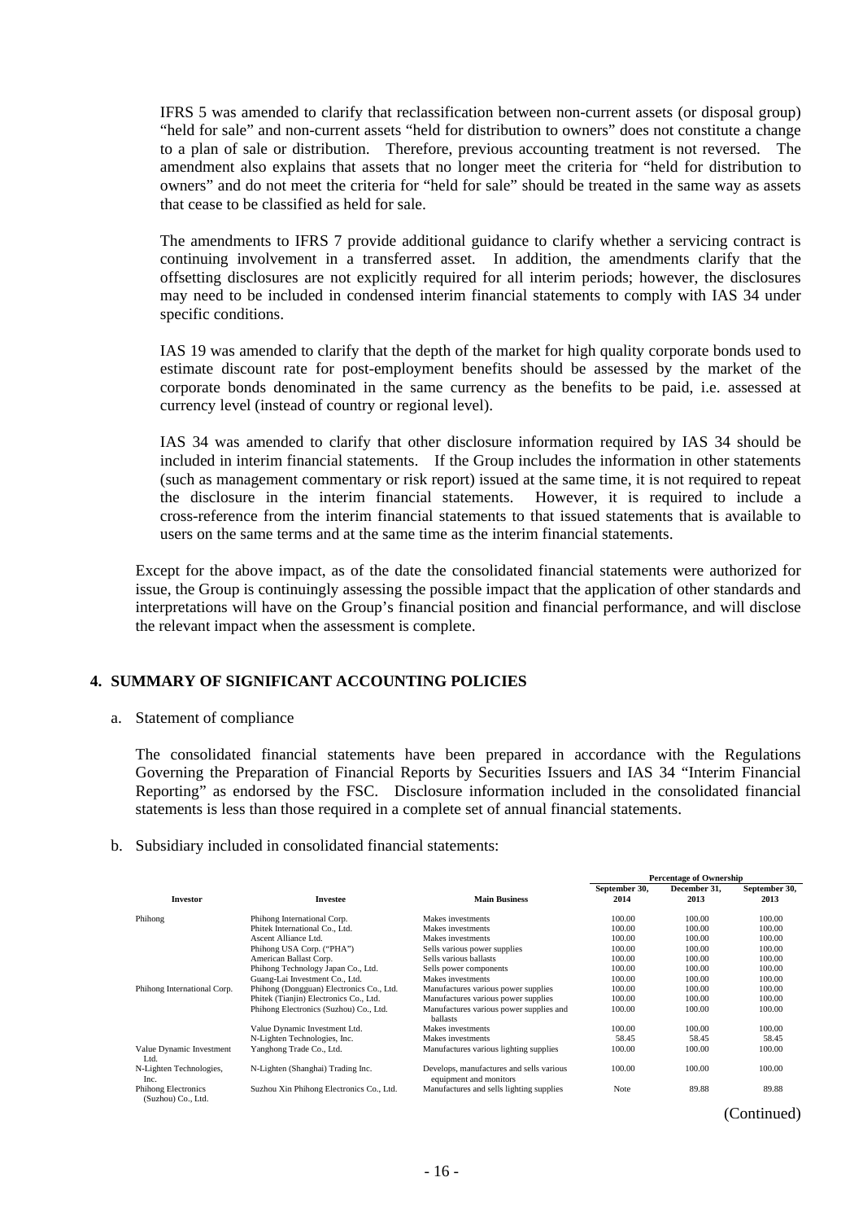IFRS 5 was amended to clarify that reclassification between non-current assets (or disposal group) "held for sale" and non-current assets "held for distribution to owners" does not constitute a change to a plan of sale or distribution. Therefore, previous accounting treatment is not reversed. The amendment also explains that assets that no longer meet the criteria for "held for distribution to owners" and do not meet the criteria for "held for sale" should be treated in the same way as assets that cease to be classified as held for sale.

The amendments to IFRS 7 provide additional guidance to clarify whether a servicing contract is continuing involvement in a transferred asset. In addition, the amendments clarify that the offsetting disclosures are not explicitly required for all interim periods; however, the disclosures may need to be included in condensed interim financial statements to comply with IAS 34 under specific conditions.

IAS 19 was amended to clarify that the depth of the market for high quality corporate bonds used to estimate discount rate for post-employment benefits should be assessed by the market of the corporate bonds denominated in the same currency as the benefits to be paid, i.e. assessed at currency level (instead of country or regional level).

IAS 34 was amended to clarify that other disclosure information required by IAS 34 should be included in interim financial statements. If the Group includes the information in other statements (such as management commentary or risk report) issued at the same time, it is not required to repeat the disclosure in the interim financial statements. However, it is required to include a cross-reference from the interim financial statements to that issued statements that is available to users on the same terms and at the same time as the interim financial statements.

Except for the above impact, as of the date the consolidated financial statements were authorized for issue, the Group is continuingly assessing the possible impact that the application of other standards and interpretations will have on the Group's financial position and financial performance, and will disclose the relevant impact when the assessment is complete.

## 4. SUMMARY OF SIGNIFICANT ACCOUNTING POLICIES

a. Statement of compliance

The consolidated financial statements have been prepared in accordance with the Regulations Governing the Preparation of Financial Reports by Securities Issuers and IAS 34 "Interim Financial Reporting" as endorsed by the FSC. Disclosure information included in the consolidated financial statements is less than those required in a complete set of annual financial statements.

b. Subsidiary included in consolidated financial statements:

| Investor | Investee | Main Business | Percentage of Ownership | | |
|---|---|---|---|---|---|
| | | | September 30, 2014 | December 31, 2013 | September 30, 2013 |
| Phihong | Phihong International Corp. | Makes investments | 100.00 | 100.00 | 100.00 |
| | Phitek International Co., Ltd. | Makes investments | 100.00 | 100.00 | 100.00 |
| | Ascent Alliance Ltd. | Makes investments | 100.00 | 100.00 | 100.00 |
| | Phihong USA Corp. ("PHA") | Sells various power supplies | 100.00 | 100.00 | 100.00 |
| | American Ballast Corp. | Sells various ballasts | 100.00 | 100.00 | 100.00 |
| | Phihong Technology Japan Co., Ltd. | Sells power components | 100.00 | 100.00 | 100.00 |
| | Guang-Lai Investment Co., Ltd. | Makes investments | 100.00 | 100.00 | 100.00 |
| Phihong International Corp. | Phihong (Dongguan) Electronics Co., Ltd. | Manufactures various power supplies | 100.00 | 100.00 | 100.00 |
| | Phitek (Tianjin) Electronics Co., Ltd. | Manufactures various power supplies | 100.00 | 100.00 | 100.00 |
| | Phihong Electronics (Suzhou) Co., Ltd. | Manufactures various power supplies and ballasts | 100.00 | 100.00 | 100.00 |
| | Value Dynamic Investment Ltd. | Makes investments | 100.00 | 100.00 | 100.00 |
| | N-Lighten Technologies, Inc. | Makes investments | 58.45 | 58.45 | 58.45 |
| Value Dynamic Investment Ltd. | Yanghong Trade Co., Ltd. | Manufactures various lighting supplies | 100.00 | 100.00 | 100.00 |
| N-Lighten Technologies, Inc. | N-Lighten (Shanghai) Trading Inc. | Develops, manufactures and sells various equipment and monitors | 100.00 | 100.00 | 100.00 |
| Phihong Electronics (Suzhou) Co., Ltd. | Suzhou Xin Phihong Electronics Co., Ltd. | Manufactures and sells lighting supplies | Note | 89.88 | 89.88 |

(Continued)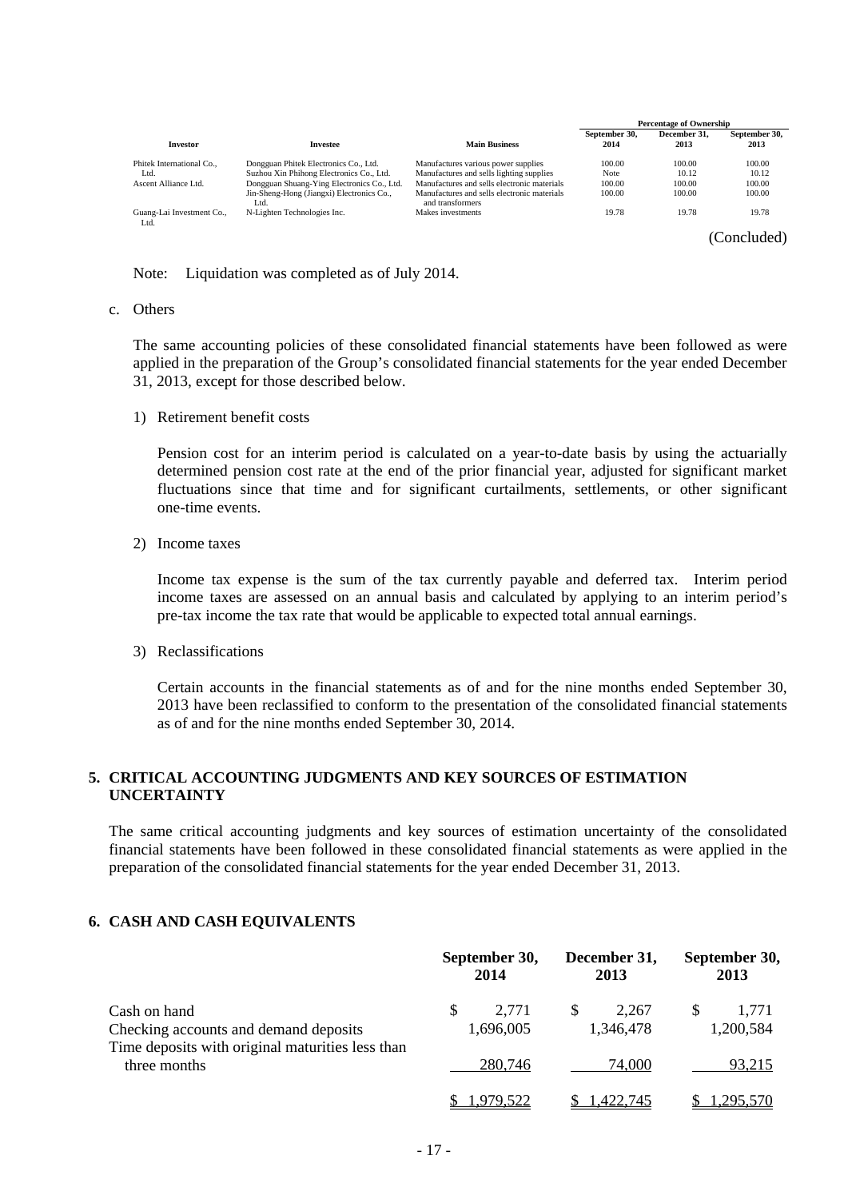| Investor | Investee | Main Business | Percentage of Ownership | | |
|---|---|---|---|---|---|
| | | | September 30, 2014 | December 31, 2013 | September 30, 2013 |
| Phitek International Co., Ltd. | Dongguan Phitek Electronics Co., Ltd. | Manufactures various power supplies | 100.00 | 100.00 | 100.00 |
| | Suzhou Xin Phihong Electronics Co., Ltd. | Manufactures and sells lighting supplies | Note | 10.12 | 10.12 |
| Ascent Alliance Ltd. | Dongguan Shuang-Ying Electronics Co., Ltd. | Manufactures and sells electronic materials | 100.00 | 100.00 | 100.00 |
| | Jin-Sheng-Hong (Jiangxi) Electronics Co., Ltd. | Manufactures and sells electronic materials and transformers | 100.00 | 100.00 | 100.00 |
| Guang-Lai Investment Co., Ltd. | N-Lighten Technologies Inc. | Makes investments | 19.78 | 19.78 | 19.78 |

(Concluded)

Note: Liquidation was completed as of July 2014.

c. Others

The same accounting policies of these consolidated financial statements have been followed as were applied in the preparation of the Group's consolidated financial statements for the year ended December 31, 2013, except for those described below.

1) Retirement benefit costs

Pension cost for an interim period is calculated on a year-to-date basis by using the actuarially determined pension cost rate at the end of the prior financial year, adjusted for significant market fluctuations since that time and for significant curtailments, settlements, or other significant one-time events.

2) Income taxes

Income tax expense is the sum of the tax currently payable and deferred tax. Interim period income taxes are assessed on an annual basis and calculated by applying to an interim period's pre-tax income the tax rate that would be applicable to expected total annual earnings.

3) Reclassifications

Certain accounts in the financial statements as of and for the nine months ended September 30, 2013 have been reclassified to conform to the presentation of the consolidated financial statements as of and for the nine months ended September 30, 2014.

## 5. CRITICAL ACCOUNTING JUDGMENTS AND KEY SOURCES OF ESTIMATION UNCERTAINTY

The same critical accounting judgments and key sources of estimation uncertainty of the consolidated financial statements have been followed in these consolidated financial statements as were applied in the preparation of the consolidated financial statements for the year ended December 31, 2013.

## 6. CASH AND CASH EQUIVALENTS

| | September 30, 2014 | December 31, 2013 | September 30, 2013 |
|---|---|---|---|
| Cash on hand | $ 2,771 | $ 2,267 | $ 1,771 |
| Checking accounts and demand deposits | 1,696,005 | 1,346,478 | 1,200,584 |
| Time deposits with original maturities less than three months | 280,746 | 74,000 | 93,215 |
| | $ 1,979,522 | $ 1,422,745 | $ 1,295,570 |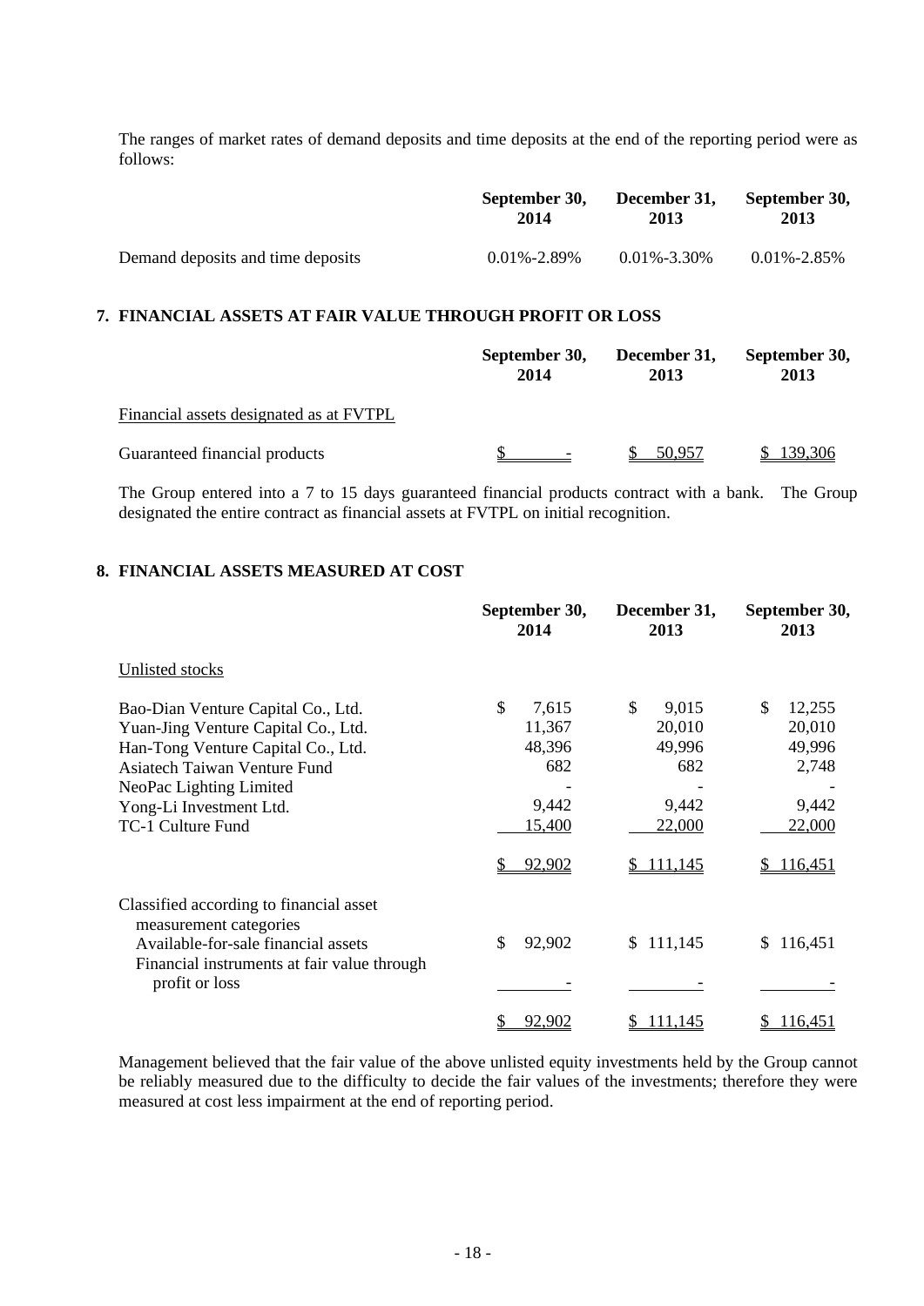The ranges of market rates of demand deposits and time deposits at the end of the reporting period were as follows:

| | September 30, 2014 | December 31, 2013 | September 30, 2013 |
|---|---|---|---|
| Demand deposits and time deposits | 0.01%-2.89% | 0.01%-3.30% | 0.01%-2.85% |

## 7. FINANCIAL ASSETS AT FAIR VALUE THROUGH PROFIT OR LOSS

| | September 30, 2014 | December 31, 2013 | September 30, 2013 |
|---|---|---|---|
| Financial assets designated as at FVTPL | | | |
| Guaranteed financial products | $ - | $ 50,957 | $ 139,306 |

The Group entered into a 7 to 15 days guaranteed financial products contract with a bank. The Group designated the entire contract as financial assets at FVTPL on initial recognition.

## 8. FINANCIAL ASSETS MEASURED AT COST

| | September 30, 2014 | December 31, 2013 | September 30, 2013 |
|---|---|---|---|
| Unlisted stocks | | | |
| Bao-Dian Venture Capital Co., Ltd. | $ 7,615 | $ 9,015 | $ 12,255 |
| Yuan-Jing Venture Capital Co., Ltd. | 11,367 | 20,010 | 20,010 |
| Han-Tong Venture Capital Co., Ltd. | 48,396 | 49,996 | 49,996 |
| Asiatech Taiwan Venture Fund | 682 | 682 | 2,748 |
| NeoPac Lighting Limited | - | - | - |
| Yong-Li Investment Ltd. | 9,442 | 9,442 | 9,442 |
| TC-1 Culture Fund | 15,400 | 22,000 | 22,000 |
| | $ 92,902 | $ 111,145 | $ 116,451 |
| Classified according to financial asset measurement categories | | | |
| Available-for-sale financial assets | $ 92,902 | $ 111,145 | $ 116,451 |
| Financial instruments at fair value through profit or loss | - | - | - |
| | $ 92,902 | $ 111,145 | $ 116,451 |

Management believed that the fair value of the above unlisted equity investments held by the Group cannot be reliably measured due to the difficulty to decide the fair values of the investments; therefore they were measured at cost less impairment at the end of reporting period.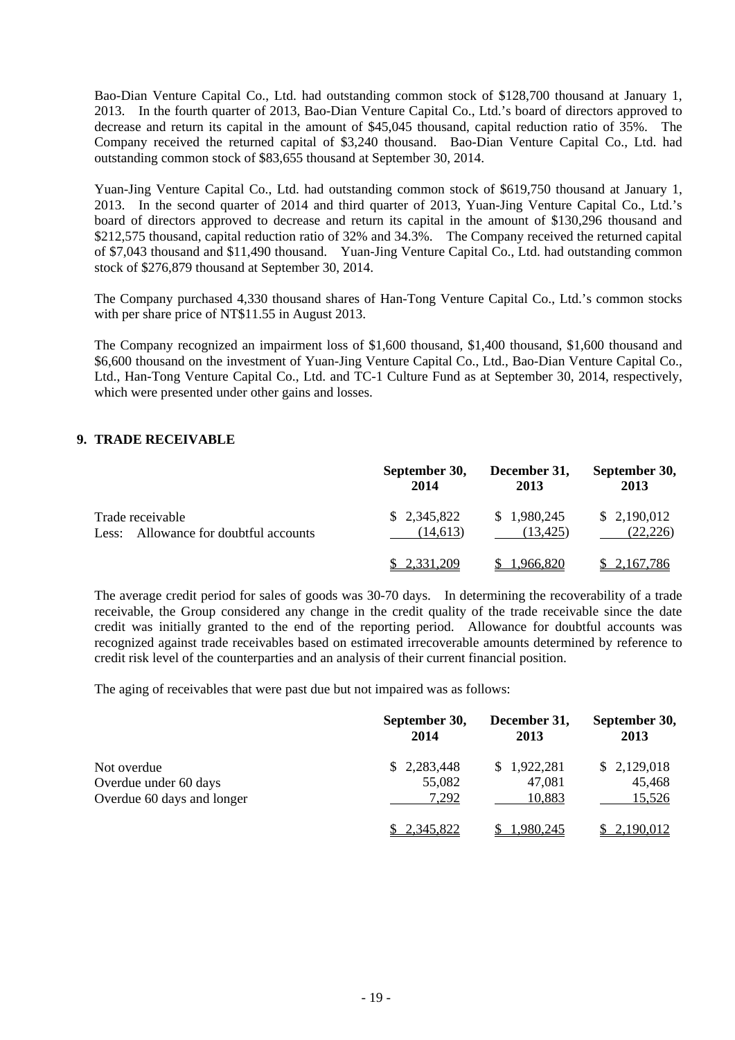Bao-Dian Venture Capital Co., Ltd. had outstanding common stock of $128,700 thousand at January 1, 2013. In the fourth quarter of 2013, Bao-Dian Venture Capital Co., Ltd.'s board of directors approved to decrease and return its capital in the amount of $45,045 thousand, capital reduction ratio of 35%. The Company received the returned capital of $3,240 thousand. Bao-Dian Venture Capital Co., Ltd. had outstanding common stock of $83,655 thousand at September 30, 2014.

Yuan-Jing Venture Capital Co., Ltd. had outstanding common stock of $619,750 thousand at January 1, 2013. In the second quarter of 2014 and third quarter of 2013, Yuan-Jing Venture Capital Co., Ltd.'s board of directors approved to decrease and return its capital in the amount of $130,296 thousand and $212,575 thousand, capital reduction ratio of 32% and 34.3%. The Company received the returned capital of $7,043 thousand and $11,490 thousand. Yuan-Jing Venture Capital Co., Ltd. had outstanding common stock of $276,879 thousand at September 30, 2014.

The Company purchased 4,330 thousand shares of Han-Tong Venture Capital Co., Ltd.'s common stocks with per share price of NT$11.55 in August 2013.

The Company recognized an impairment loss of $1,600 thousand, $1,400 thousand, $1,600 thousand and $6,600 thousand on the investment of Yuan-Jing Venture Capital Co., Ltd., Bao-Dian Venture Capital Co., Ltd., Han-Tong Venture Capital Co., Ltd. and TC-1 Culture Fund as at September 30, 2014, respectively, which were presented under other gains and losses.

## 9. TRADE RECEIVABLE

| | September 30, 2014 | December 31, 2013 | September 30, 2013 |
|---|---|---|---|
| Trade receivable | $ 2,345,822 | $ 1,980,245 | $ 2,190,012 |
| Less: Allowance for doubtful accounts | (14,613) | (13,425) | (22,226) |
| | $ 2,331,209 | $ 1,966,820 | $ 2,167,786 |

The average credit period for sales of goods was 30-70 days. In determining the recoverability of a trade receivable, the Group considered any change in the credit quality of the trade receivable since the date credit was initially granted to the end of the reporting period. Allowance for doubtful accounts was recognized against trade receivables based on estimated irrecoverable amounts determined by reference to credit risk level of the counterparties and an analysis of their current financial position.

The aging of receivables that were past due but not impaired was as follows:

| | September 30, 2014 | December 31, 2013 | September 30, 2013 |
|---|---|---|---|
| Not overdue | $ 2,283,448 | $ 1,922,281 | $ 2,129,018 |
| Overdue under 60 days | 55,082 | 47,081 | 45,468 |
| Overdue 60 days and longer | 7,292 | 10,883 | 15,526 |
| | $ 2,345,822 | $ 1,980,245 | $ 2,190,012 |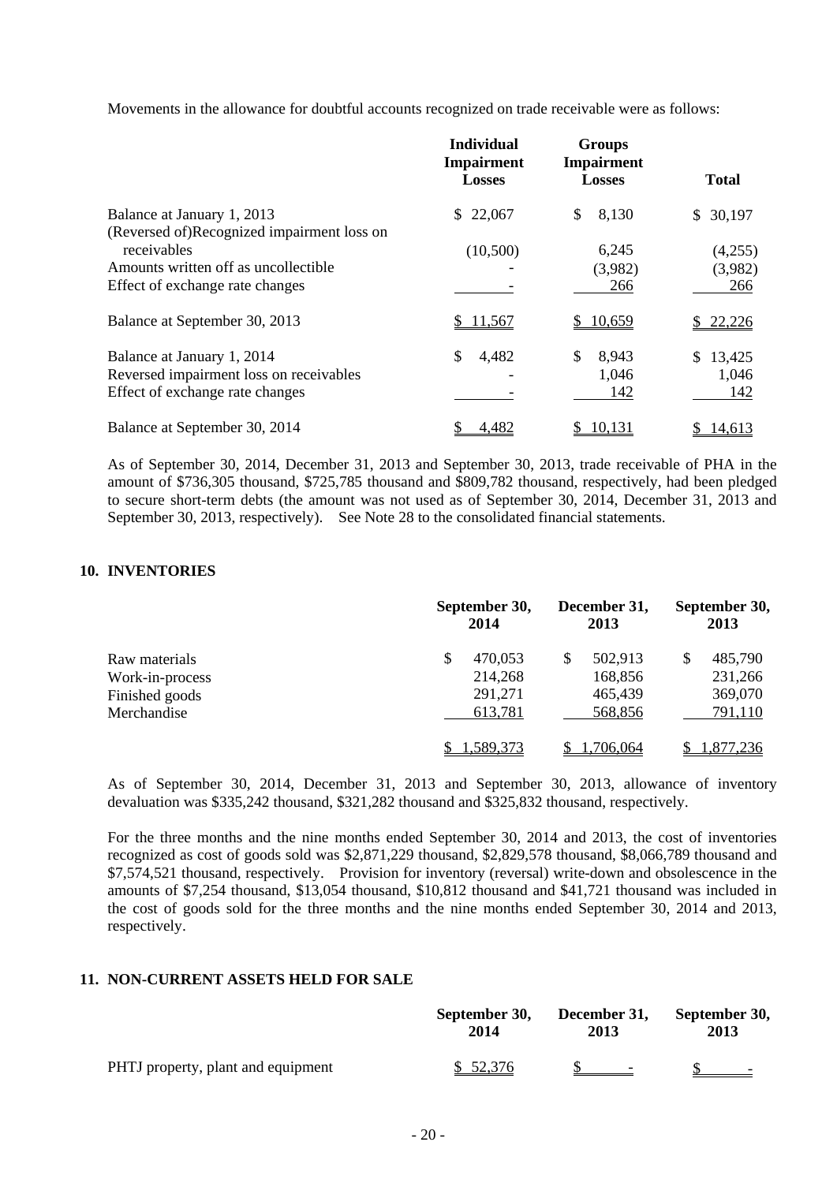Movements in the allowance for doubtful accounts recognized on trade receivable were as follows:

| | Individual Impairment Losses | Groups Impairment Losses | Total |
|---|---|---|---|
| Balance at January 1, 2013 | $ 22,067 | $ 8,130 | $ 30,197 |
| (Reversed of)Recognized impairment loss on receivables | (10,500) | 6,245 | (4,255) |
| Amounts written off as uncollectible | - | (3,982) | (3,982) |
| Effect of exchange rate changes | - | 266 | 266 |
| Balance at September 30, 2013 | $ 11,567 | $ 10,659 | $ 22,226 |
| Balance at January 1, 2014 | $ 4,482 | $ 8,943 | $ 13,425 |
| Reversed impairment loss on receivables | - | 1,046 | 1,046 |
| Effect of exchange rate changes | - | 142 | 142 |
| Balance at September 30, 2014 | $ 4,482 | $ 10,131 | $ 14,613 |

As of September 30, 2014, December 31, 2013 and September 30, 2013, trade receivable of PHA in the amount of $736,305 thousand, $725,785 thousand and $809,782 thousand, respectively, had been pledged to secure short-term debts (the amount was not used as of September 30, 2014, December 31, 2013 and September 30, 2013, respectively). See Note 28 to the consolidated financial statements.

## 10. INVENTORIES

| | September 30, 2014 | December 31, 2013 | September 30, 2013 |
|---|---|---|---|
| Raw materials | $ 470,053 | $ 502,913 | $ 485,790 |
| Work-in-process | 214,268 | 168,856 | 231,266 |
| Finished goods | 291,271 | 465,439 | 369,070 |
| Merchandise | 613,781 | 568,856 | 791,110 |
| | $ 1,589,373 | $ 1,706,064 | $ 1,877,236 |

As of September 30, 2014, December 31, 2013 and September 30, 2013, allowance of inventory devaluation was $335,242 thousand, $321,282 thousand and $325,832 thousand, respectively.

For the three months and the nine months ended September 30, 2014 and 2013, the cost of inventories recognized as cost of goods sold was $2,871,229 thousand, $2,829,578 thousand, $8,066,789 thousand and $7,574,521 thousand, respectively. Provision for inventory (reversal) write-down and obsolescence in the amounts of $7,254 thousand, $13,054 thousand, $10,812 thousand and $41,721 thousand was included in the cost of goods sold for the three months and the nine months ended September 30, 2014 and 2013, respectively.

## 11. NON-CURRENT ASSETS HELD FOR SALE

| | September 30, 2014 | December 31, 2013 | September 30, 2013 |
|---|---|---|---|
| PHTJ property, plant and equipment | $ 52,376 | $ - | $ - |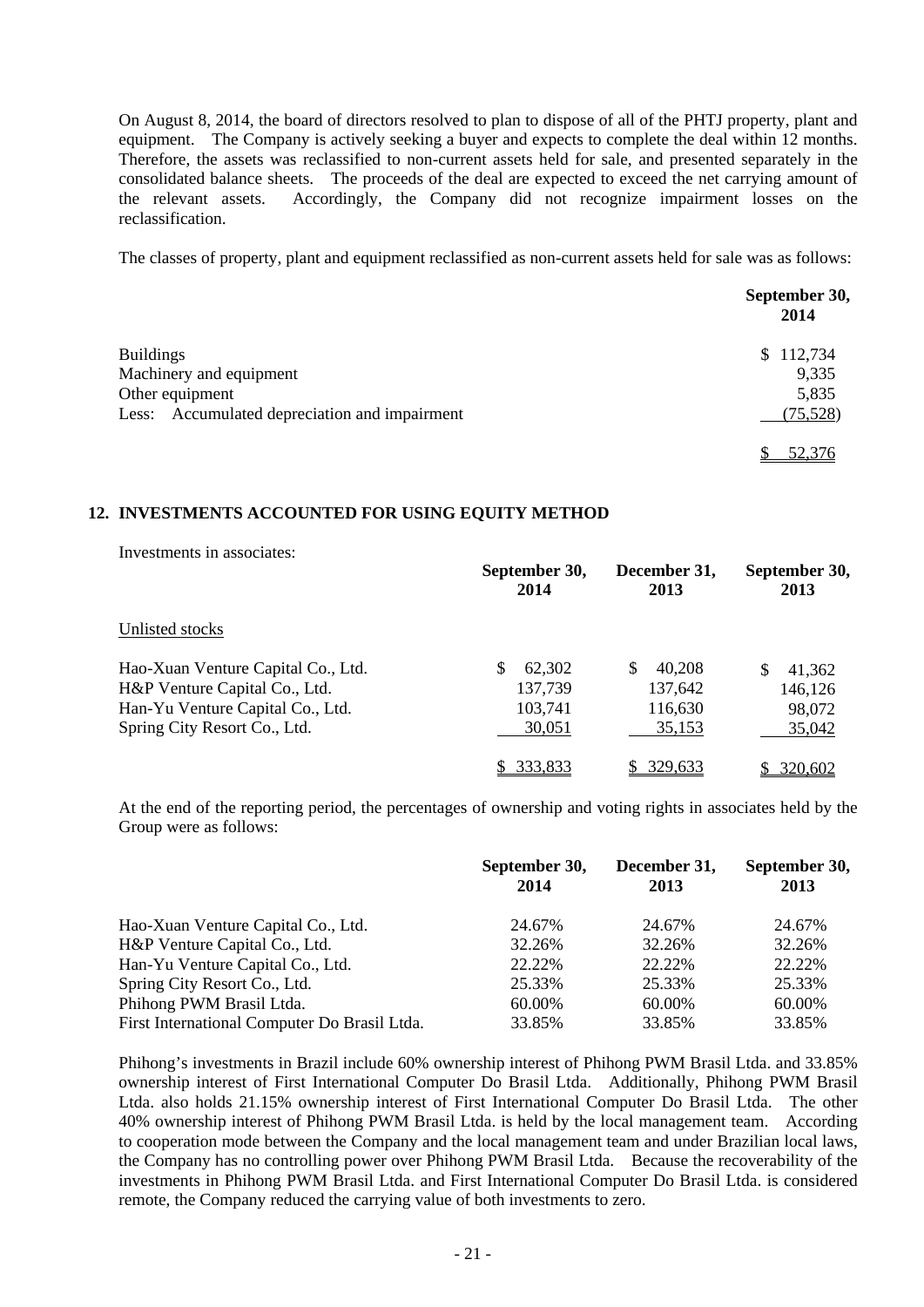On August 8, 2014, the board of directors resolved to plan to dispose of all of the PHTJ property, plant and equipment. The Company is actively seeking a buyer and expects to complete the deal within 12 months. Therefore, the assets was reclassified to non-current assets held for sale, and presented separately in the consolidated balance sheets. The proceeds of the deal are expected to exceed the net carrying amount of the relevant assets. Accordingly, the Company did not recognize impairment losses on the reclassification.

The classes of property, plant and equipment reclassified as non-current assets held for sale was as follows:

| | September 30, 2014 |
|---|---|
| Buildings | $ 112,734 |
| Machinery and equipment | 9,335 |
| Other equipment | 5,835 |
| Less: Accumulated depreciation and impairment | (75,528) |
| | $ 52,376 |

## 12. INVESTMENTS ACCOUNTED FOR USING EQUITY METHOD

Investments in associates:

| | September 30, 2014 | December 31, 2013 | September 30, 2013 |
|---|---|---|---|
| Unlisted stocks | | | |
| Hao-Xuan Venture Capital Co., Ltd. | $ 62,302 | $ 40,208 | $ 41,362 |
| H&P Venture Capital Co., Ltd. | 137,739 | 137,642 | 146,126 |
| Han-Yu Venture Capital Co., Ltd. | 103,741 | 116,630 | 98,072 |
| Spring City Resort Co., Ltd. | 30,051 | 35,153 | 35,042 |
| | $ 333,833 | $ 329,633 | $ 320,602 |

At the end of the reporting period, the percentages of ownership and voting rights in associates held by the Group were as follows:

| | September 30, 2014 | December 31, 2013 | September 30, 2013 |
|---|---|---|---|
| Hao-Xuan Venture Capital Co., Ltd. | 24.67% | 24.67% | 24.67% |
| H&P Venture Capital Co., Ltd. | 32.26% | 32.26% | 32.26% |
| Han-Yu Venture Capital Co., Ltd. | 22.22% | 22.22% | 22.22% |
| Spring City Resort Co., Ltd. | 25.33% | 25.33% | 25.33% |
| Phihong PWM Brasil Ltda. | 60.00% | 60.00% | 60.00% |
| First International Computer Do Brasil Ltda. | 33.85% | 33.85% | 33.85% |

Phihong's investments in Brazil include 60% ownership interest of Phihong PWM Brasil Ltda. and 33.85% ownership interest of First International Computer Do Brasil Ltda. Additionally, Phihong PWM Brasil Ltda. also holds 21.15% ownership interest of First International Computer Do Brasil Ltda. The other 40% ownership interest of Phihong PWM Brasil Ltda. is held by the local management team. According to cooperation mode between the Company and the local management team and under Brazilian local laws, the Company has no controlling power over Phihong PWM Brasil Ltda. Because the recoverability of the investments in Phihong PWM Brasil Ltda. and First International Computer Do Brasil Ltda. is considered remote, the Company reduced the carrying value of both investments to zero.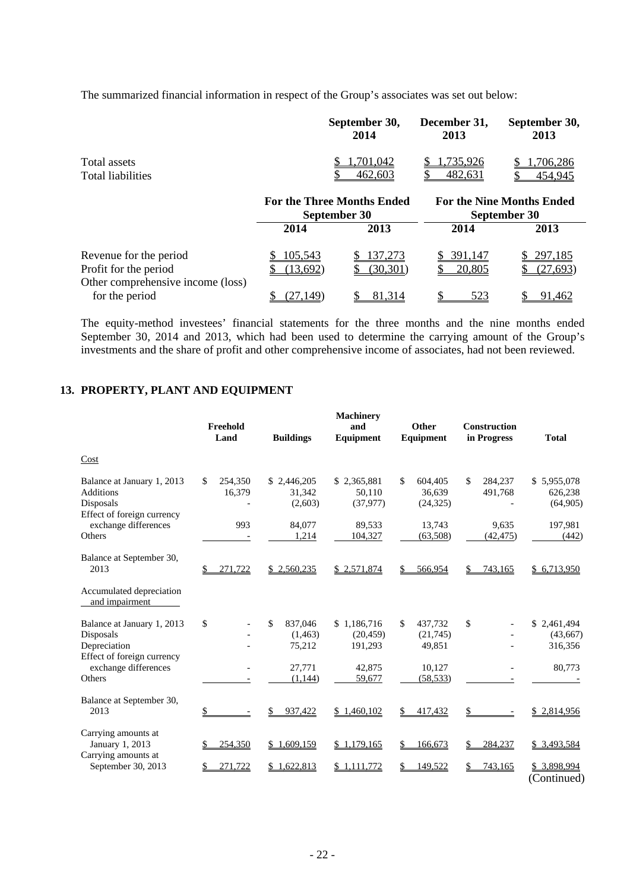The summarized financial information in respect of the Group's associates was set out below:

| | September 30, 2014 | December 31, 2013 | September 30, 2013 |
|---|---|---|---|
| Total assets | $ 1,701,042 | $ 1,735,926 | $ 1,706,286 |
| Total liabilities | $ 462,603 | $ 482,631 | $ 454,945 |

| | For the Three Months Ended September 30 | | For the Nine Months Ended September 30 | |
|---|---|---|---|---|
| | 2014 | 2013 | 2014 | 2013 |
| Revenue for the period | $ 105,543 | $ 137,273 | $ 391,147 | $ 297,185 |
| Profit for the period | $ (13,692) | $ (30,301) | $ 20,805 | $ (27,693) |
| Other comprehensive income (loss) for the period | $ (27,149) | $ 81,314 | $ 523 | $ 91,462 |

The equity-method investees' financial statements for the three months and the nine months ended September 30, 2014 and 2013, which had been used to determine the carrying amount of the Group's investments and the share of profit and other comprehensive income of associates, had not been reviewed.

## 13. PROPERTY, PLANT AND EQUIPMENT

| | Freehold Land | Buildings | Machinery and Equipment | Other Equipment | Construction in Progress | Total |
|---|---|---|---|---|---|---|
| Cost | | | | | | |
| Balance at January 1, 2013 | $ 254,350 | $ 2,446,205 | $ 2,365,881 | $ 604,405 | $ 284,237 | $ 5,955,078 |
| Additions | 16,379 | 31,342 | 50,110 | 36,639 | 491,768 | 626,238 |
| Disposals | - | (2,603) | (37,977) | (24,325) | - | (64,905) |
| Effect of foreign currency exchange differences | 993 | 84,077 | 89,533 | 13,743 | 9,635 | 197,981 |
| Others | - | 1,214 | 104,327 | (63,508) | (42,475) | (442) |
| Balance at September 30, 2013 | $ 271,722 | $ 2,560,235 | $ 2,571,874 | $ 566,954 | $ 743,165 | $ 6,713,950 |
| Accumulated depreciation and impairment | | | | | | |
| Balance at January 1, 2013 | $ - | $ 837,046 | $ 1,186,716 | $ 437,732 | $ - | $ 2,461,494 |
| Disposals | - | (1,463) | (20,459) | (21,745) | - | (43,667) |
| Depreciation | - | 75,212 | 191,293 | 49,851 | - | 316,356 |
| Effect of foreign currency exchange differences | - | 27,771 | 42,875 | 10,127 | - | 80,773 |
| Others | - | (1,144) | 59,677 | (58,533) | - | - |
| Balance at September 30, 2013 | $ - | $ 937,422 | $ 1,460,102 | $ 417,432 | $ - | $ 2,814,956 |
| Carrying amounts at January 1, 2013 | $ 254,350 | $ 1,609,159 | $ 1,179,165 | $ 166,673 | $ 284,237 | $ 3,493,584 |
| Carrying amounts at September 30, 2013 | $ 271,722 | $ 1,622,813 | $ 1,111,772 | $ 149,522 | $ 743,165 | $ 3,898,994 |

(Continued)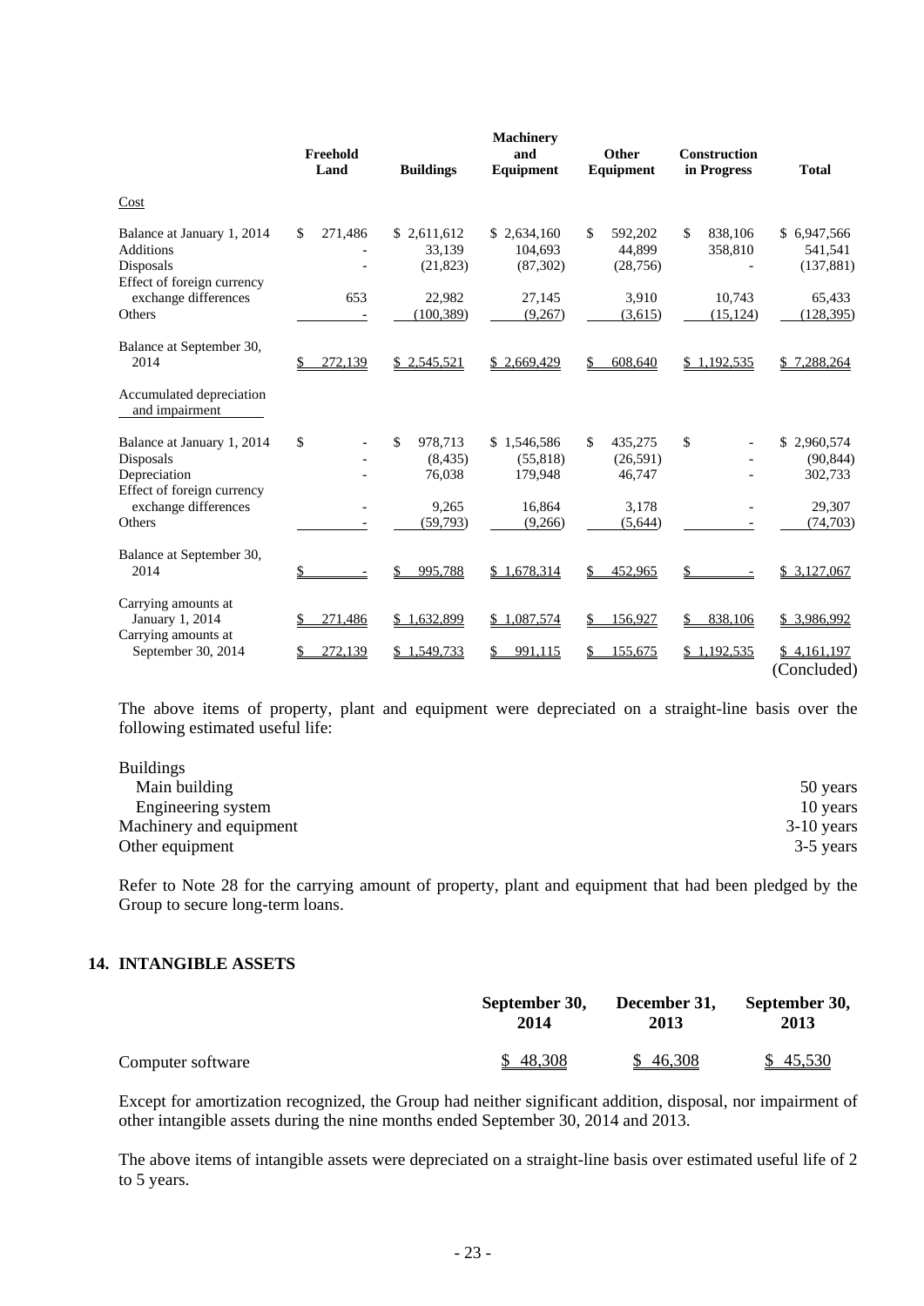| | Freehold Land | Buildings | Machinery and Equipment | Other Equipment | Construction in Progress | Total |
|---|---|---|---|---|---|---|
| Cost | | | | | | |
| Balance at January 1, 2014 | $ 271,486 | $ 2,611,612 | $ 2,634,160 | $ 592,202 | $ 838,106 | $ 6,947,566 |
| Additions | - | 33,139 | 104,693 | 44,899 | 358,810 | 541,541 |
| Disposals | - | (21,823) | (87,302) | (28,756) | - | (137,881) |
| Effect of foreign currency exchange differences | 653 | 22,982 | 27,145 | 3,910 | 10,743 | 65,433 |
| Others | - | (100,389) | (9,267) | (3,615) | (15,124) | (128,395) |
| Balance at September 30, 2014 | $ 272,139 | $ 2,545,521 | $ 2,669,429 | $ 608,640 | $ 1,192,535 | $ 7,288,264 |
| Accumulated depreciation and impairment | | | | | | |
| Balance at January 1, 2014 | $ - | $ 978,713 | $ 1,546,586 | $ 435,275 | $ - | $ 2,960,574 |
| Disposals | - | (8,435) | (55,818) | (26,591) | - | (90,844) |
| Depreciation | - | 76,038 | 179,948 | 46,747 | - | 302,733 |
| Effect of foreign currency exchange differences | - | 9,265 | 16,864 | 3,178 | - | 29,307 |
| Others | - | (59,793) | (9,266) | (5,644) | - | (74,703) |
| Balance at September 30, 2014 | $ - | $ 995,788 | $ 1,678,314 | $ 452,965 | $ - | $ 3,127,067 |
| Carrying amounts at January 1, 2014 | $ 271,486 | $ 1,632,899 | $ 1,087,574 | $ 156,927 | $ 838,106 | $ 3,986,992 |
| Carrying amounts at September 30, 2014 | $ 272,139 | $ 1,549,733 | $ 991,115 | $ 155,675 | $ 1,192,535 | $ 4,161,197 |

(Concluded)

The above items of property, plant and equipment were depreciated on a straight-line basis over the following estimated useful life:

| | |
|---|---|
| Buildings | |
| Main building | 50 years |
| Engineering system | 10 years |
| Machinery and equipment | 3-10 years |
| Other equipment | 3-5 years |

Refer to Note 28 for the carrying amount of property, plant and equipment that had been pledged by the Group to secure long-term loans.

## 14. INTANGIBLE ASSETS

| | September 30, 2014 | December 31, 2013 | September 30, 2013 |
|---|---|---|---|
| Computer software | $ 48,308 | $ 46,308 | $ 45,530 |

Except for amortization recognized, the Group had neither significant addition, disposal, nor impairment of other intangible assets during the nine months ended September 30, 2014 and 2013.

The above items of intangible assets were depreciated on a straight-line basis over estimated useful life of 2 to 5 years.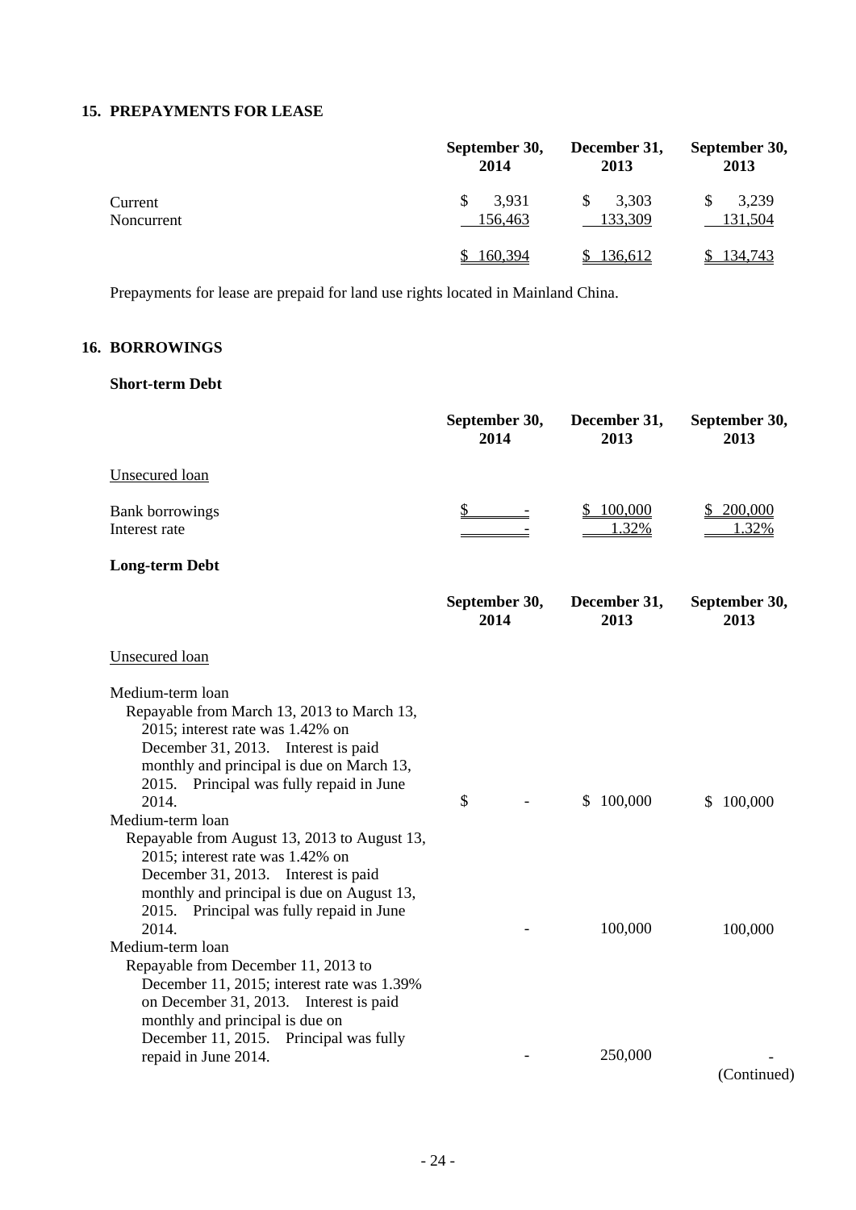## 15. PREPAYMENTS FOR LEASE

| | September 30, 2014 | December 31, 2013 | September 30, 2013 |
|---|---|---|---|
| Current | $ 3,931 | $ 3,303 | $ 3,239 |
| Noncurrent | 156,463 | 133,309 | 131,504 |
| | $ 160,394 | $ 136,612 | $ 134,743 |

Prepayments for lease are prepaid for land use rights located in Mainland China.

## 16. BORROWINGS

### Short-term Debt

| | September 30, 2014 | December 31, 2013 | September 30, 2013 |
|---|---|---|---|
| Unsecured loan | | | |
| Bank borrowings | $ - | $ 100,000 | $ 200,000 |
| Interest rate | - | 1.32% | 1.32% |

### Long-term Debt

| | September 30, 2014 | December 31, 2013 | September 30, 2013 |
|---|---|---|---|
| Unsecured loan | | | |
| Medium-term loan<br>Repayable from March 13, 2013 to March 13, 2015; interest rate was 1.42% on December 31, 2013. Interest is paid monthly and principal is due on March 13, 2015. Principal was fully repaid in June 2014. | $ - | $ 100,000 | $ 100,000 |
| Medium-term loan<br>Repayable from August 13, 2013 to August 13, 2015; interest rate was 1.42% on December 31, 2013. Interest is paid monthly and principal is due on August 13, 2015. Principal was fully repaid in June 2014. | - | 100,000 | 100,000 |
| Medium-term loan<br>Repayable from December 11, 2013 to December 11, 2015; interest rate was 1.39% on December 31, 2013. Interest is paid monthly and principal is due on December 11, 2015. Principal was fully repaid in June 2014. | - | 250,000 | - |

(Continued)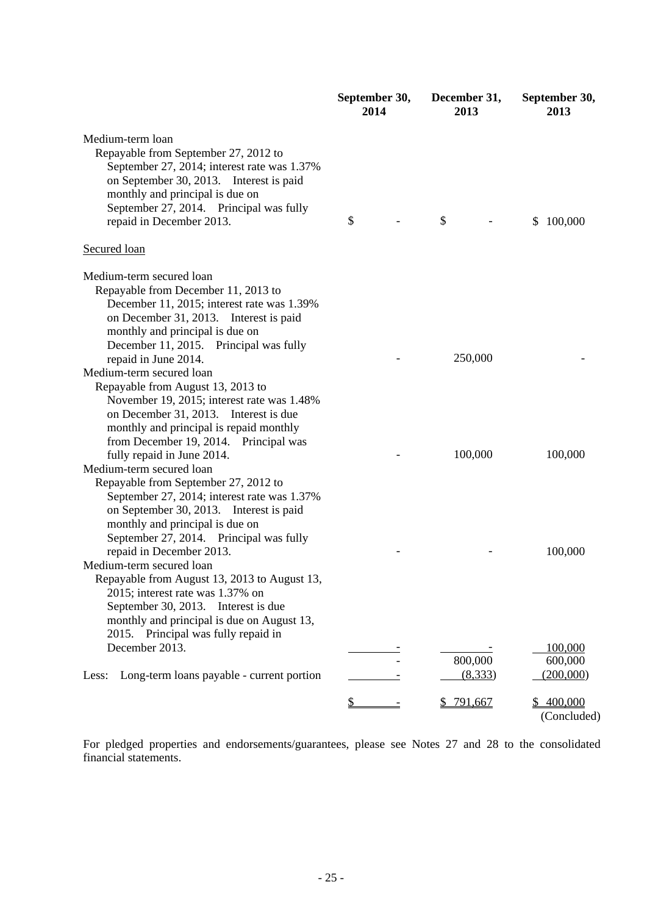| | September 30, 2014 | December 31, 2013 | September 30, 2013 |
|---|---|---|---|
| Medium-term loan<br>Repayable from September 27, 2012 to September 27, 2014; interest rate was 1.37% on September 30, 2013. Interest is paid monthly and principal is due on September 27, 2014. Principal was fully repaid in December 2013. | $ - | $ - | $ 100,000 |
| Secured loan | | | |
| Medium-term secured loan<br>Repayable from December 11, 2013 to December 11, 2015; interest rate was 1.39% on December 31, 2013. Interest is paid monthly and principal is due on December 11, 2015. Principal was fully repaid in June 2014. | - | 250,000 | - |
| Medium-term secured loan<br>Repayable from August 13, 2013 to November 19, 2015; interest rate was 1.48% on December 31, 2013. Interest is due monthly and principal is repaid monthly from December 19, 2014. Principal was fully repaid in June 2014. | - | 100,000 | 100,000 |
| Medium-term secured loan<br>Repayable from September 27, 2012 to September 27, 2014; interest rate was 1.37% on September 30, 2013. Interest is paid monthly and principal is due on September 27, 2014. Principal was fully repaid in December 2013. | - | - | 100,000 |
| Medium-term secured loan<br>Repayable from August 13, 2013 to August 13, 2015; interest rate was 1.37% on September 30, 2013. Interest is due monthly and principal is due on August 13, 2015. Principal was fully repaid in December 2013. | - | - | 100,000 |
| | - | 800,000 | 600,000 |
| Less: Long-term loans payable - current portion | - | (8,333) | (200,000) |
| | $ - | $ 791,667 | $ 400,000 |

(Concluded)

For pledged properties and endorsements/guarantees, please see Notes 27 and 28 to the consolidated financial statements.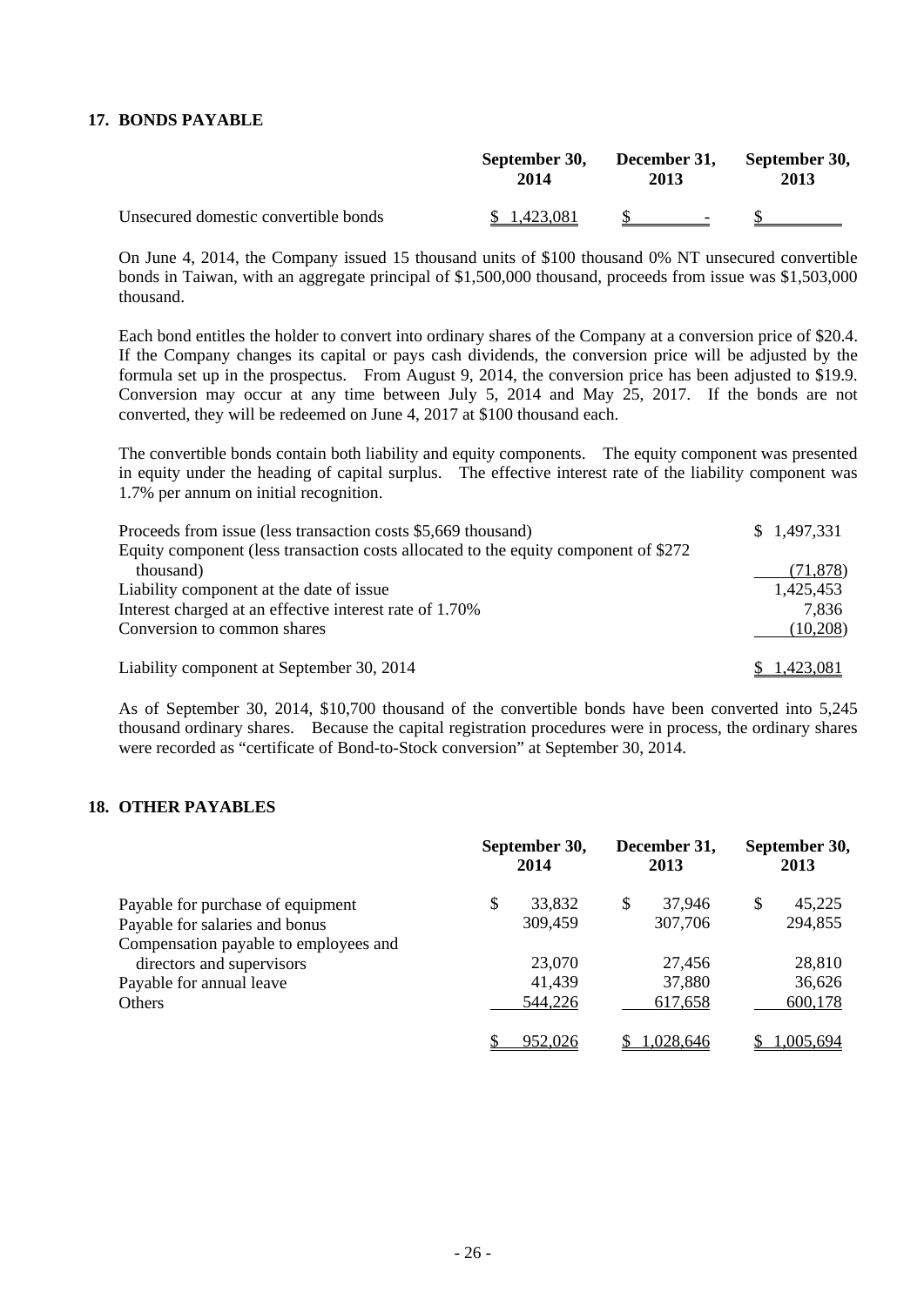## 17. BONDS PAYABLE

| | September 30, 2014 | December 31, 2013 | September 30, 2013 |
|---|---|---|---|
| Unsecured domestic convertible bonds | $ 1,423,081 | $ - | $ |

On June 4, 2014, the Company issued 15 thousand units of $100 thousand 0% NT unsecured convertible bonds in Taiwan, with an aggregate principal of $1,500,000 thousand, proceeds from issue was $1,503,000 thousand.

Each bond entitles the holder to convert into ordinary shares of the Company at a conversion price of $20.4. If the Company changes its capital or pays cash dividends, the conversion price will be adjusted by the formula set up in the prospectus. From August 9, 2014, the conversion price has been adjusted to $19.9. Conversion may occur at any time between July 5, 2014 and May 25, 2017. If the bonds are not converted, they will be redeemed on June 4, 2017 at $100 thousand each.

The convertible bonds contain both liability and equity components. The equity component was presented in equity under the heading of capital surplus. The effective interest rate of the liability component was 1.7% per annum on initial recognition.

| | |
|---|---|
| Proceeds from issue (less transaction costs $5,669 thousand) | $ 1,497,331 |
| Equity component (less transaction costs allocated to the equity component of $272 thousand) | (71,878) |
| Liability component at the date of issue | 1,425,453 |
| Interest charged at an effective interest rate of 1.70% | 7,836 |
| Conversion to common shares | (10,208) |
| Liability component at September 30, 2014 | $ 1,423,081 |

As of September 30, 2014, $10,700 thousand of the convertible bonds have been converted into 5,245 thousand ordinary shares. Because the capital registration procedures were in process, the ordinary shares were recorded as "certificate of Bond-to-Stock conversion" at September 30, 2014.

## 18. OTHER PAYABLES

| | September 30, 2014 | December 31, 2013 | September 30, 2013 |
|---|---|---|---|
| Payable for purchase of equipment | $ 33,832 | $ 37,946 | $ 45,225 |
| Payable for salaries and bonus | 309,459 | 307,706 | 294,855 |
| Compensation payable to employees and directors and supervisors | 23,070 | 27,456 | 28,810 |
| Payable for annual leave | 41,439 | 37,880 | 36,626 |
| Others | 544,226 | 617,658 | 600,178 |
| | $ 952,026 | $ 1,028,646 | $ 1,005,694 |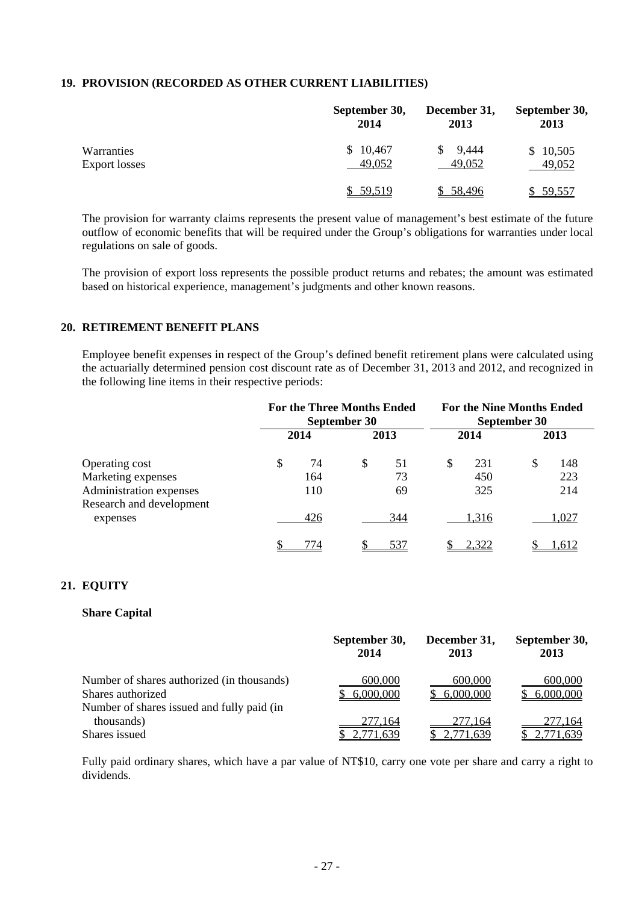## 19. PROVISION (RECORDED AS OTHER CURRENT LIABILITIES)

| | September 30, 2014 | December 31, 2013 | September 30, 2013 |
|---|---|---|---|
| Warranties | $ 10,467 | $ 9,444 | $ 10,505 |
| Export losses | 49,052 | 49,052 | 49,052 |
| | $ 59,519 | $ 58,496 | $ 59,557 |

The provision for warranty claims represents the present value of management's best estimate of the future outflow of economic benefits that will be required under the Group's obligations for warranties under local regulations on sale of goods.

The provision of export loss represents the possible product returns and rebates; the amount was estimated based on historical experience, management's judgments and other known reasons.

## 20. RETIREMENT BENEFIT PLANS

Employee benefit expenses in respect of the Group's defined benefit retirement plans were calculated using the actuarially determined pension cost discount rate as of December 31, 2013 and 2012, and recognized in the following line items in their respective periods:

| | For the Three Months Ended September 30 | | For the Nine Months Ended September 30 | |
|---|---|---|---|---|
| | 2014 | 2013 | 2014 | 2013 |
| Operating cost | $ 74 | $ 51 | $ 231 | $ 148 |
| Marketing expenses | 164 | 73 | 450 | 223 |
| Administration expenses | 110 | 69 | 325 | 214 |
| Research and development expenses | 426 | 344 | 1,316 | 1,027 |
| | $ 774 | $ 537 | $ 2,322 | $ 1,612 |

## 21. EQUITY

### Share Capital

| | September 30, 2014 | December 31, 2013 | September 30, 2013 |
|---|---|---|---|
| Number of shares authorized (in thousands) | 600,000 | 600,000 | 600,000 |
| Shares authorized | $ 6,000,000 | $ 6,000,000 | $ 6,000,000 |
| Number of shares issued and fully paid (in thousands) | 277,164 | 277,164 | 277,164 |
| Shares issued | $ 2,771,639 | $ 2,771,639 | $ 2,771,639 |

Fully paid ordinary shares, which have a par value of NT$10, carry one vote per share and carry a right to dividends.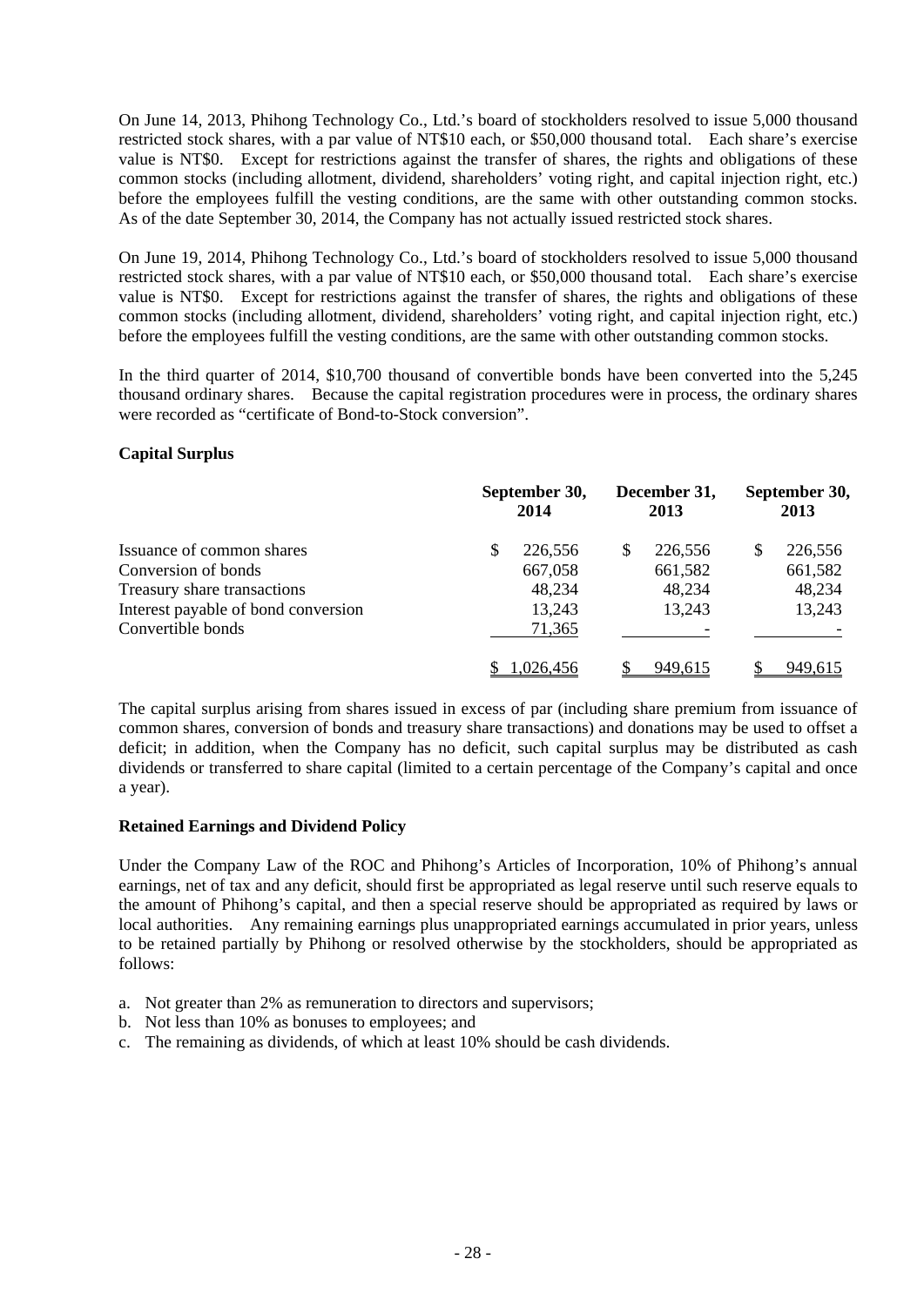On June 14, 2013, Phihong Technology Co., Ltd.'s board of stockholders resolved to issue 5,000 thousand restricted stock shares, with a par value of NT$10 each, or $50,000 thousand total. Each share's exercise value is NT$0. Except for restrictions against the transfer of shares, the rights and obligations of these common stocks (including allotment, dividend, shareholders' voting right, and capital injection right, etc.) before the employees fulfill the vesting conditions, are the same with other outstanding common stocks. As of the date September 30, 2014, the Company has not actually issued restricted stock shares.

On June 19, 2014, Phihong Technology Co., Ltd.'s board of stockholders resolved to issue 5,000 thousand restricted stock shares, with a par value of NT$10 each, or $50,000 thousand total. Each share's exercise value is NT$0. Except for restrictions against the transfer of shares, the rights and obligations of these common stocks (including allotment, dividend, shareholders' voting right, and capital injection right, etc.) before the employees fulfill the vesting conditions, are the same with other outstanding common stocks.

In the third quarter of 2014, $10,700 thousand of convertible bonds have been converted into the 5,245 thousand ordinary shares. Because the capital registration procedures were in process, the ordinary shares were recorded as "certificate of Bond-to-Stock conversion".

**Capital Surplus**

| | September 30, 2014 | December 31, 2013 | September 30, 2013 |
|---|---|---|---|
| Issuance of common shares | $ 226,556 | $ 226,556 | $ 226,556 |
| Conversion of bonds | 667,058 | 661,582 | 661,582 |
| Treasury share transactions | 48,234 | 48,234 | 48,234 |
| Interest payable of bond conversion | 13,243 | 13,243 | 13,243 |
| Convertible bonds | 71,365 | - | - |
| | $ 1,026,456 | $ 949,615 | $ 949,615 |

The capital surplus arising from shares issued in excess of par (including share premium from issuance of common shares, conversion of bonds and treasury share transactions) and donations may be used to offset a deficit; in addition, when the Company has no deficit, such capital surplus may be distributed as cash dividends or transferred to share capital (limited to a certain percentage of the Company's capital and once a year).

**Retained Earnings and Dividend Policy**

Under the Company Law of the ROC and Phihong's Articles of Incorporation, 10% of Phihong's annual earnings, net of tax and any deficit, should first be appropriated as legal reserve until such reserve equals to the amount of Phihong's capital, and then a special reserve should be appropriated as required by laws or local authorities. Any remaining earnings plus unappropriated earnings accumulated in prior years, unless to be retained partially by Phihong or resolved otherwise by the stockholders, should be appropriated as follows:

a. Not greater than 2% as remuneration to directors and supervisors;
b. Not less than 10% as bonuses to employees; and
c. The remaining as dividends, of which at least 10% should be cash dividends.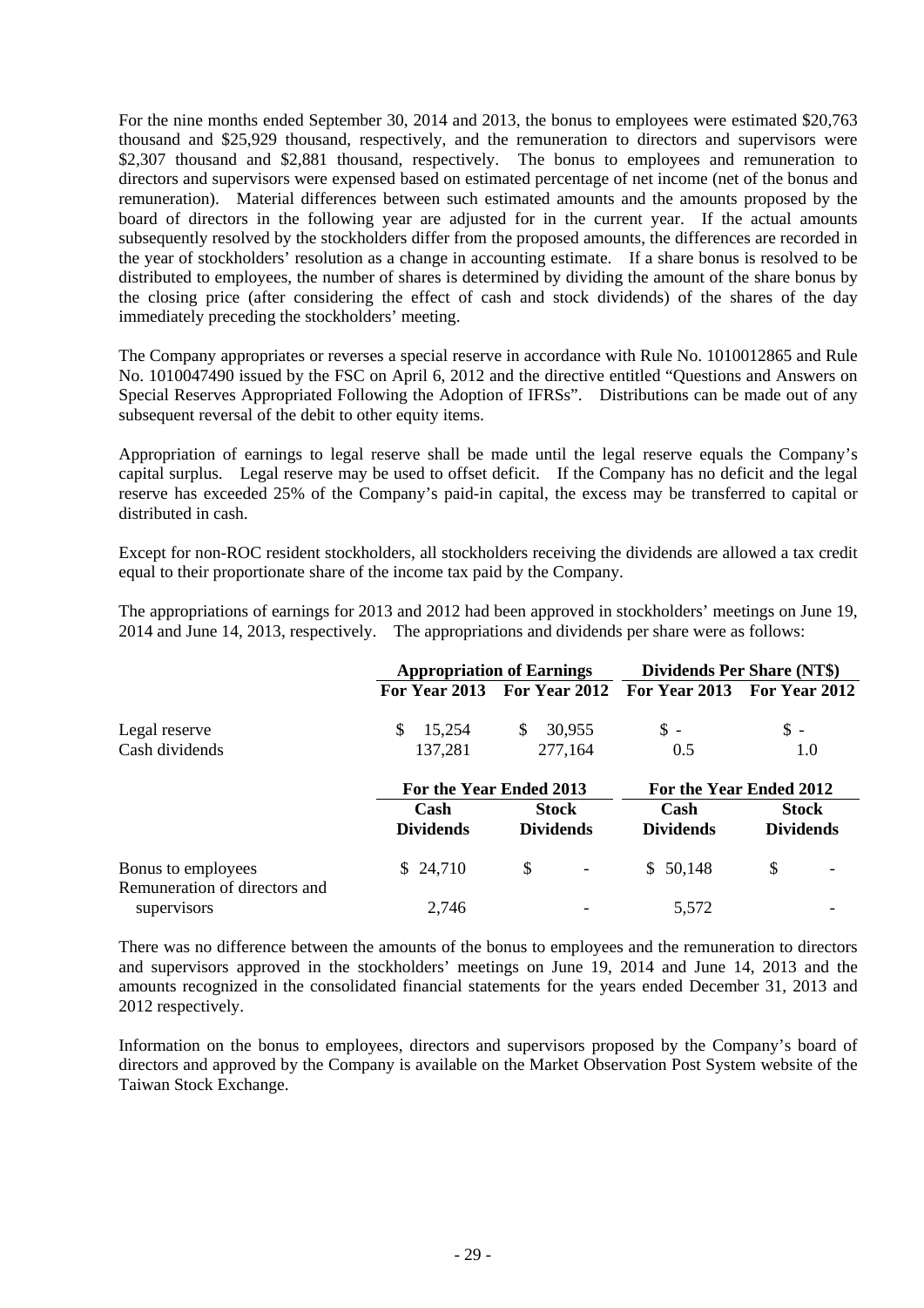For the nine months ended September 30, 2014 and 2013, the bonus to employees were estimated $20,763 thousand and $25,929 thousand, respectively, and the remuneration to directors and supervisors were $2,307 thousand and $2,881 thousand, respectively. The bonus to employees and remuneration to directors and supervisors were expensed based on estimated percentage of net income (net of the bonus and remuneration). Material differences between such estimated amounts and the amounts proposed by the board of directors in the following year are adjusted for in the current year. If the actual amounts subsequently resolved by the stockholders differ from the proposed amounts, the differences are recorded in the year of stockholders' resolution as a change in accounting estimate. If a share bonus is resolved to be distributed to employees, the number of shares is determined by dividing the amount of the share bonus by the closing price (after considering the effect of cash and stock dividends) of the shares of the day immediately preceding the stockholders' meeting.

The Company appropriates or reverses a special reserve in accordance with Rule No. 1010012865 and Rule No. 1010047490 issued by the FSC on April 6, 2012 and the directive entitled "Questions and Answers on Special Reserves Appropriated Following the Adoption of IFRSs". Distributions can be made out of any subsequent reversal of the debit to other equity items.

Appropriation of earnings to legal reserve shall be made until the legal reserve equals the Company's capital surplus. Legal reserve may be used to offset deficit. If the Company has no deficit and the legal reserve has exceeded 25% of the Company's paid-in capital, the excess may be transferred to capital or distributed in cash.

Except for non-ROC resident stockholders, all stockholders receiving the dividends are allowed a tax credit equal to their proportionate share of the income tax paid by the Company.

The appropriations of earnings for 2013 and 2012 had been approved in stockholders' meetings on June 19, 2014 and June 14, 2013, respectively. The appropriations and dividends per share were as follows:

| | Appropriation of Earnings | | Dividends Per Share (NT$) | |
|---|---|---|---|---|
| | For Year 2013 | For Year 2012 | For Year 2013 | For Year 2012 |
| Legal reserve | $ 15,254 | $ 30,955 | $ - | $ - |
| Cash dividends | 137,281 | 277,164 | 0.5 | 1.0 |

| | For the Year Ended 2013 | | For the Year Ended 2012 | |
|---|---|---|---|---|
| | Cash Dividends | Stock Dividends | Cash Dividends | Stock Dividends |
| Bonus to employees | $ 24,710 | $ - | $ 50,148 | $ - |
| Remuneration of directors and supervisors | 2,746 | - | 5,572 | - |

There was no difference between the amounts of the bonus to employees and the remuneration to directors and supervisors approved in the stockholders' meetings on June 19, 2014 and June 14, 2013 and the amounts recognized in the consolidated financial statements for the years ended December 31, 2013 and 2012 respectively.

Information on the bonus to employees, directors and supervisors proposed by the Company's board of directors and approved by the Company is available on the Market Observation Post System website of the Taiwan Stock Exchange.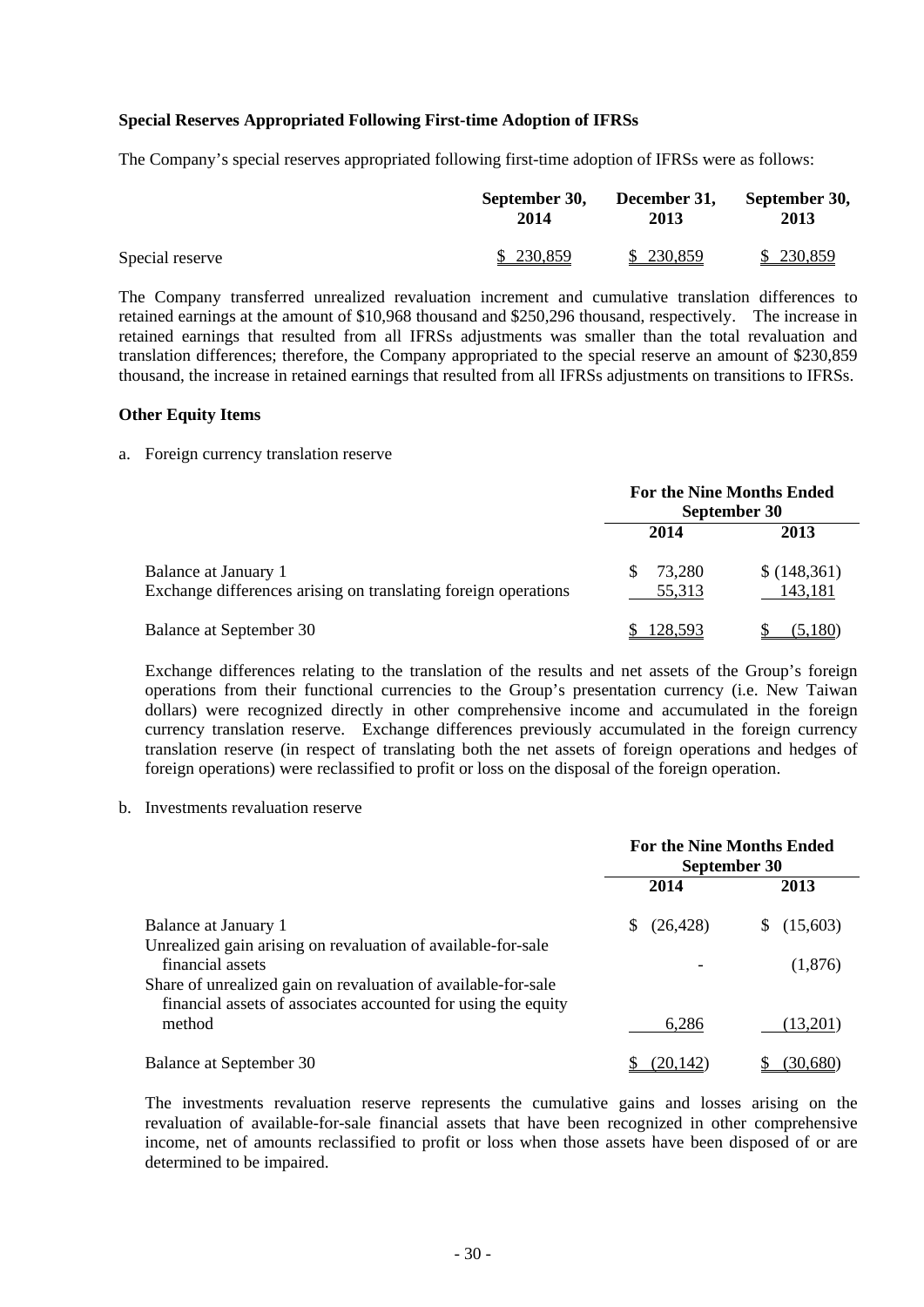**Special Reserves Appropriated Following First-time Adoption of IFRSs**

The Company's special reserves appropriated following first-time adoption of IFRSs were as follows:

| | September 30, 2014 | December 31, 2013 | September 30, 2013 |
|---|---|---|---|
| Special reserve | $ 230,859 | $ 230,859 | $ 230,859 |

The Company transferred unrealized revaluation increment and cumulative translation differences to retained earnings at the amount of $10,968 thousand and $250,296 thousand, respectively. The increase in retained earnings that resulted from all IFRSs adjustments was smaller than the total revaluation and translation differences; therefore, the Company appropriated to the special reserve an amount of $230,859 thousand, the increase in retained earnings that resulted from all IFRSs adjustments on transitions to IFRSs.

**Other Equity Items**

a. Foreign currency translation reserve

| | For the Nine Months Ended September 30 | |
|---|---|---|
| | 2014 | 2013 |
| Balance at January 1 | $ 73,280 | $ (148,361) |
| Exchange differences arising on translating foreign operations | 55,313 | 143,181 |
| Balance at September 30 | $ 128,593 | $ (5,180) |

Exchange differences relating to the translation of the results and net assets of the Group's foreign operations from their functional currencies to the Group's presentation currency (i.e. New Taiwan dollars) were recognized directly in other comprehensive income and accumulated in the foreign currency translation reserve. Exchange differences previously accumulated in the foreign currency translation reserve (in respect of translating both the net assets of foreign operations and hedges of foreign operations) were reclassified to profit or loss on the disposal of the foreign operation.

b. Investments revaluation reserve

| | For the Nine Months Ended September 30 | |
|---|---|---|
| | 2014 | 2013 |
| Balance at January 1 | $ (26,428) | $ (15,603) |
| Unrealized gain arising on revaluation of available-for-sale financial assets | - | (1,876) |
| Share of unrealized gain on revaluation of available-for-sale financial assets of associates accounted for using the equity method | 6,286 | (13,201) |
| Balance at September 30 | $ (20,142) | $ (30,680) |

The investments revaluation reserve represents the cumulative gains and losses arising on the revaluation of available-for-sale financial assets that have been recognized in other comprehensive income, net of amounts reclassified to profit or loss when those assets have been disposed of or are determined to be impaired.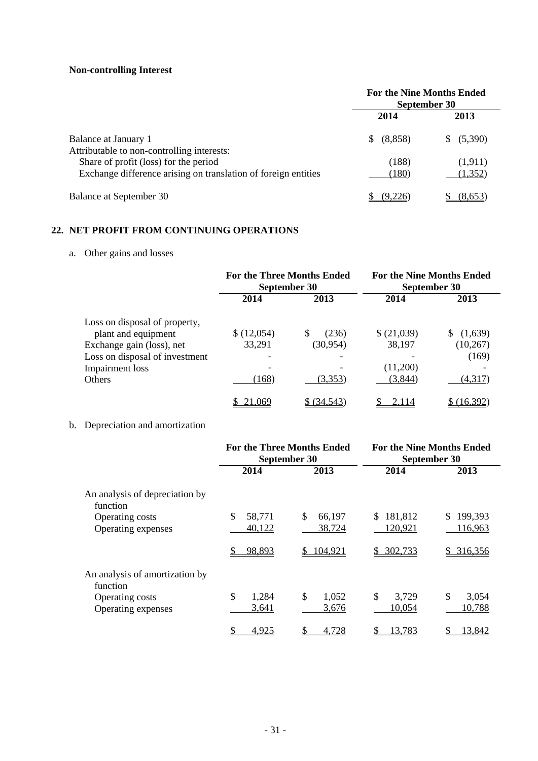**Non-controlling Interest**

| | For the Nine Months Ended September 30 | |
|---|---|---|
| | 2014 | 2013 |
| Balance at January 1 | $ (8,858) | $ (5,390) |
| Attributable to non-controlling interests: | | |
| Share of profit (loss) for the period | (188) | (1,911) |
| Exchange difference arising on translation of foreign entities | (180) | (1,352) |
| Balance at September 30 | $ (9,226) | $ (8,653) |

## 22. NET PROFIT FROM CONTINUING OPERATIONS

a. Other gains and losses

| | For the Three Months Ended September 30 | | For the Nine Months Ended September 30 | |
|---|---|---|---|---|
| | 2014 | 2013 | 2014 | 2013 |
| Loss on disposal of property, plant and equipment | $ (12,054) | $ (236) | $ (21,039) | $ (1,639) |
| Exchange gain (loss), net | 33,291 | (30,954) | 38,197 | (10,267) |
| Loss on disposal of investment | - | - | - | (169) |
| Impairment loss | - | - | (11,200) | - |
| Others | (168) | (3,353) | (3,844) | (4,317) |
| | $ 21,069 | $ (34,543) | $ 2,114 | $ (16,392) |

b. Depreciation and amortization

| | For the Three Months Ended September 30 | | For the Nine Months Ended September 30 | |
|---|---|---|---|---|
| | 2014 | 2013 | 2014 | 2013 |
| An analysis of depreciation by function | | | | |
| Operating costs | $ 58,771 | $ 66,197 | $ 181,812 | $ 199,393 |
| Operating expenses | 40,122 | 38,724 | 120,921 | 116,963 |
| | $ 98,893 | $ 104,921 | $ 302,733 | $ 316,356 |
| An analysis of amortization by function | | | | |
| Operating costs | $ 1,284 | $ 1,052 | $ 3,729 | $ 3,054 |
| Operating expenses | 3,641 | 3,676 | 10,054 | 10,788 |
| | $ 4,925 | $ 4,728 | $ 13,783 | $ 13,842 |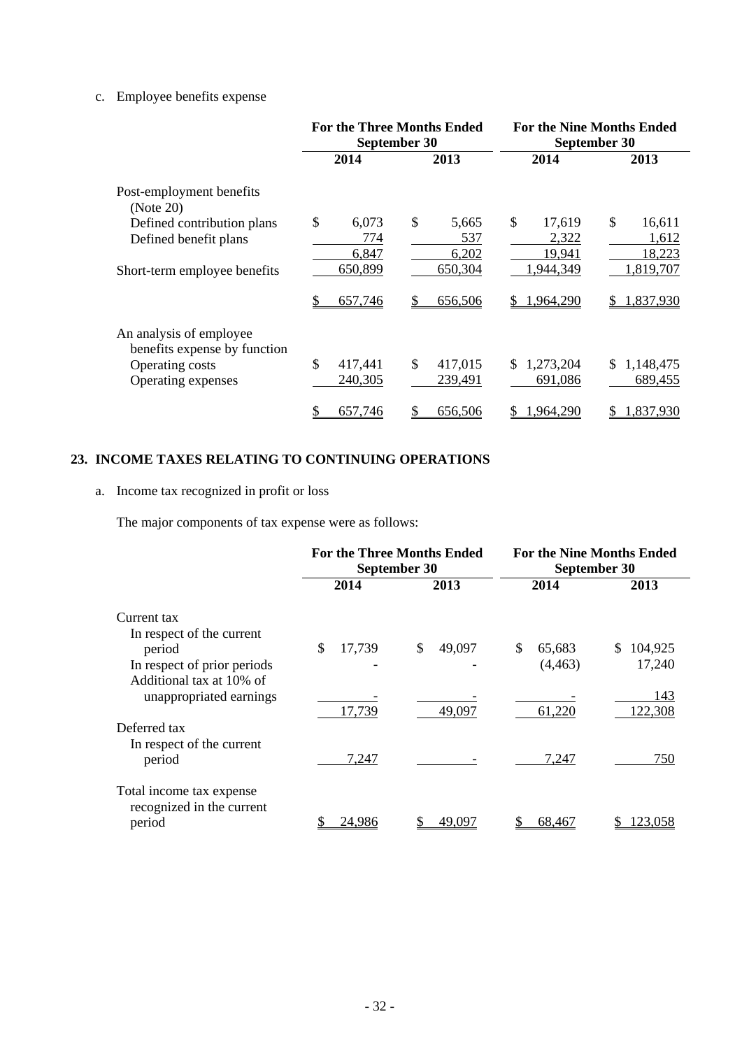c. Employee benefits expense

| | For the Three Months Ended September 30 | | For the Nine Months Ended September 30 | |
|---|---|---|---|---|
| | 2014 | 2013 | 2014 | 2013 |
| Post-employment benefits (Note 20) | | | | |
| Defined contribution plans | $ 6,073 | $ 5,665 | $ 17,619 | $ 16,611 |
| Defined benefit plans | 774 | 537 | 2,322 | 1,612 |
| | 6,847 | 6,202 | 19,941 | 18,223 |
| Short-term employee benefits | 650,899 | 650,304 | 1,944,349 | 1,819,707 |
| | $ 657,746 | $ 656,506 | $ 1,964,290 | $ 1,837,930 |
| An analysis of employee benefits expense by function | | | | |
| Operating costs | $ 417,441 | $ 417,015 | $ 1,273,204 | $ 1,148,475 |
| Operating expenses | 240,305 | 239,491 | 691,086 | 689,455 |
| | $ 657,746 | $ 656,506 | $ 1,964,290 | $ 1,837,930 |

## 23. INCOME TAXES RELATING TO CONTINUING OPERATIONS

a. Income tax recognized in profit or loss

The major components of tax expense were as follows:

| | For the Three Months Ended September 30 | | For the Nine Months Ended September 30 | |
|---|---|---|---|---|
| | 2014 | 2013 | 2014 | 2013 |
| Current tax | | | | |
| In respect of the current period | $ 17,739 | $ 49,097 | $ 65,683 | $ 104,925 |
| In respect of prior periods | - | - | (4,463) | 17,240 |
| Additional tax at 10% of unappropriated earnings | - | - | - | 143 |
| | 17,739 | 49,097 | 61,220 | 122,308 |
| Deferred tax | | | | |
| In respect of the current period | 7,247 | - | 7,247 | 750 |
| Total income tax expense recognized in the current period | $ 24,986 | $ 49,097 | $ 68,467 | $ 123,058 |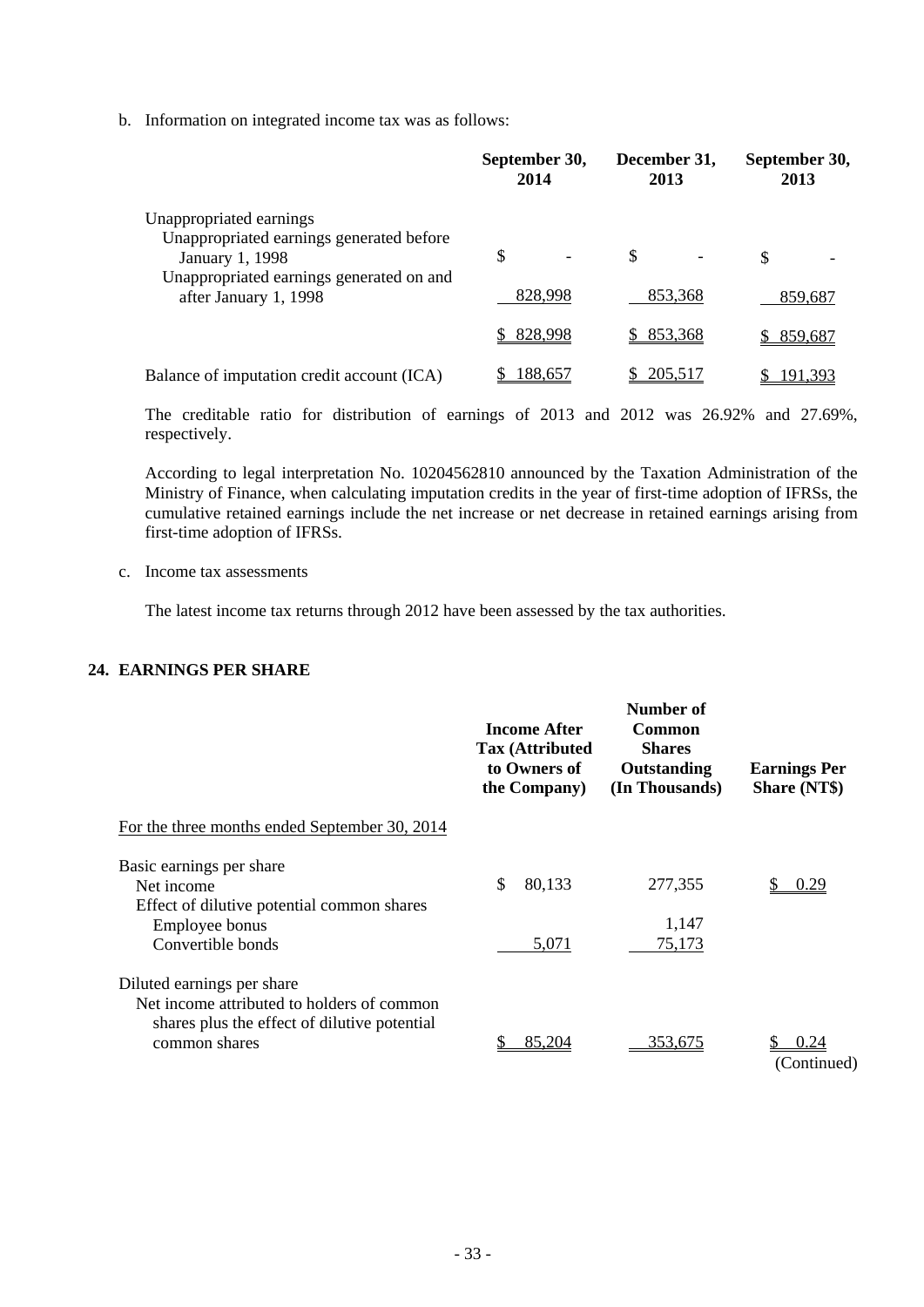b. Information on integrated income tax was as follows:

| | September 30, 2014 | December 31, 2013 | September 30, 2013 |
|---|---|---|---|
| Unappropriated earnings | | | |
| Unappropriated earnings generated before January 1, 1998 | $ - | $ - | $ - |
| Unappropriated earnings generated on and after January 1, 1998 | 828,998 | 853,368 | 859,687 |
| | $ 828,998 | $ 853,368 | $ 859,687 |
| Balance of imputation credit account (ICA) | $ 188,657 | $ 205,517 | $ 191,393 |

The creditable ratio for distribution of earnings of 2013 and 2012 was 26.92% and 27.69%, respectively.

According to legal interpretation No. 10204562810 announced by the Taxation Administration of the Ministry of Finance, when calculating imputation credits in the year of first-time adoption of IFRSs, the cumulative retained earnings include the net increase or net decrease in retained earnings arising from first-time adoption of IFRSs.

c. Income tax assessments

The latest income tax returns through 2012 have been assessed by the tax authorities.

## 24. EARNINGS PER SHARE

| | Income After Tax (Attributed to Owners of the Company) | Number of Common Shares Outstanding (In Thousands) | Earnings Per Share (NT$) |
|---|---|---|---|
| For the three months ended September 30, 2014 | | | |
| Basic earnings per share | | | |
| Net income | $ 80,133 | 277,355 | $ 0.29 |
| Effect of dilutive potential common shares | | | |
| Employee bonus | | 1,147 | |
| Convertible bonds | 5,071 | 75,173 | |
| Diluted earnings per share | | | |
| Net income attributed to holders of common shares plus the effect of dilutive potential common shares | $ 85,204 | 353,675 | $ 0.24 |

(Continued)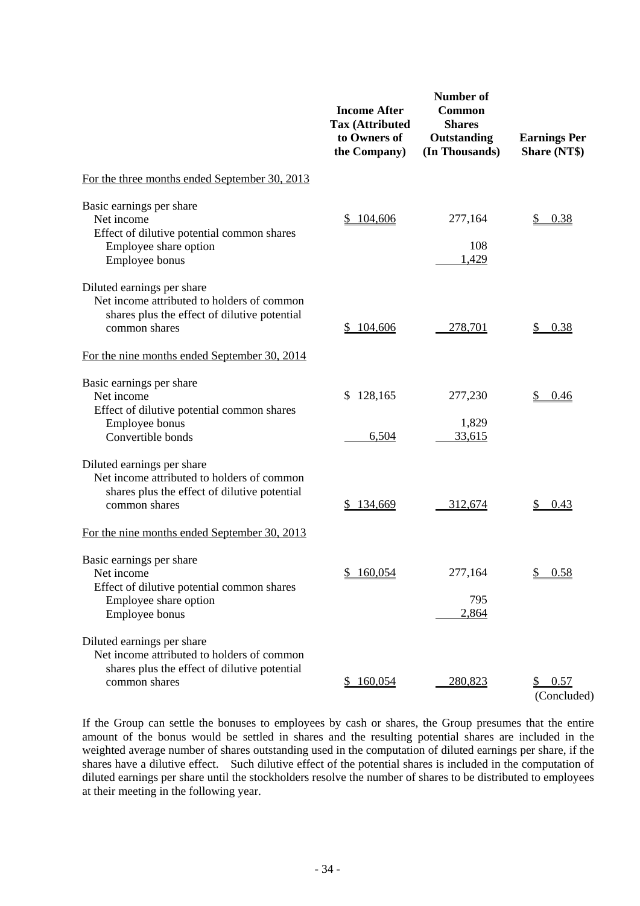| | Income After Tax (Attributed to Owners of the Company) | Number of Common Shares Outstanding (In Thousands) | Earnings Per Share (NT$) |
|---|---|---|---|
| For the three months ended September 30, 2013 | | | |
| Basic earnings per share | | | |
| Net income | $ 104,606 | 277,164 | $ 0.38 |
| Effect of dilutive potential common shares | | | |
| Employee share option | | 108 | |
| Employee bonus | | 1,429 | |
| Diluted earnings per share | | | |
| Net income attributed to holders of common shares plus the effect of dilutive potential common shares | $ 104,606 | 278,701 | $ 0.38 |
| For the nine months ended September 30, 2014 | | | |
| Basic earnings per share | | | |
| Net income | $ 128,165 | 277,230 | $ 0.46 |
| Effect of dilutive potential common shares | | | |
| Employee bonus | | 1,829 | |
| Convertible bonds | 6,504 | 33,615 | |
| Diluted earnings per share | | | |
| Net income attributed to holders of common shares plus the effect of dilutive potential common shares | $ 134,669 | 312,674 | $ 0.43 |
| For the nine months ended September 30, 2013 | | | |
| Basic earnings per share | | | |
| Net income | $ 160,054 | 277,164 | $ 0.58 |
| Effect of dilutive potential common shares | | | |
| Employee share option | | 795 | |
| Employee bonus | | 2,864 | |
| Diluted earnings per share | | | |
| Net income attributed to holders of common shares plus the effect of dilutive potential common shares | $ 160,054 | 280,823 | $ 0.57 |

(Concluded)

If the Group can settle the bonuses to employees by cash or shares, the Group presumes that the entire amount of the bonus would be settled in shares and the resulting potential shares are included in the weighted average number of shares outstanding used in the computation of diluted earnings per share, if the shares have a dilutive effect. Such dilutive effect of the potential shares is included in the computation of diluted earnings per share until the stockholders resolve the number of shares to be distributed to employees at their meeting in the following year.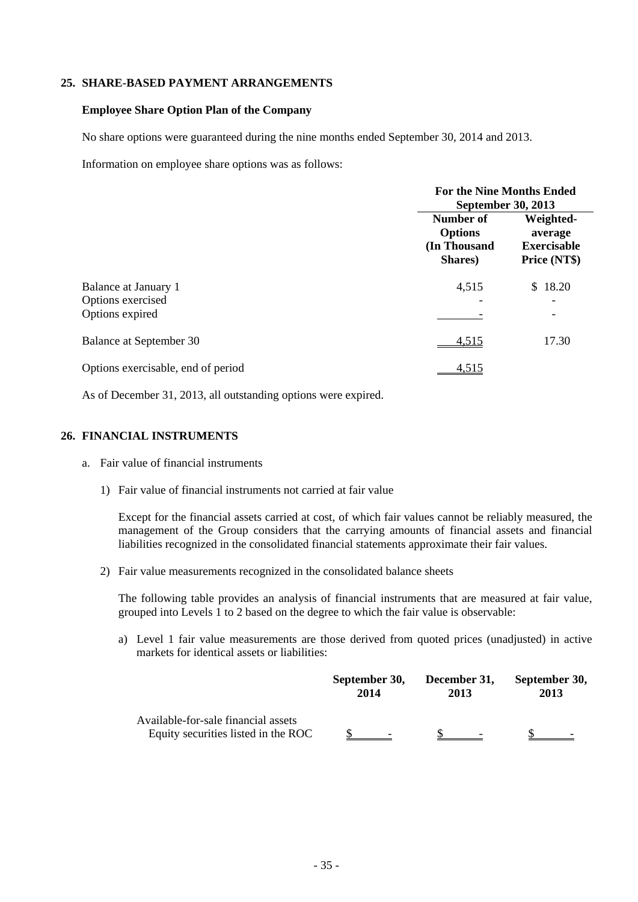## 25. SHARE-BASED PAYMENT ARRANGEMENTS

### Employee Share Option Plan of the Company

No share options were guaranteed during the nine months ended September 30, 2014 and 2013.

Information on employee share options was as follows:

| | For the Nine Months Ended September 30, 2013 | |
|---|---|---|
| | Number of Options (In Thousand Shares) | Weighted-average Exercisable Price (NT$) |
| Balance at January 1 | 4,515 | $ 18.20 |
| Options exercised | - | - |
| Options expired | - | - |
| Balance at September 30 | 4,515 | 17.30 |
| Options exercisable, end of period | 4,515 | |

As of December 31, 2013, all outstanding options were expired.

## 26. FINANCIAL INSTRUMENTS

a. Fair value of financial instruments

1) Fair value of financial instruments not carried at fair value

Except for the financial assets carried at cost, of which fair values cannot be reliably measured, the management of the Group considers that the carrying amounts of financial assets and financial liabilities recognized in the consolidated financial statements approximate their fair values.

2) Fair value measurements recognized in the consolidated balance sheets

The following table provides an analysis of financial instruments that are measured at fair value, grouped into Levels 1 to 2 based on the degree to which the fair value is observable:

a) Level 1 fair value measurements are those derived from quoted prices (unadjusted) in active markets for identical assets or liabilities:

| | September 30, 2014 | December 31, 2013 | September 30, 2013 |
|---|---|---|---|
| Available-for-sale financial assets | | | |
| Equity securities listed in the ROC | $ - | $ - | $ - |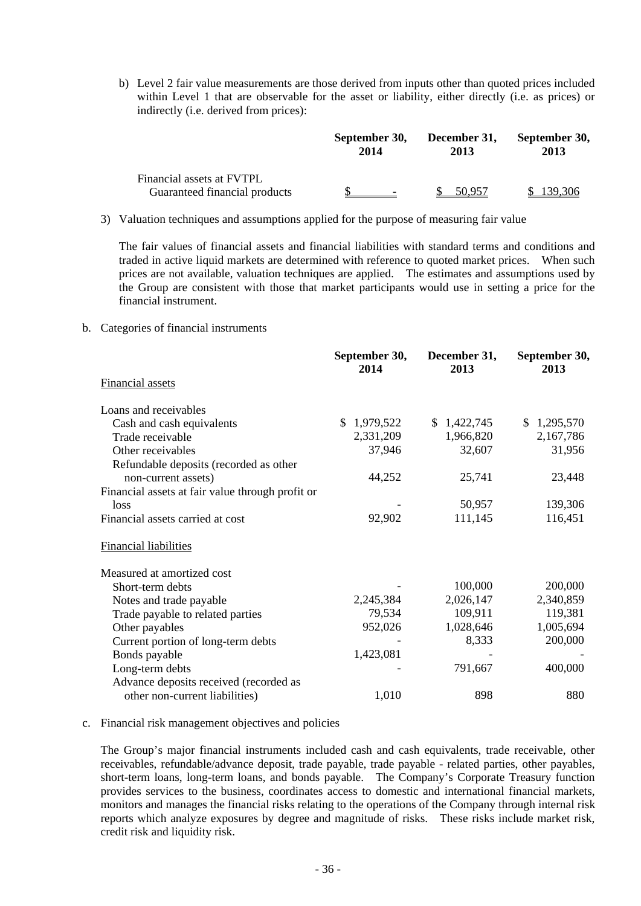b) Level 2 fair value measurements are those derived from inputs other than quoted prices included within Level 1 that are observable for the asset or liability, either directly (i.e. as prices) or indirectly (i.e. derived from prices):

| | September 30, 2014 | December 31, 2013 | September 30, 2013 |
|---|---|---|---|
| Financial assets at FVTPL | | | |
| Guaranteed financial products | $ - | $ 50,957 | $ 139,306 |

3) Valuation techniques and assumptions applied for the purpose of measuring fair value

The fair values of financial assets and financial liabilities with standard terms and conditions and traded in active liquid markets are determined with reference to quoted market prices. When such prices are not available, valuation techniques are applied. The estimates and assumptions used by the Group are consistent with those that market participants would use in setting a price for the financial instrument.

b. Categories of financial instruments

| | September 30, 2014 | December 31, 2013 | September 30, 2013 |
|---|---|---|---|
| Financial assets | | | |
| Loans and receivables | | | |
| Cash and cash equivalents | $ 1,979,522 | $ 1,422,745 | $ 1,295,570 |
| Trade receivable | 2,331,209 | 1,966,820 | 2,167,786 |
| Other receivables | 37,946 | 32,607 | 31,956 |
| Refundable deposits (recorded as other non-current assets) | 44,252 | 25,741 | 23,448 |
| Financial assets at fair value through profit or loss | - | 50,957 | 139,306 |
| Financial assets carried at cost | 92,902 | 111,145 | 116,451 |
| Financial liabilities | | | |
| Measured at amortized cost | | | |
| Short-term debts | - | 100,000 | 200,000 |
| Notes and trade payable | 2,245,384 | 2,026,147 | 2,340,859 |
| Trade payable to related parties | 79,534 | 109,911 | 119,381 |
| Other payables | 952,026 | 1,028,646 | 1,005,694 |
| Current portion of long-term debts | - | 8,333 | 200,000 |
| Bonds payable | 1,423,081 | - | - |
| Long-term debts | - | 791,667 | 400,000 |
| Advance deposits received (recorded as other non-current liabilities) | 1,010 | 898 | 880 |

c. Financial risk management objectives and policies

The Group's major financial instruments included cash and cash equivalents, trade receivable, other receivables, refundable/advance deposit, trade payable, trade payable - related parties, other payables, short-term loans, long-term loans, and bonds payable. The Company's Corporate Treasury function provides services to the business, coordinates access to domestic and international financial markets, monitors and manages the financial risks relating to the operations of the Company through internal risk reports which analyze exposures by degree and magnitude of risks. These risks include market risk, credit risk and liquidity risk.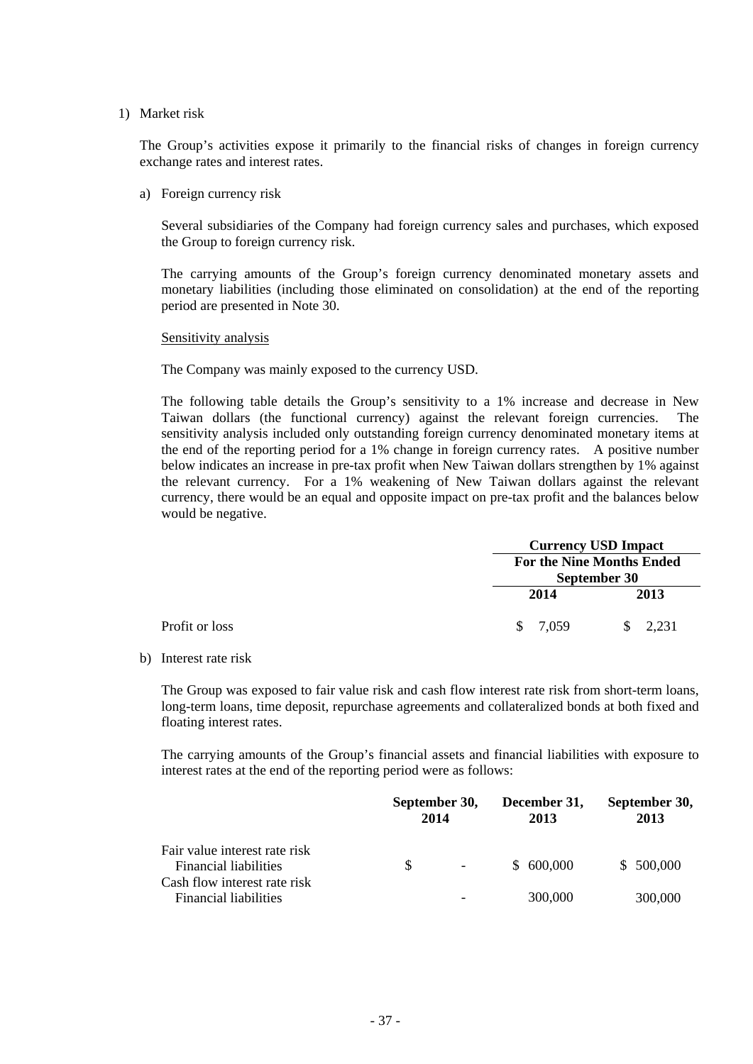1) Market risk

The Group's activities expose it primarily to the financial risks of changes in foreign currency exchange rates and interest rates.

a) Foreign currency risk

Several subsidiaries of the Company had foreign currency sales and purchases, which exposed the Group to foreign currency risk.

The carrying amounts of the Group's foreign currency denominated monetary assets and monetary liabilities (including those eliminated on consolidation) at the end of the reporting period are presented in Note 30.

Sensitivity analysis

The Company was mainly exposed to the currency USD.

The following table details the Group's sensitivity to a 1% increase and decrease in New Taiwan dollars (the functional currency) against the relevant foreign currencies. The sensitivity analysis included only outstanding foreign currency denominated monetary items at the end of the reporting period for a 1% change in foreign currency rates. A positive number below indicates an increase in pre-tax profit when New Taiwan dollars strengthen by 1% against the relevant currency. For a 1% weakening of New Taiwan dollars against the relevant currency, there would be an equal and opposite impact on pre-tax profit and the balances below would be negative.

| | **Currency USD Impact** | |
|---|---|---|
| | **For the Nine Months Ended September 30** | |
| | **2014** | **2013** |
| Profit or loss | $ 7,059 | $ 2,231 |

b) Interest rate risk

The Group was exposed to fair value risk and cash flow interest rate risk from short-term loans, long-term loans, time deposit, repurchase agreements and collateralized bonds at both fixed and floating interest rates.

The carrying amounts of the Group's financial assets and financial liabilities with exposure to interest rates at the end of the reporting period were as follows:

| | **September 30, 2014** | **December 31, 2013** | **September 30, 2013** |
|---|---|---|---|
| Fair value interest rate risk | | | |
| Financial liabilities | $ - | $ 600,000 | $ 500,000 |
| Cash flow interest rate risk | | | |
| Financial liabilities | - | 300,000 | 300,000 |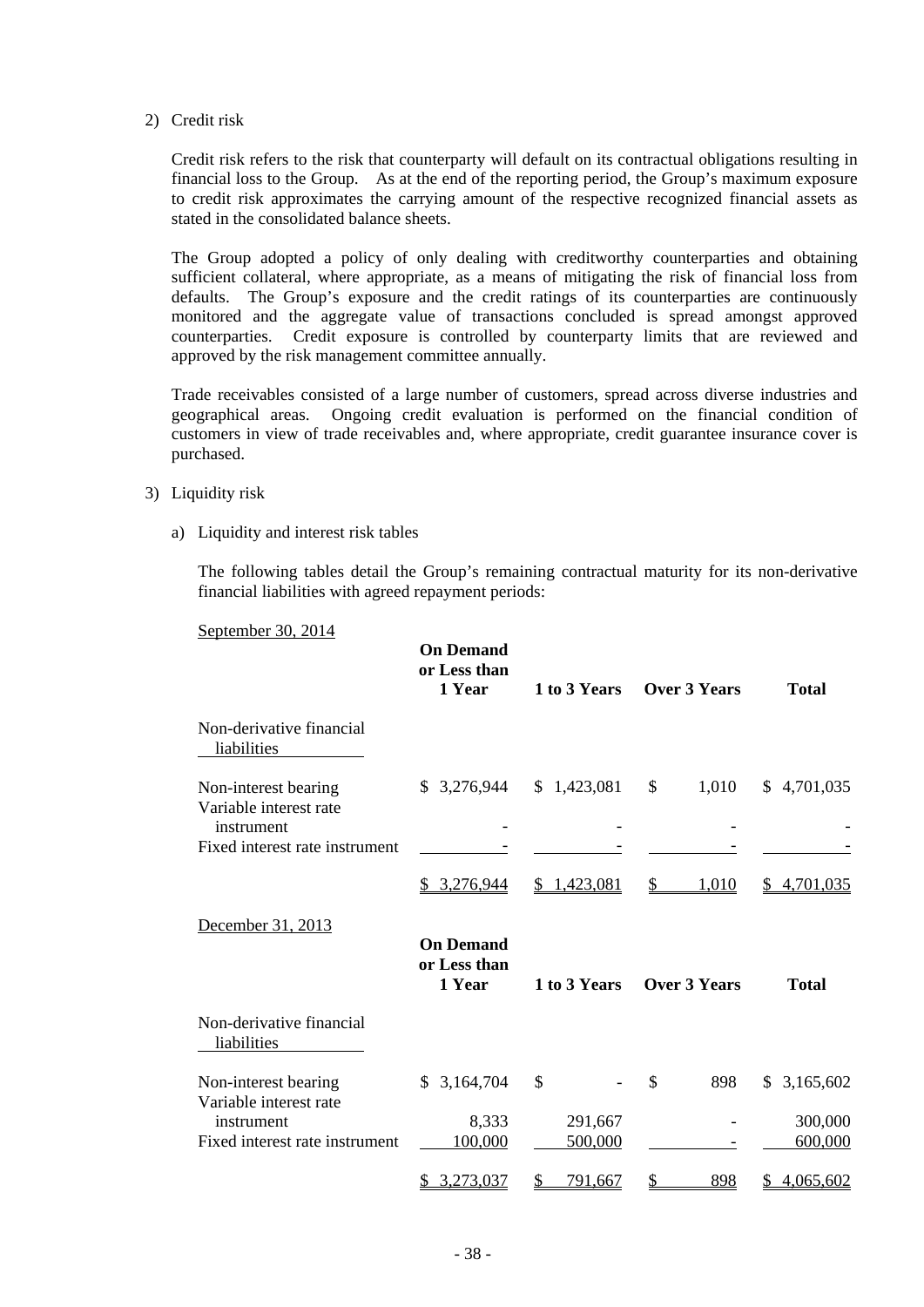2) Credit risk

Credit risk refers to the risk that counterparty will default on its contractual obligations resulting in financial loss to the Group. As at the end of the reporting period, the Group's maximum exposure to credit risk approximates the carrying amount of the respective recognized financial assets as stated in the consolidated balance sheets.

The Group adopted a policy of only dealing with creditworthy counterparties and obtaining sufficient collateral, where appropriate, as a means of mitigating the risk of financial loss from defaults. The Group's exposure and the credit ratings of its counterparties are continuously monitored and the aggregate value of transactions concluded is spread amongst approved counterparties. Credit exposure is controlled by counterparty limits that are reviewed and approved by the risk management committee annually.

Trade receivables consisted of a large number of customers, spread across diverse industries and geographical areas. Ongoing credit evaluation is performed on the financial condition of customers in view of trade receivables and, where appropriate, credit guarantee insurance cover is purchased.

3) Liquidity risk

a) Liquidity and interest risk tables

The following tables detail the Group's remaining contractual maturity for its non-derivative financial liabilities with agreed repayment periods:

September 30, 2014

| | On Demand or Less than 1 Year | 1 to 3 Years | Over 3 Years | Total |
|---|---|---|---|---|
| Non-derivative financial liabilities | | | | |
| Non-interest bearing | $ 3,276,944 | $ 1,423,081 | $ 1,010 | $ 4,701,035 |
| Variable interest rate instrument | - | - | - | - |
| Fixed interest rate instrument | - | - | - | - |
| | $ 3,276,944 | $ 1,423,081 | $ 1,010 | $ 4,701,035 |

December 31, 2013

| | On Demand or Less than 1 Year | 1 to 3 Years | Over 3 Years | Total |
|---|---|---|---|---|
| Non-derivative financial liabilities | | | | |
| Non-interest bearing | $ 3,164,704 | $ - | $ 898 | $ 3,165,602 |
| Variable interest rate instrument | 8,333 | 291,667 | - | 300,000 |
| Fixed interest rate instrument | 100,000 | 500,000 | - | 600,000 |
| | $ 3,273,037 | $ 791,667 | $ 898 | $ 4,065,602 |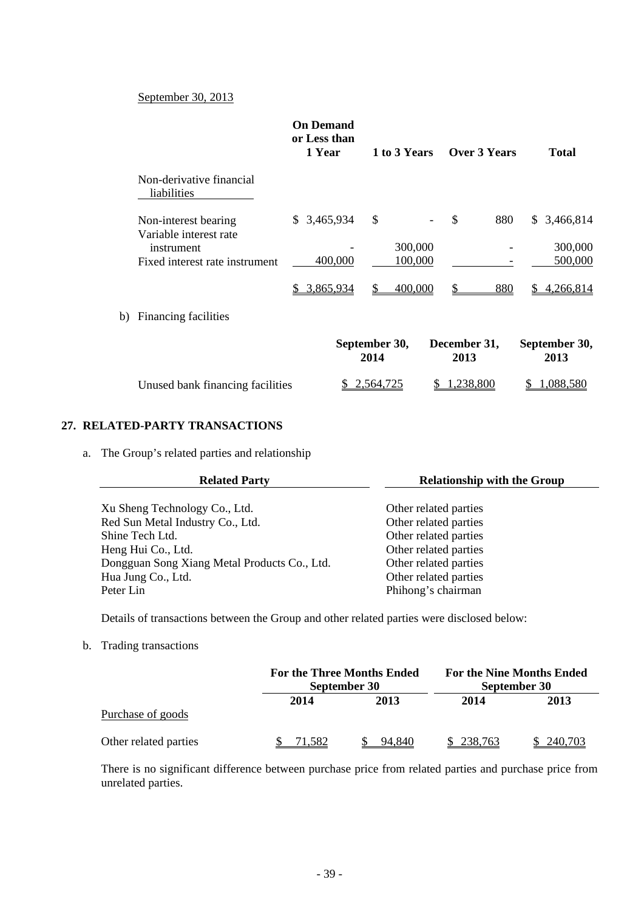September 30, 2013

| | On Demand or Less than 1 Year | 1 to 3 Years | Over 3 Years | Total |
|---|---|---|---|---|
| Non-derivative financial liabilities | | | | |
| Non-interest bearing | $ 3,465,934 | $ - | $ 880 | $ 3,466,814 |
| Variable interest rate instrument | - | 300,000 | - | 300,000 |
| Fixed interest rate instrument | 400,000 | 100,000 | - | 500,000 |
| | $ 3,865,934 | $ 400,000 | $ 880 | $ 4,266,814 |

b) Financing facilities

| | September 30, 2014 | December 31, 2013 | September 30, 2013 |
|---|---|---|---|
| Unused bank financing facilities | $ 2,564,725 | $ 1,238,800 | $ 1,088,580 |

## 27. RELATED-PARTY TRANSACTIONS

a. The Group's related parties and relationship

| Related Party | Relationship with the Group |
|---|---|
| Xu Sheng Technology Co., Ltd. | Other related parties |
| Red Sun Metal Industry Co., Ltd. | Other related parties |
| Shine Tech Ltd. | Other related parties |
| Heng Hui Co., Ltd. | Other related parties |
| Dongguan Song Xiang Metal Products Co., Ltd. | Other related parties |
| Hua Jung Co., Ltd. | Other related parties |
| Peter Lin | Phihong's chairman |

Details of transactions between the Group and other related parties were disclosed below:

b. Trading transactions

| | For the Three Months Ended September 30 | | For the Nine Months Ended September 30 | |
|---|---|---|---|---|
| | 2014 | 2013 | 2014 | 2013 |
| Purchase of goods | | | | |
| Other related parties | $ 71,582 | $ 94,840 | $ 238,763 | $ 240,703 |

There is no significant difference between purchase price from related parties and purchase price from unrelated parties.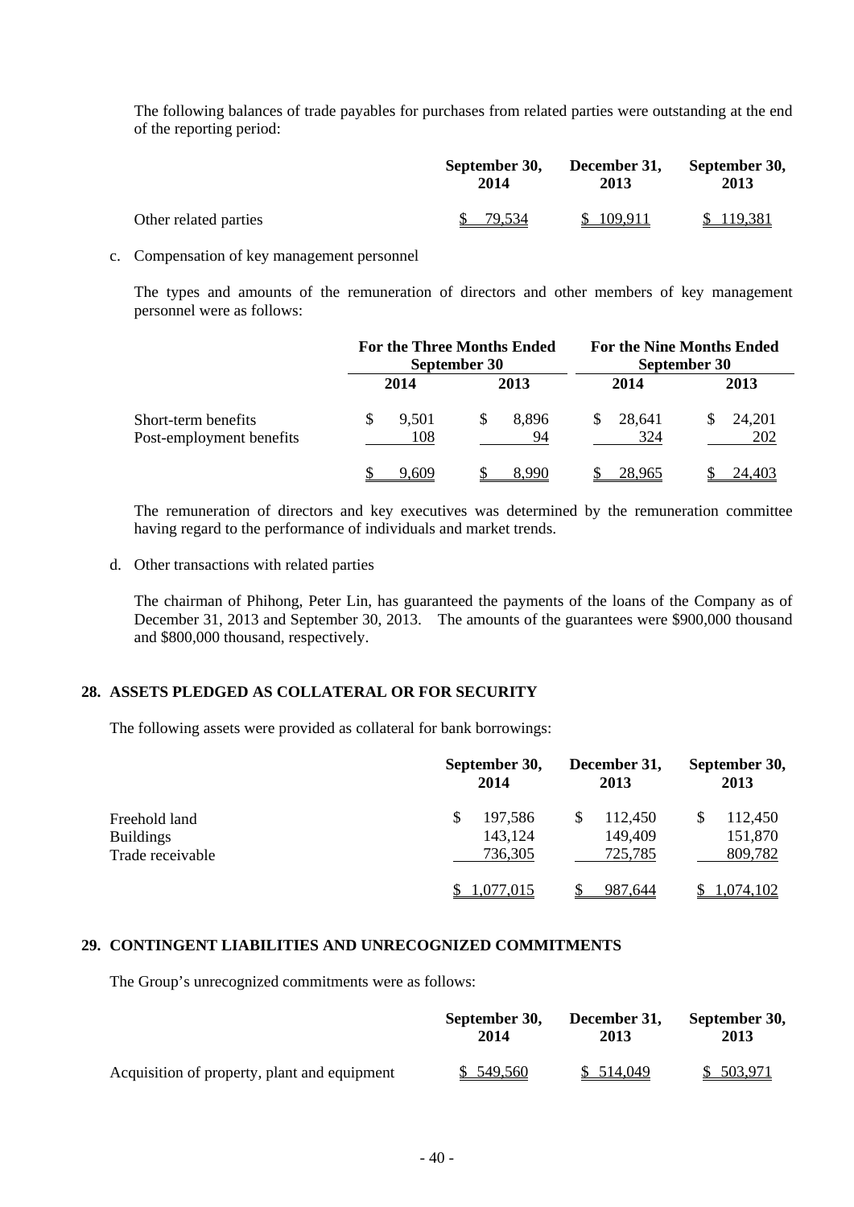The following balances of trade payables for purchases from related parties were outstanding at the end of the reporting period:

| | September 30, 2014 | December 31, 2013 | September 30, 2013 |
|---|---|---|---|
| Other related parties | $ 79,534 | $ 109,911 | $ 119,381 |

c. Compensation of key management personnel

The types and amounts of the remuneration of directors and other members of key management personnel were as follows:

| | For the Three Months Ended September 30 | | For the Nine Months Ended September 30 | |
|---|---|---|---|---|
| | 2014 | 2013 | 2014 | 2013 |
| Short-term benefits | $ 9,501 | $ 8,896 | $ 28,641 | $ 24,201 |
| Post-employment benefits | 108 | 94 | 324 | 202 |
| | $ 9,609 | $ 8,990 | $ 28,965 | $ 24,403 |

The remuneration of directors and key executives was determined by the remuneration committee having regard to the performance of individuals and market trends.

d. Other transactions with related parties

The chairman of Phihong, Peter Lin, has guaranteed the payments of the loans of the Company as of December 31, 2013 and September 30, 2013. The amounts of the guarantees were $900,000 thousand and $800,000 thousand, respectively.

## 28. ASSETS PLEDGED AS COLLATERAL OR FOR SECURITY

The following assets were provided as collateral for bank borrowings:

| | September 30, 2014 | December 31, 2013 | September 30, 2013 |
|---|---|---|---|
| Freehold land | $ 197,586 | $ 112,450 | $ 112,450 |
| Buildings | 143,124 | 149,409 | 151,870 |
| Trade receivable | 736,305 | 725,785 | 809,782 |
| | $ 1,077,015 | $ 987,644 | $ 1,074,102 |

## 29. CONTINGENT LIABILITIES AND UNRECOGNIZED COMMITMENTS

The Group's unrecognized commitments were as follows:

| | September 30, 2014 | December 31, 2013 | September 30, 2013 |
|---|---|---|---|
| Acquisition of property, plant and equipment | $ 549,560 | $ 514,049 | $ 503,971 |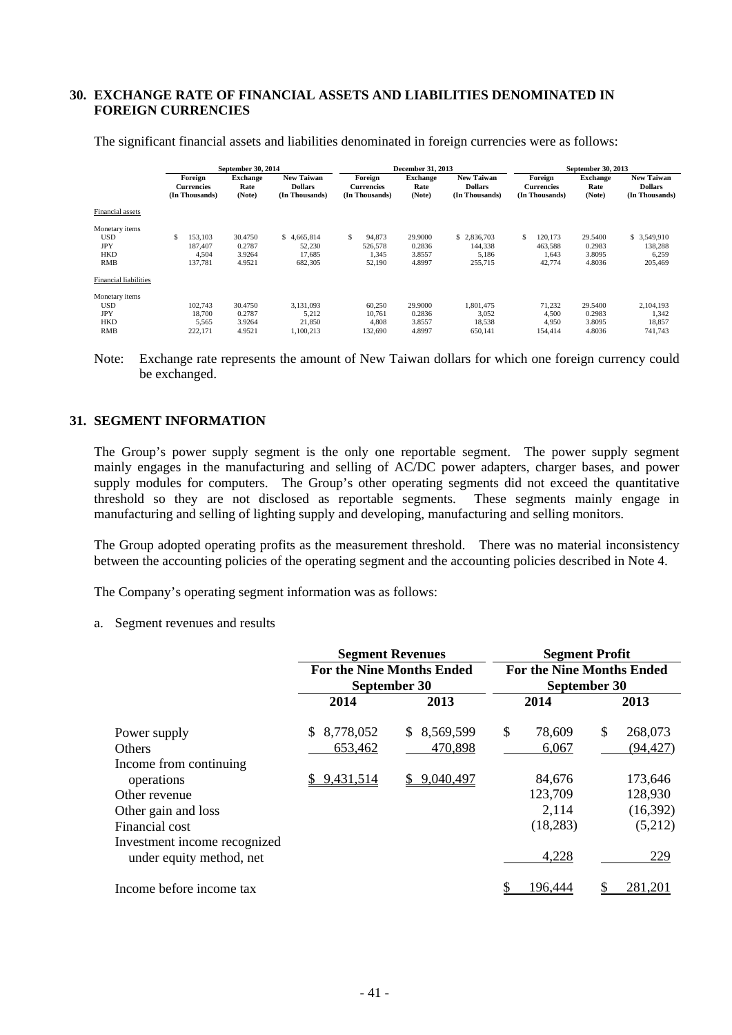## 30. EXCHANGE RATE OF FINANCIAL ASSETS AND LIABILITIES DENOMINATED IN FOREIGN CURRENCIES

The significant financial assets and liabilities denominated in foreign currencies were as follows:

| | September 30, 2014 | | | December 31, 2013 | | | September 30, 2013 | | |
|---|---|---|---|---|---|---|---|---|---|
| | Foreign Currencies (In Thousands) | Exchange Rate (Note) | New Taiwan Dollars (In Thousands) | Foreign Currencies (In Thousands) | Exchange Rate (Note) | New Taiwan Dollars (In Thousands) | Foreign Currencies (In Thousands) | Exchange Rate (Note) | New Taiwan Dollars (In Thousands) |
| Financial assets | | | | | | | | | |
| Monetary items | | | | | | | | | |
| USD | $ 153,103 | 30.4750 | $ 4,665,814 | $ 94,873 | 29.9000 | $ 2,836,703 | $ 120,173 | 29.5400 | $ 3,549,910 |
| JPY | 187,407 | 0.2787 | 52,230 | 526,578 | 0.2836 | 144,338 | 463,588 | 0.2983 | 138,288 |
| HKD | 4,504 | 3.9264 | 17,685 | 1,345 | 3.8557 | 5,186 | 1,643 | 3.8095 | 6,259 |
| RMB | 137,781 | 4.9521 | 682,305 | 52,190 | 4.8997 | 255,715 | 42,774 | 4.8036 | 205,469 |
| Financial liabilities | | | | | | | | | |
| Monetary items | | | | | | | | | |
| USD | 102,743 | 30.4750 | 3,131,093 | 60,250 | 29.9000 | 1,801,475 | 71,232 | 29.5400 | 2,104,193 |
| JPY | 18,700 | 0.2787 | 5,212 | 10,761 | 0.2836 | 3,052 | 4,500 | 0.2983 | 1,342 |
| HKD | 5,565 | 3.9264 | 21,850 | 4,808 | 3.8557 | 18,538 | 4,950 | 3.8095 | 18,857 |
| RMB | 222,171 | 4.9521 | 1,100,213 | 132,690 | 4.8997 | 650,141 | 154,414 | 4.8036 | 741,743 |

Note: Exchange rate represents the amount of New Taiwan dollars for which one foreign currency could be exchanged.

## 31. SEGMENT INFORMATION

The Group's power supply segment is the only one reportable segment. The power supply segment mainly engages in the manufacturing and selling of AC/DC power adapters, charger bases, and power supply modules for computers. The Group's other operating segments did not exceed the quantitative threshold so they are not disclosed as reportable segments. These segments mainly engage in manufacturing and selling of lighting supply and developing, manufacturing and selling monitors.

The Group adopted operating profits as the measurement threshold. There was no material inconsistency between the accounting policies of the operating segment and the accounting policies described in Note 4.

The Company's operating segment information was as follows:

a. Segment revenues and results

| | Segment Revenues | | Segment Profit | |
|---|---|---|---|---|
| | For the Nine Months Ended September 30 | | For the Nine Months Ended September 30 | |
| | 2014 | 2013 | 2014 | 2013 |
| Power supply | $ 8,778,052 | $ 8,569,599 | $ 78,609 | $ 268,073 |
| Others | 653,462 | 470,898 | 6,067 | (94,427) |
| Income from continuing operations | $ 9,431,514 | $ 9,040,497 | 84,676 | 173,646 |
| Other revenue | | | 123,709 | 128,930 |
| Other gain and loss | | | 2,114 | (16,392) |
| Financial cost | | | (18,283) | (5,212) |
| Investment income recognized under equity method, net | | | 4,228 | 229 |
| Income before income tax | | | $ 196,444 | $ 281,201 |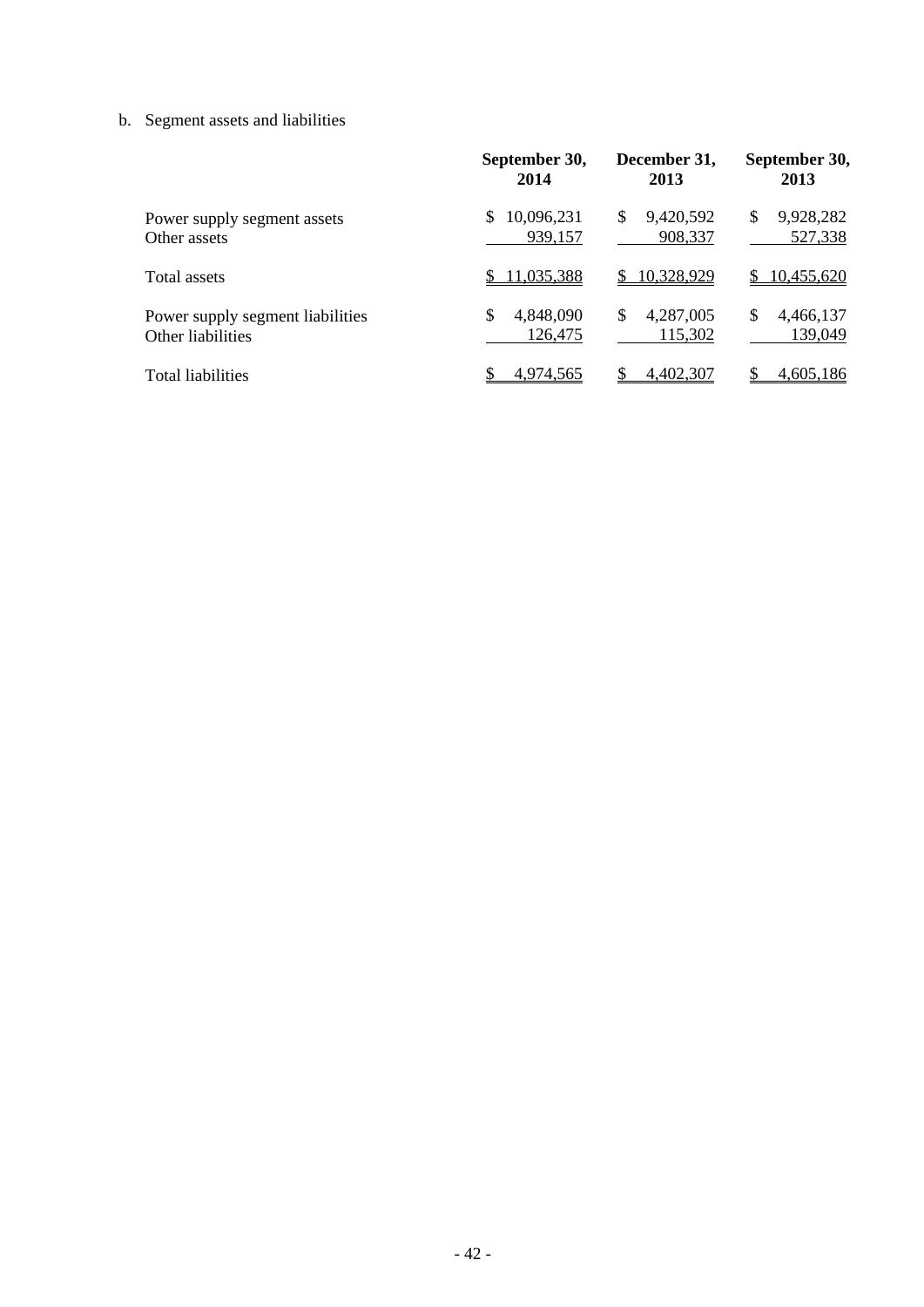b. Segment assets and liabilities

| | September 30, 2014 | December 31, 2013 | September 30, 2013 |
|---|---|---|---|
| Power supply segment assets | $ 10,096,231 | $ 9,420,592 | $ 9,928,282 |
| Other assets | 939,157 | 908,337 | 527,338 |
| Total assets | $ 11,035,388 | $ 10,328,929 | $ 10,455,620 |
| Power supply segment liabilities | $ 4,848,090 | $ 4,287,005 | $ 4,466,137 |
| Other liabilities | 126,475 | 115,302 | 139,049 |
| Total liabilities | $ 4,974,565 | $ 4,402,307 | $ 4,605,186 |